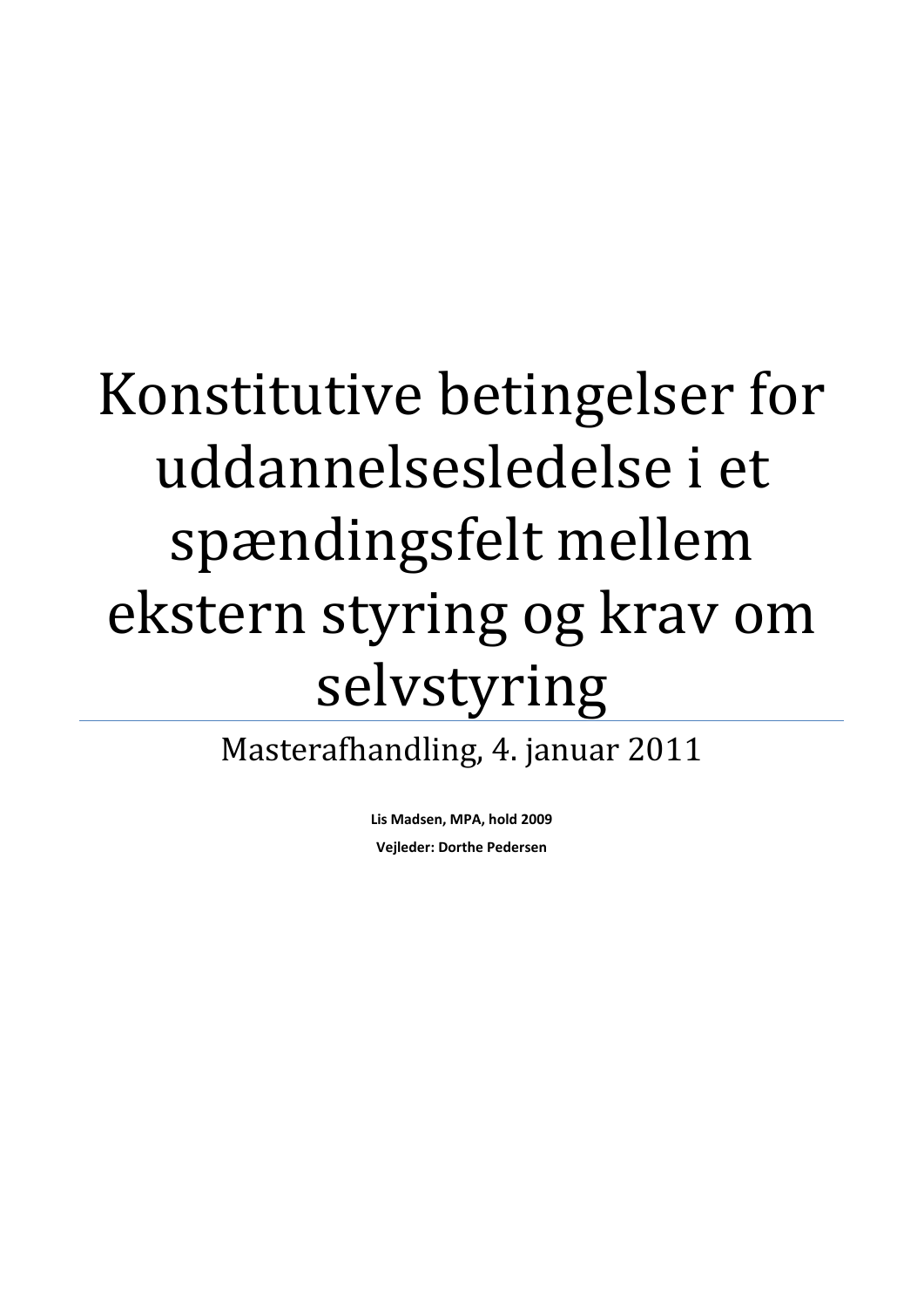# Konstitutive betingelser for uddannelsesledelse i et spændingsfelt mellem ekstern styring og krav om selvstyring

Masterafhandling, 4. januar 2011

**Lis Madsen, MPA, hold 2009**

**Vejleder: Dorthe Pedersen**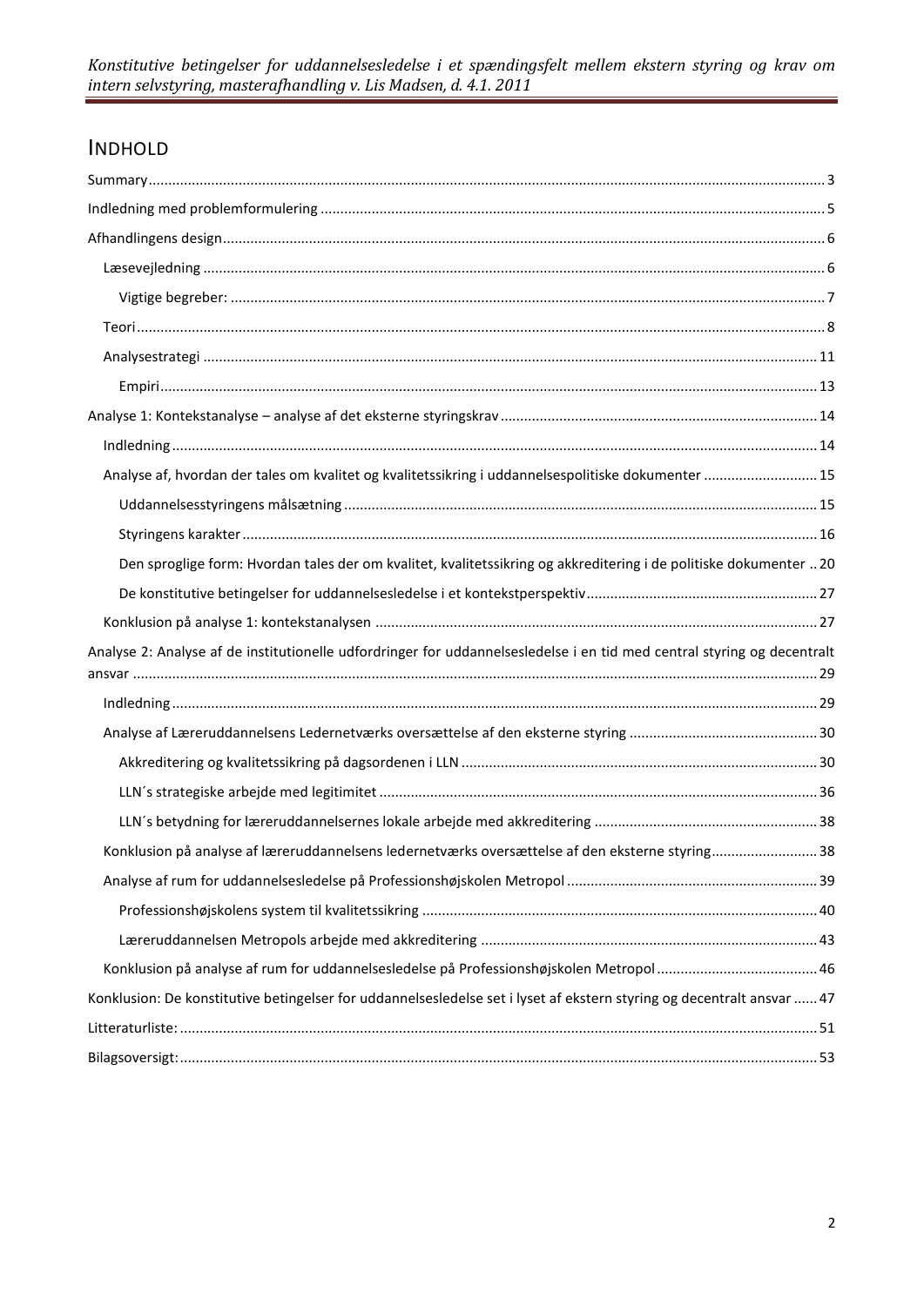# INDHOLD

Summary ........ 3

Indledning med problemformulering ........ 5

Afhandlingens design ........ 6

- Læsevejledning ........ 6
  - Vigtige begreber: ........ 7
- Teori ........ 8
- Analysestrategi ........ 11
  - Empiri ........ 13

Analyse 1: Kontekstanalyse – analyse af det eksterne styringskrav ........ 14

- Indledning ........ 14
- Analyse af, hvordan der tales om kvalitet og kvalitetssikring i uddannelsespolitiske dokumenter ........ 15
  - Uddannelsesstyringens målsætning ........ 15
  - Styringens karakter ........ 16
  - Den sproglige form: Hvordan tales der om kvalitet, kvalitetssikring og akkreditering i de politiske dokumenter .. 20
  - De konstitutive betingelser for uddannelsesledelse i et kontekstperspektiv ........ 27
- Konklusion på analyse 1: kontekstanalysen ........ 27

Analyse 2: Analyse af de institutionelle udfordringer for uddannelsesledelse i en tid med central styring og decentralt ansvar ........ 29

- Indledning ........ 29
- Analyse af Læreruddannelsens Ledernetværks oversættelse af den eksterne styring ........ 30
  - Akkreditering og kvalitetssikring på dagsordenen i LLN ........ 30
  - LLN´s strategiske arbejde med legitimitet ........ 36
  - LLN´s betydning for læreruddannelsernes lokale arbejde med akkreditering ........ 38
- Konklusion på analyse af læreruddannelsens ledernetværks oversættelse af den eksterne styring ........ 38
- Analyse af rum for uddannelsesledelse på Professionshøjskolen Metropol ........ 39
  - Professionshøjskolens system til kvalitetssikring ........ 40
  - Læreruddannelsen Metropols arbejde med akkreditering ........ 43
- Konklusion på analyse af rum for uddannelsesledelse på Professionshøjskolen Metropol ........ 46

Konklusion: De konstitutive betingelser for uddannelsesledelse set i lyset af ekstern styring og decentralt ansvar ...... 47

Litteraturliste: ........ 51

Bilagsoversigt: ........ 53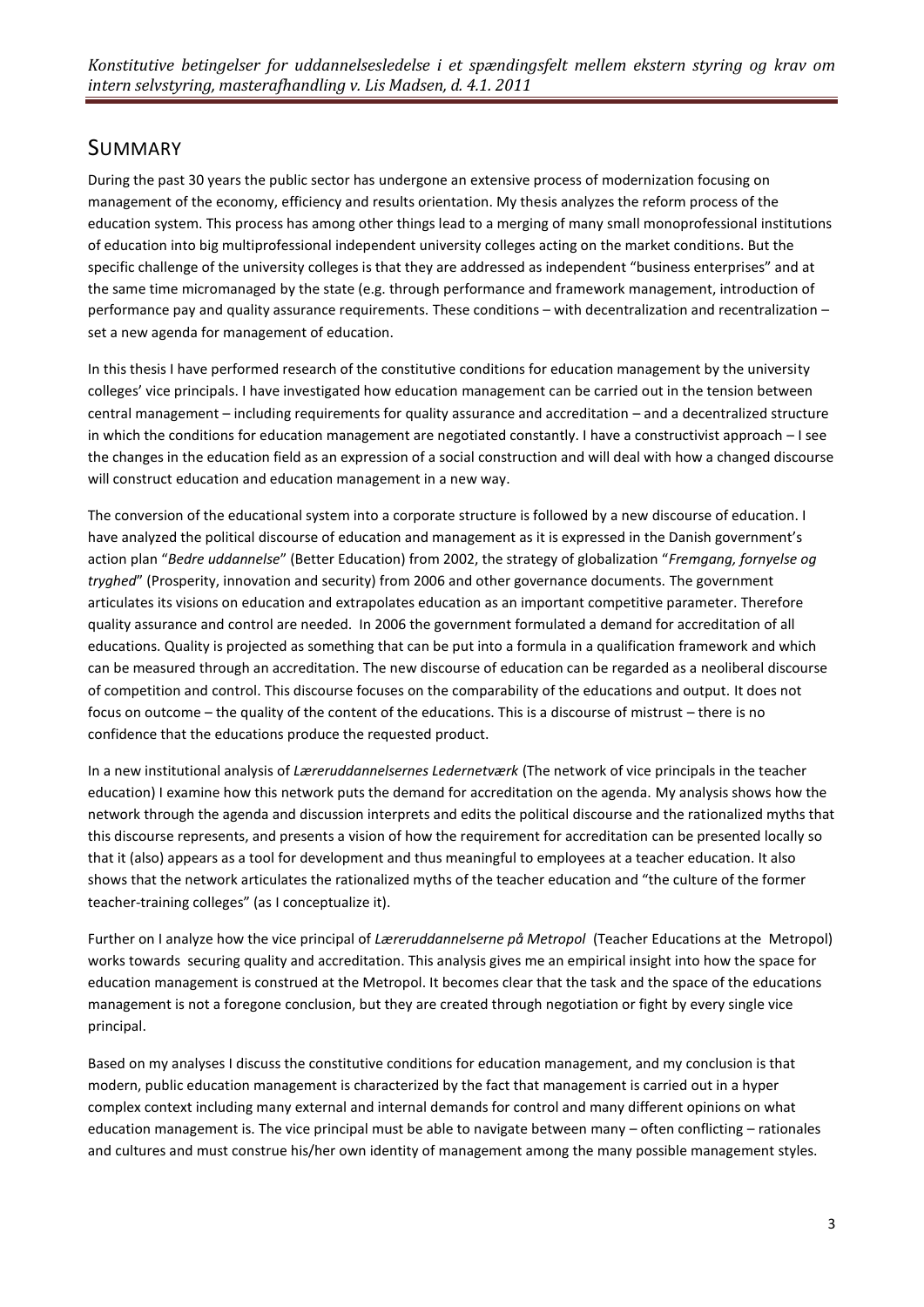## SUMMARY

During the past 30 years the public sector has undergone an extensive process of modernization focusing on management of the economy, efficiency and results orientation. My thesis analyzes the reform process of the education system. This process has among other things lead to a merging of many small monoprofessional institutions of education into big multiprofessional independent university colleges acting on the market conditions. But the specific challenge of the university colleges is that they are addressed as independent "business enterprises" and at the same time micromanaged by the state (e.g. through performance and framework management, introduction of performance pay and quality assurance requirements. These conditions – with decentralization and recentralization – set a new agenda for management of education.

In this thesis I have performed research of the constitutive conditions for education management by the university colleges' vice principals. I have investigated how education management can be carried out in the tension between central management – including requirements for quality assurance and accreditation – and a decentralized structure in which the conditions for education management are negotiated constantly. I have a constructivist approach – I see the changes in the education field as an expression of a social construction and will deal with how a changed discourse will construct education and education management in a new way.

The conversion of the educational system into a corporate structure is followed by a new discourse of education. I have analyzed the political discourse of education and management as it is expressed in the Danish government's action plan "*Bedre uddannelse*" (Better Education) from 2002, the strategy of globalization "*Fremgang, fornyelse og tryghed*" (Prosperity, innovation and security) from 2006 and other governance documents. The government articulates its visions on education and extrapolates education as an important competitive parameter. Therefore quality assurance and control are needed. In 2006 the government formulated a demand for accreditation of all educations. Quality is projected as something that can be put into a formula in a qualification framework and which can be measured through an accreditation. The new discourse of education can be regarded as a neoliberal discourse of competition and control. This discourse focuses on the comparability of the educations and output. It does not focus on outcome – the quality of the content of the educations. This is a discourse of mistrust – there is no confidence that the educations produce the requested product.

In a new institutional analysis of *Læreruddannelsernes Ledernetværk* (The network of vice principals in the teacher education) I examine how this network puts the demand for accreditation on the agenda. My analysis shows how the network through the agenda and discussion interprets and edits the political discourse and the rationalized myths that this discourse represents, and presents a vision of how the requirement for accreditation can be presented locally so that it (also) appears as a tool for development and thus meaningful to employees at a teacher education. It also shows that the network articulates the rationalized myths of the teacher education and "the culture of the former teacher-training colleges" (as I conceptualize it).

Further on I analyze how the vice principal of *Læreruddannelserne på Metropol* (Teacher Educations at the Metropol) works towards securing quality and accreditation. This analysis gives me an empirical insight into how the space for education management is construed at the Metropol. It becomes clear that the task and the space of the educations management is not a foregone conclusion, but they are created through negotiation or fight by every single vice principal.

Based on my analyses I discuss the constitutive conditions for education management, and my conclusion is that modern, public education management is characterized by the fact that management is carried out in a hyper complex context including many external and internal demands for control and many different opinions on what education management is. The vice principal must be able to navigate between many – often conflicting – rationales and cultures and must construe his/her own identity of management among the many possible management styles.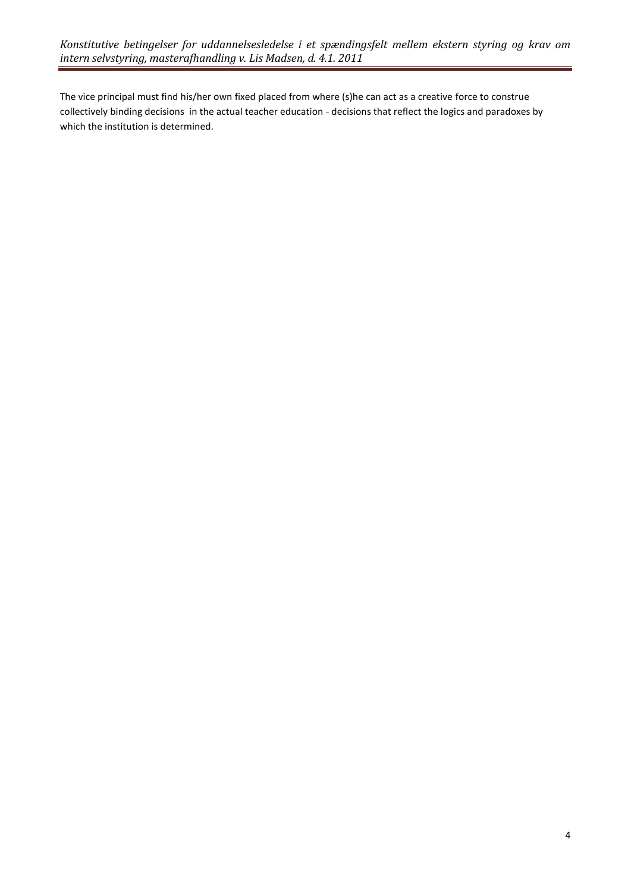The vice principal must find his/her own fixed placed from where (s)he can act as a creative force to construe collectively binding decisions in the actual teacher education - decisions that reflect the logics and paradoxes by which the institution is determined.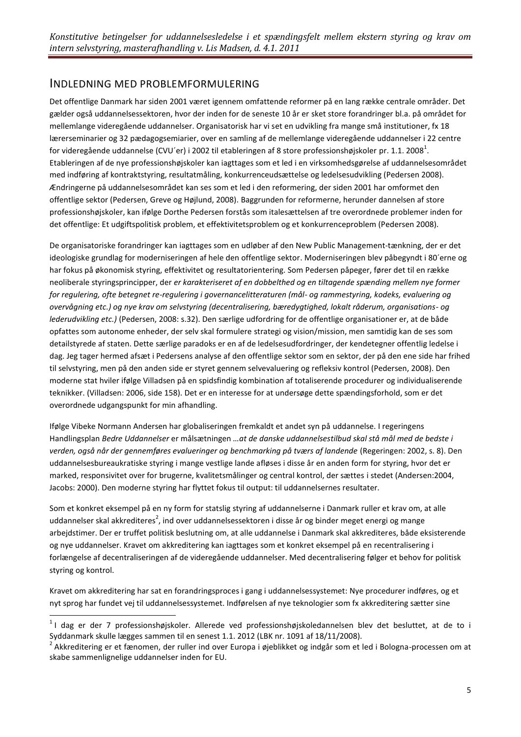## INDLEDNING MED PROBLEMFORMULERING

Det offentlige Danmark har siden 2001 været igennem omfattende reformer på en lang række centrale områder. Det gælder også uddannelsessektoren, hvor der inden for de seneste 10 år er sket store forandringer bl.a. på området for mellemlange videregående uddannelser. Organisatorisk har vi set en udvikling fra mange små institutioner, fx 18 lærerseminarier og 32 pædagogsemiarier, over en samling af de mellemlange videregående uddannelser i 22 centre for videregående uddannelse (CVU´er) i 2002 til etableringen af 8 store professionshøjskoler pr. 1.1. 2008[1]. Etableringen af de nye professionshøjskoler kan iagttages som et led i en virksomhedsgørelse af uddannelsesområdet med indføring af kontraktstyring, resultatmåling, konkurrenceudsættelse og ledelsesudvikling (Pedersen 2008). Ændringerne på uddannelsesområdet kan ses som et led i den reformering, der siden 2001 har omformet den offentlige sektor (Pedersen, Greve og Højlund, 2008). Baggrunden for reformerne, herunder dannelsen af store professionshøjskoler, kan ifølge Dorthe Pedersen forstås som italesættelsen af tre overordnede problemer inden for det offentlige: Et udgiftspolitisk problem, et effektivitetsproblem og et konkurrenceproblem (Pedersen 2008).

De organisatoriske forandringer kan iagttages som en udløber af den New Public Management-tænkning, der er det ideologiske grundlag for moderniseringen af hele den offentlige sektor. Moderniseringen blev påbegyndt i 80´erne og har fokus på økonomisk styring, effektivitet og resultatorientering. Som Pedersen påpeger, fører det til en række neoliberale styringsprincipper, der *er karakteriseret af en dobbelthed og en tiltagende spænding mellem nye former for regulering, ofte betegnet re-regulering i governancelitteraturen (mål- og rammestyring, kodeks, evaluering og overvågning etc.) og nye krav om selvstyring (decentralisering, bæredygtighed, lokalt råderum, organisations- og lederudvikling etc.)* (Pedersen, 2008: s.32). Den særlige udfordring for de offentlige organisationer er, at de både opfattes som autonome enheder, der selv skal formulere strategi og vision/mission, men samtidig kan de ses som detailstyrede af staten. Dette særlige paradoks er en af de ledelsesudfordringer, der kendetegner offentlig ledelse i dag. Jeg tager hermed afsæt i Pedersens analyse af den offentlige sektor som en sektor, der på den ene side har frihed til selvstyring, men på den anden side er styret gennem selvevaluering og refleksiv kontrol (Pedersen, 2008). Den moderne stat hviler ifølge Villadsen på en spidsfindig kombination af totaliserende procedurer og individualiserende teknikker. (Villadsen: 2006, side 158). Det er en interesse for at undersøge dette spændingsforhold, som er det overordnede udgangspunkt for min afhandling.

Ifølge Vibeke Normann Andersen har globaliseringen fremkaldt et andet syn på uddannelse. I regeringens Handlingsplan *Bedre Uddannelser* er målsætningen *…at de danske uddannelsestilbud skal stå mål med de bedste i verden, også når der gennemføres evalueringer og benchmarking på tværs af landende* (Regeringen: 2002, s. 8). Den uddannelsesbureaukratiske styring i mange vestlige lande afløses i disse år en anden form for styring, hvor det er marked, responsivitet over for brugerne, kvalitetsmålinger og central kontrol, der sættes i stedet (Andersen:2004, Jacobs: 2000). Den moderne styring har flyttet fokus til output: til uddannelsernes resultater.

Som et konkret eksempel på en ny form for statslig styring af uddannelserne i Danmark ruller et krav om, at alle uddannelser skal akkrediteres[2], ind over uddannelsessektoren i disse år og binder meget energi og mange arbejdstimer. Der er truffet politisk beslutning om, at alle uddannelse i Danmark skal akkrediteres, både eksisterende og nye uddannelser. Kravet om akkreditering kan iagttages som et konkret eksempel på en recentralisering i forlængelse af decentraliseringen af de videregående uddannelser. Med decentralisering følger et behov for politisk styring og kontrol.

Kravet om akkreditering har sat en forandringsproces i gang i uddannelsessystemet: Nye procedurer indføres, og et nyt sprog har fundet vej til uddannelsessystemet. Indførelsen af nye teknologier som fx akkreditering sætter sine

---

[1] I dag er der 7 professionshøjskoler. Allerede ved professionshøjskoledannelsen blev det besluttet, at de to i Syddanmark skulle lægges sammen til en senest 1.1. 2012 (LBK nr. 1091 af 18/11/2008).

[2] Akkreditering er et fænomen, der ruller ind over Europa i øjeblikket og indgår som et led i Bologna-processen om at skabe sammenlignelige uddannelser inden for EU.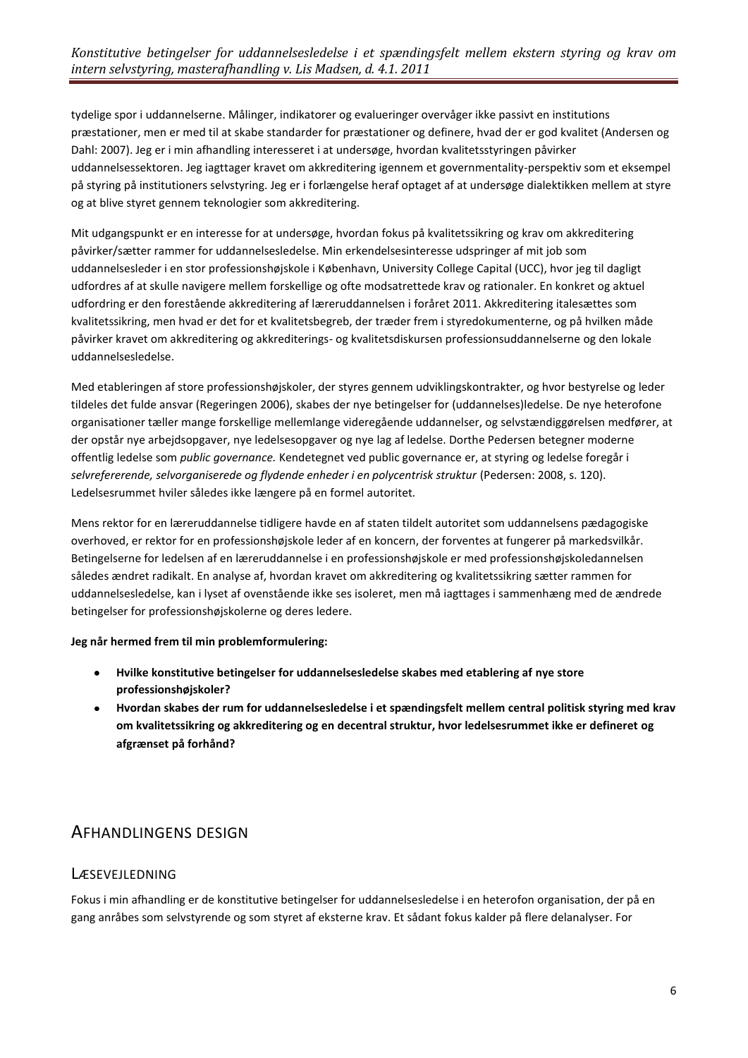tydelige spor i uddannelserne. Målinger, indikatorer og evalueringer overvåger ikke passivt en institutions præstationer, men er med til at skabe standarder for præstationer og definere, hvad der er god kvalitet (Andersen og Dahl: 2007). Jeg er i min afhandling interesseret i at undersøge, hvordan kvalitetsstyringen påvirker uddannelsessektoren. Jeg iagttager kravet om akkreditering igennem et governmentality-perspektiv som et eksempel på styring på institutioners selvstyring. Jeg er i forlængelse heraf optaget af at undersøge dialektikken mellem at styre og at blive styret gennem teknologier som akkreditering.

Mit udgangspunkt er en interesse for at undersøge, hvordan fokus på kvalitetssikring og krav om akkreditering påvirker/sætter rammer for uddannelsesledelse. Min erkendelsesinteresse udspringer af mit job som uddannelsesleder i en stor professionshøjskole i København, University College Capital (UCC), hvor jeg til dagligt udfordres af at skulle navigere mellem forskellige og ofte modsatrettede krav og rationaler. En konkret og aktuel udfordring er den forestående akkreditering af læreruddannelsen i foråret 2011. Akkreditering italesættes som kvalitetssikring, men hvad er det for et kvalitetsbegreb, der træder frem i styredokumenterne, og på hvilken måde påvirker kravet om akkreditering og akkrediterings- og kvalitetsdiskursen professionsuddannelserne og den lokale uddannelsesledelse.

Med etableringen af store professionshøjskoler, der styres gennem udviklingskontrakter, og hvor bestyrelse og leder tildeles det fulde ansvar (Regeringen 2006), skabes der nye betingelser for (uddannelses)ledelse. De nye heterofone organisationer tæller mange forskellige mellemlange videregående uddannelser, og selvstændiggørelsen medfører, at der opstår nye arbejdsopgaver, nye ledelsesopgaver og nye lag af ledelse. Dorthe Pedersen betegner moderne offentlig ledelse som *public governance.* Kendetegnet ved public governance er, at styring og ledelse foregår i *selvrefererende, selvorganiserede og flydende enheder i en polycentrisk struktur* (Pedersen: 2008, s. 120). Ledelsesrummet hviler således ikke længere på en formel autoritet.

Mens rektor for en læreruddannelse tidligere havde en af staten tildelt autoritet som uddannelsens pædagogiske overhoved, er rektor for en professionshøjskole leder af en koncern, der forventes at fungerer på markedsvilkår. Betingelserne for ledelsen af en læreruddannelse i en professionshøjskole er med professionshøjskoledannelsen således ændret radikalt. En analyse af, hvordan kravet om akkreditering og kvalitetssikring sætter rammen for uddannelsesledelse, kan i lyset af ovenstående ikke ses isoleret, men må iagttages i sammenhæng med de ændrede betingelser for professionshøjskolerne og deres ledere.

**Jeg når hermed frem til min problemformulering:**

- **Hvilke konstitutive betingelser for uddannelsesledelse skabes med etablering af nye store professionshøjskoler?**
- **Hvordan skabes der rum for uddannelsesledelse i et spændingsfelt mellem central politisk styring med krav om kvalitetssikring og akkreditering og en decentral struktur, hvor ledelsesrummet ikke er defineret og afgrænset på forhånd?**

# Afhandlingens design

## Læsevejledning

Fokus i min afhandling er de konstitutive betingelser for uddannelsesledelse i en heterofon organisation, der på en gang anråbes som selvstyrende og som styret af eksterne krav. Et sådant fokus kalder på flere delanalyser. For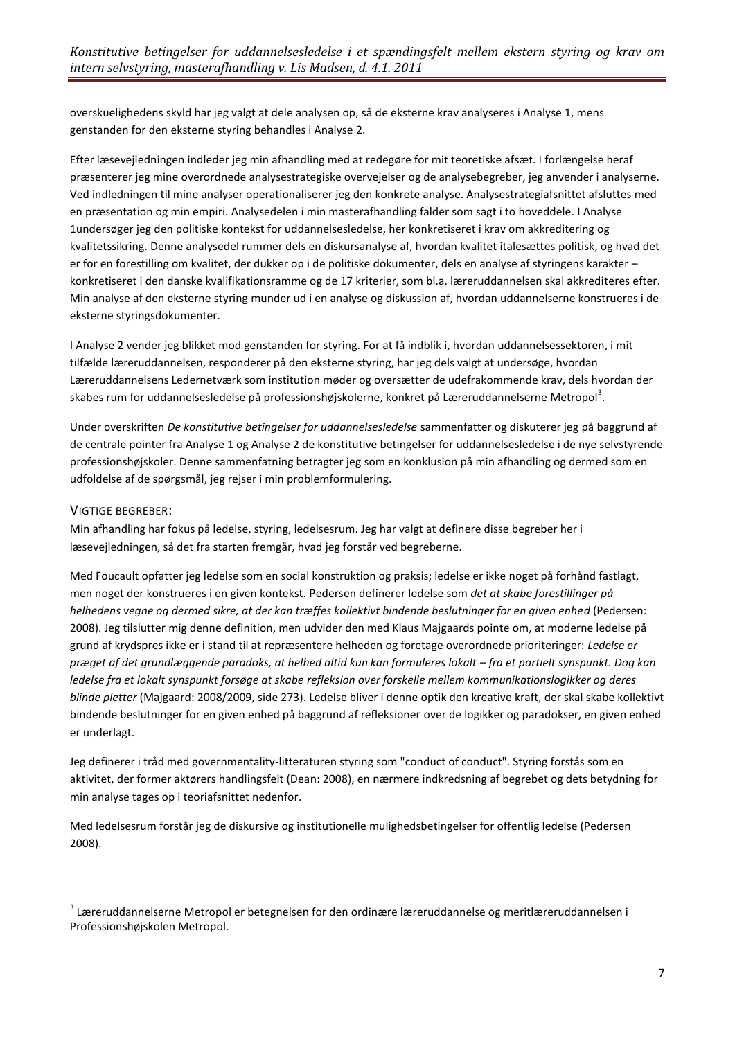overskuelighedens skyld har jeg valgt at dele analysen op, så de eksterne krav analyseres i Analyse 1, mens genstanden for den eksterne styring behandles i Analyse 2.

Efter læsevejledningen indleder jeg min afhandling med at redegøre for mit teoretiske afsæt. I forlængelse heraf præsenterer jeg mine overordnede analysestrategiske overvejelser og de analysebegreber, jeg anvender i analyserne. Ved indledningen til mine analyser operationaliserer jeg den konkrete analyse. Analysestrategiafsnittet afsluttes med en præsentation og min empiri. Analysedelen i min masterafhandling falder som sagt i to hoveddele. I Analyse 1undersøger jeg den politiske kontekst for uddannelsesledelse, her konkretiseret i krav om akkreditering og kvalitetssikring. Denne analysedel rummer dels en diskursanalyse af, hvordan kvalitet italesættes politisk, og hvad det er for en forestilling om kvalitet, der dukker op i de politiske dokumenter, dels en analyse af styringens karakter – konkretiseret i den danske kvalifikationsramme og de 17 kriterier, som bl.a. læreruddannelsen skal akkrediteres efter. Min analyse af den eksterne styring munder ud i en analyse og diskussion af, hvordan uddannelserne konstrueres i de eksterne styringsdokumenter.

I Analyse 2 vender jeg blikket mod genstanden for styring. For at få indblik i, hvordan uddannelsessektoren, i mit tilfælde læreruddannelsen, responderer på den eksterne styring, har jeg dels valgt at undersøge, hvordan Læreruddannelsens Ledernetværk som institution møder og oversætter de udefrakommende krav, dels hvordan der skabes rum for uddannelsesledelse på professionshøjskolerne, konkret på Læreruddannelserne Metropol[3].

Under overskriften *De konstitutive betingelser for uddannelsesledelse* sammenfatter og diskuterer jeg på baggrund af de centrale pointer fra Analyse 1 og Analyse 2 de konstitutive betingelser for uddannelsesledelse i de nye selvstyrende professionshøjskoler. Denne sammenfatning betragter jeg som en konklusion på min afhandling og dermed som en udfoldelse af de spørgsmål, jeg rejser i min problemformulering.

### Vigtige begreber:

Min afhandling har fokus på ledelse, styring, ledelsesrum. Jeg har valgt at definere disse begreber her i læsevejledningen, så det fra starten fremgår, hvad jeg forstår ved begreberne.

Med Foucault opfatter jeg ledelse som en social konstruktion og praksis; ledelse er ikke noget på forhånd fastlagt, men noget der konstrueres i en given kontekst. Pedersen definerer ledelse som *det at skabe forestillinger på helhedens vegne og dermed sikre, at der kan træffes kollektivt bindende beslutninger for en given enhed* (Pedersen: 2008). Jeg tilslutter mig denne definition, men udvider den med Klaus Majgaards pointe om, at moderne ledelse på grund af krydspres ikke er i stand til at repræsentere helheden og foretage overordnede prioriteringer: *Ledelse er præget af det grundlæggende paradoks, at helhed altid kun kan formuleres lokalt – fra et partielt synspunkt. Dog kan ledelse fra et lokalt synspunkt forsøge at skabe refleksion over forskelle mellem kommunikationslogikker og deres blinde pletter* (Majgaard: 2008/2009, side 273). Ledelse bliver i denne optik den kreative kraft, der skal skabe kollektivt bindende beslutninger for en given enhed på baggrund af refleksioner over de logikker og paradokser, en given enhed er underlagt.

Jeg definerer i tråd med governmentality-litteraturen styring som "conduct of conduct". Styring forstås som en aktivitet, der former aktørers handlingsfelt (Dean: 2008), en nærmere indkredsning af begrebet og dets betydning for min analyse tages op i teoriafsnittet nedenfor.

Med ledelsesrum forstår jeg de diskursive og institutionelle mulighedsbetingelser for offentlig ledelse (Pedersen 2008).

---

[3] Læreruddannelserne Metropol er betegnelsen for den ordinære læreruddannelse og meritlæreruddannelsen i Professionshøjskolen Metropol.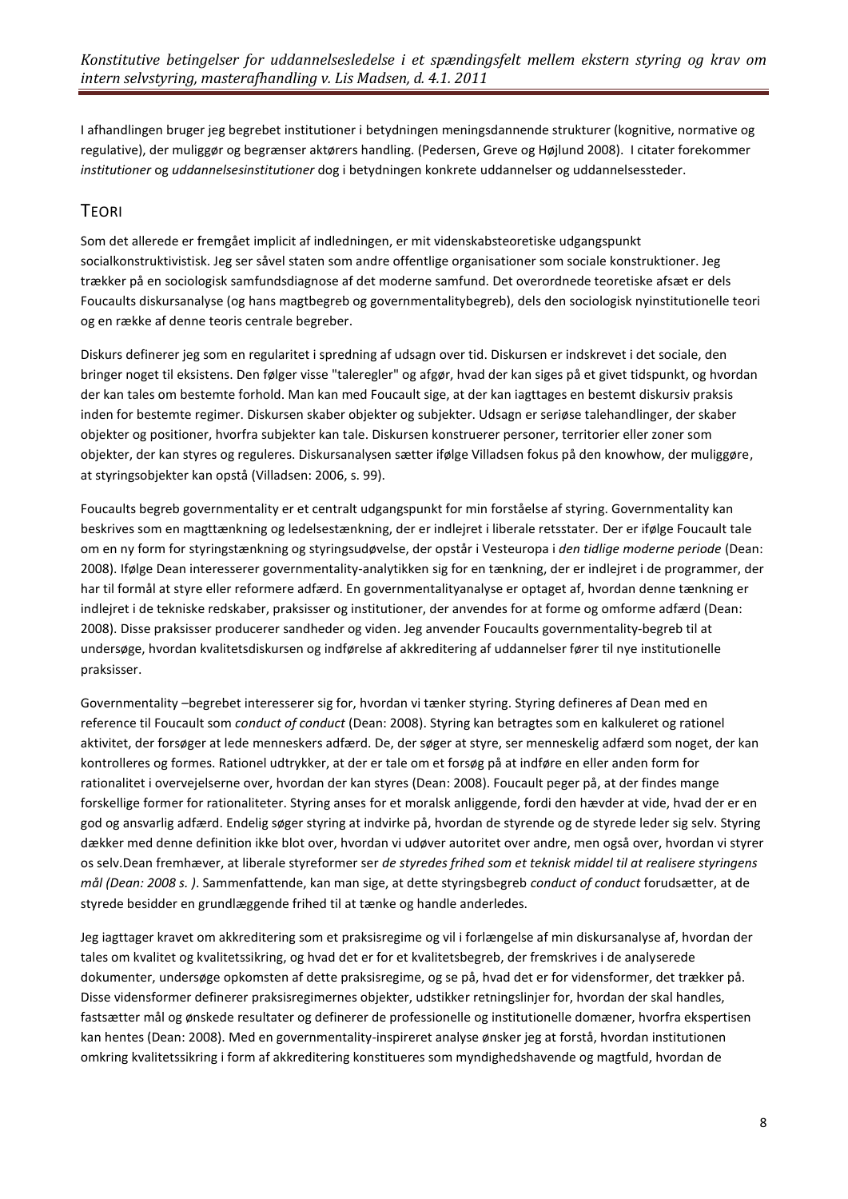I afhandlingen bruger jeg begrebet institutioner i betydningen meningsdannende strukturer (kognitive, normative og regulative), der muliggør og begrænser aktørers handling. (Pedersen, Greve og Højlund 2008). I citater forekommer *institutioner* og *uddannelsesinstitutioner* dog i betydningen konkrete uddannelser og uddannelsessteder.

## TEORI

Som det allerede er fremgået implicit af indledningen, er mit videnskabsteoretiske udgangspunkt socialkonstruktivistisk. Jeg ser såvel staten som andre offentlige organisationer som sociale konstruktioner. Jeg trækker på en sociologisk samfundsdiagnose af det moderne samfund. Det overordnede teoretiske afsæt er dels Foucaults diskursanalyse (og hans magtbegreb og governmentalitybegreb), dels den sociologisk nyinstitutionelle teori og en række af denne teoris centrale begreber.

Diskurs definerer jeg som en regularitet i spredning af udsagn over tid. Diskursen er indskrevet i det sociale, den bringer noget til eksistens. Den følger visse "taleregler" og afgør, hvad der kan siges på et givet tidspunkt, og hvordan der kan tales om bestemte forhold. Man kan med Foucault sige, at der kan iagttages en bestemt diskursiv praksis inden for bestemte regimer. Diskursen skaber objekter og subjekter. Udsagn er seriøse talehandlinger, der skaber objekter og positioner, hvorfra subjekter kan tale. Diskursen konstruerer personer, territorier eller zoner som objekter, der kan styres og reguleres. Diskursanalysen sætter ifølge Villadsen fokus på den knowhow, der muliggøre, at styringsobjekter kan opstå (Villadsen: 2006, s. 99).

Foucaults begreb governmentality er et centralt udgangspunkt for min forståelse af styring. Governmentality kan beskrives som en magttænkning og ledelsestænkning, der er indlejret i liberale retsstater. Der er ifølge Foucault tale om en ny form for styringstænkning og styringsudøvelse, der opstår i Vesteuropa i *den tidlige moderne periode* (Dean: 2008). Ifølge Dean interesserer governmentality-analytikken sig for en tænkning, der er indlejret i de programmer, der har til formål at styre eller reformere adfærd. En governmentalityanalyse er optaget af, hvordan denne tænkning er indlejret i de tekniske redskaber, praksisser og institutioner, der anvendes for at forme og omforme adfærd (Dean: 2008). Disse praksisser producerer sandheder og viden. Jeg anvender Foucaults governmentality-begreb til at undersøge, hvordan kvalitetsdiskursen og indførelse af akkreditering af uddannelser fører til nye institutionelle praksisser.

Governmentality –begrebet interesserer sig for, hvordan vi tænker styring. Styring defineres af Dean med en reference til Foucault som *conduct of conduct* (Dean: 2008). Styring kan betragtes som en kalkuleret og rationel aktivitet, der forsøger at lede menneskers adfærd. De, der søger at styre, ser menneskelig adfærd som noget, der kan kontrolleres og formes. Rationel udtrykker, at der er tale om et forsøg på at indføre en eller anden form for rationalitet i overvejelserne over, hvordan der kan styres (Dean: 2008). Foucault peger på, at der findes mange forskellige former for rationaliteter. Styring anses for et moralsk anliggende, fordi den hævder at vide, hvad der er en god og ansvarlig adfærd. Endelig søger styring at indvirke på, hvordan de styrende og de styrede leder sig selv. Styring dækker med denne definition ikke blot over, hvordan vi udøver autoritet over andre, men også over, hvordan vi styrer os selv.Dean fremhæver, at liberale styreformer ser *de styredes frihed som et teknisk middel til at realisere styringens mål (Dean: 2008 s. )*. Sammenfattende, kan man sige, at dette styringsbegreb *conduct of conduct* forudsætter, at de styrede besidder en grundlæggende frihed til at tænke og handle anderledes.

Jeg iagttager kravet om akkreditering som et praksisregime og vil i forlængelse af min diskursanalyse af, hvordan der tales om kvalitet og kvalitetssikring, og hvad det er for et kvalitetsbegreb, der fremskrives i de analyserede dokumenter, undersøge opkomsten af dette praksisregime, og se på, hvad det er for vidensformer, det trækker på. Disse vidensformer definerer praksisregimernes objekter, udstikker retningslinjer for, hvordan der skal handles, fastsætter mål og ønskede resultater og definerer de professionelle og institutionelle domæner, hvorfra ekspertisen kan hentes (Dean: 2008). Med en governmentality-inspireret analyse ønsker jeg at forstå, hvordan institutionen omkring kvalitetssikring i form af akkreditering konstitueres som myndighedshavende og magtfuld, hvordan de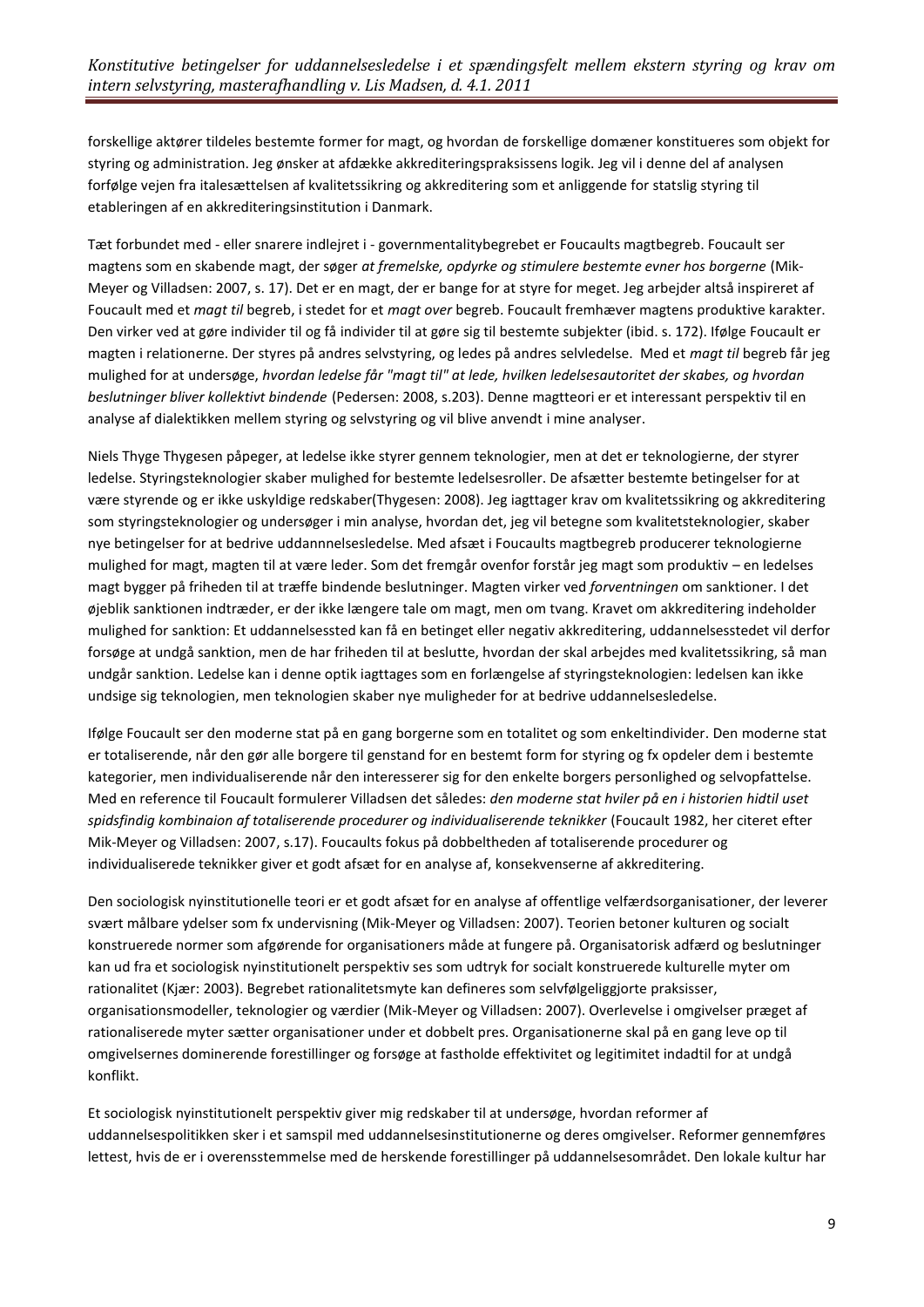forskellige aktører tildeles bestemte former for magt, og hvordan de forskellige domæner konstitueres som objekt for styring og administration. Jeg ønsker at afdække akkrediteringspraksissens logik. Jeg vil i denne del af analysen forfølge vejen fra italesættelsen af kvalitetssikring og akkreditering som et anliggende for statslig styring til etableringen af en akkrediteringsinstitution i Danmark.

Tæt forbundet med - eller snarere indlejret i - governmentalitybegrebet er Foucaults magtbegreb. Foucault ser magtens som en skabende magt, der søger *at fremelske, opdyrke og stimulere bestemte evner hos borgerne* (Mik-Meyer og Villadsen: 2007, s. 17). Det er en magt, der er bange for at styre for meget. Jeg arbejder altså inspireret af Foucault med et *magt til* begreb, i stedet for et *magt over* begreb. Foucault fremhæver magtens produktive karakter. Den virker ved at gøre individer til og få individer til at gøre sig til bestemte subjekter (ibid. s. 172). Ifølge Foucault er magten i relationerne. Der styres på andres selvstyring, og ledes på andres selvledelse. Med et *magt til* begreb får jeg mulighed for at undersøge, *hvordan ledelse får "magt til" at lede, hvilken ledelsesautoritet der skabes, og hvordan beslutninger bliver kollektivt bindende* (Pedersen: 2008, s.203). Denne magtteori er et interessant perspektiv til en analyse af dialektikken mellem styring og selvstyring og vil blive anvendt i mine analyser.

Niels Thyge Thygesen påpeger, at ledelse ikke styrer gennem teknologier, men at det er teknologierne, der styrer ledelse. Styringsteknologier skaber mulighed for bestemte ledelsesroller. De afsætter bestemte betingelser for at være styrende og er ikke uskyldige redskaber(Thygesen: 2008). Jeg iagttager krav om kvalitetssikring og akkreditering som styringsteknologier og undersøger i min analyse, hvordan det, jeg vil betegne som kvalitetsteknologier, skaber nye betingelser for at bedrive uddannnelsesledelse. Med afsæt i Foucaults magtbegreb producerer teknologierne mulighed for magt, magten til at være leder. Som det fremgår ovenfor forstår jeg magt som produktiv – en ledelses magt bygger på friheden til at træffe bindende beslutninger. Magten virker ved *forventningen* om sanktioner. I det øjeblik sanktionen indtræder, er der ikke længere tale om magt, men om tvang. Kravet om akkreditering indeholder mulighed for sanktion: Et uddannelsessted kan få en betinget eller negativ akkreditering, uddannelsesstedet vil derfor forsøge at undgå sanktion, men de har friheden til at beslutte, hvordan der skal arbejdes med kvalitetssikring, så man undgår sanktion. Ledelse kan i denne optik iagttages som en forlængelse af styringsteknologien: ledelsen kan ikke undsige sig teknologien, men teknologien skaber nye muligheder for at bedrive uddannelsesledelse.

Ifølge Foucault ser den moderne stat på en gang borgerne som en totalitet og som enkeltindivider. Den moderne stat er totaliserende, når den gør alle borgere til genstand for en bestemt form for styring og fx opdeler dem i bestemte kategorier, men individualiserende når den interesserer sig for den enkelte borgers personlighed og selvopfattelse. Med en reference til Foucault formulerer Villadsen det således: *den moderne stat hviler på en i historien hidtil uset spidsfindig kombinaion af totaliserende procedurer og individualiserende teknikker* (Foucault 1982, her citeret efter Mik-Meyer og Villadsen: 2007, s.17). Foucaults fokus på dobbeltheden af totaliserende procedurer og individualiserede teknikker giver et godt afsæt for en analyse af, konsekvenserne af akkreditering.

Den sociologisk nyinstitutionelle teori er et godt afsæt for en analyse af offentlige velfærdsorganisationer, der leverer svært målbare ydelser som fx undervisning (Mik-Meyer og Villadsen: 2007). Teorien betoner kulturen og socialt konstruerede normer som afgørende for organisationers måde at fungere på. Organisatorisk adfærd og beslutninger kan ud fra et sociologisk nyinstitutionelt perspektiv ses som udtryk for socialt konstruerede kulturelle myter om rationalitet (Kjær: 2003). Begrebet rationalitetsmyte kan defineres som selvfølgeliggjorte praksisser, organisationsmodeller, teknologier og værdier (Mik-Meyer og Villadsen: 2007). Overlevelse i omgivelser præget af rationaliserede myter sætter organisationer under et dobbelt pres. Organisationerne skal på en gang leve op til omgivelsernes dominerende forestillinger og forsøge at fastholde effektivitet og legitimitet indadtil for at undgå konflikt.

Et sociologisk nyinstitutionelt perspektiv giver mig redskaber til at undersøge, hvordan reformer af uddannelsespolitikken sker i et samspil med uddannelsesinstitutionerne og deres omgivelser. Reformer gennemføres lettest, hvis de er i overensstemmelse med de herskende forestillinger på uddannelsesområdet. Den lokale kultur har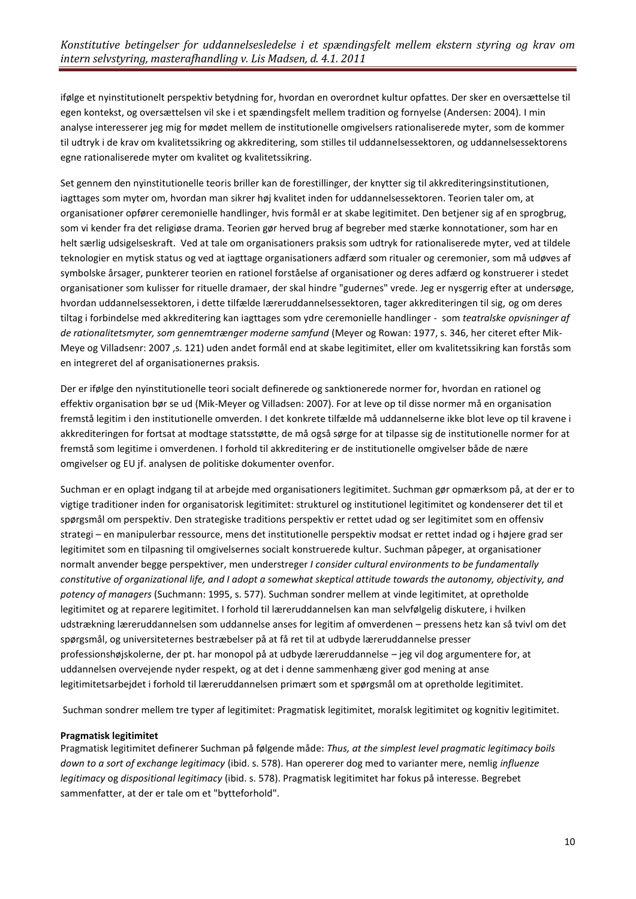ifølge et nyinstitutionelt perspektiv betydning for, hvordan en overordnet kultur opfattes. Der sker en oversættelse til egen kontekst, og oversættelsen vil ske i et spændingsfelt mellem tradition og fornyelse (Andersen: 2004). I min analyse interesserer jeg mig for mødet mellem de institutionelle omgivelsers rationaliserede myter, som de kommer til udtryk i de krav om kvalitetssikring og akkreditering, som stilles til uddannelsessektoren, og uddannelsessektorens egne rationaliserede myter om kvalitet og kvalitetssikring.

Set gennem den nyinstitutionelle teoris briller kan de forestillinger, der knytter sig til akkrediteringsinstitutionen, iagttages som myter om, hvordan man sikrer høj kvalitet inden for uddannelsessektoren. Teorien taler om, at organisationer opfører ceremonielle handlinger, hvis formål er at skabe legitimitet. Den betjener sig af en sprogbrug, som vi kender fra det religiøse drama. Teorien gør herved brug af begreber med stærke konnotationer, som har en helt særlig udsigelseskraft. Ved at tale om organisationers praksis som udtryk for rationaliserede myter, ved at tildele teknologier en mytisk status og ved at iagttage organisationers adfærd som ritualer og ceremonier, som må udøves af symbolske årsager, punkterer teorien en rationel forståelse af organisationer og deres adfærd og konstruerer i stedet organisationer som kulisser for rituelle dramaer, der skal hindre "gudernes" vrede. Jeg er nysgerrig efter at undersøge, hvordan uddannelsessektoren, i dette tilfælde læreruddannelsessektoren, tager akkrediteringen til sig, og om deres tiltag i forbindelse med akkreditering kan iagttages som ydre ceremonielle handlinger - som *teatralske opvisninger af de rationalitetsmyter, som gennemtrænger moderne samfund* (Meyer og Rowan: 1977, s. 346, her citeret efter Mik-Meye og Villadsenr: 2007 ,s. 121) uden andet formål end at skabe legitimitet, eller om kvalitetssikring kan forstås som en integreret del af organisationernes praksis.

Der er ifølge den nyinstitutionelle teori socialt definerede og sanktionerede normer for, hvordan en rationel og effektiv organisation bør se ud (Mik-Meyer og Villadsen: 2007). For at leve op til disse normer må en organisation fremstå legitim i den institutionelle omverden. I det konkrete tilfælde må uddannelserne ikke blot leve op til kravene i akkrediteringen for fortsat at modtage statsstøtte, de må også sørge for at tilpasse sig de institutionelle normer for at fremstå som legitime i omverdenen. I forhold til akkreditering er de institutionelle omgivelser både de nære omgivelser og EU jf. analysen de politiske dokumenter ovenfor.

Suchman er en oplagt indgang til at arbejde med organisationers legitimitet. Suchman gør opmærksom på, at der er to vigtige traditioner inden for organisatorisk legitimitet: strukturel og institutionel legitimitet og kondenserer det til et spørgsmål om perspektiv. Den strategiske traditions perspektiv er rettet udad og ser legitimitet som en offensiv strategi – en manipulerbar ressource, mens det institutionelle perspektiv modsat er rettet indad og i højere grad ser legitimitet som en tilpasning til omgivelsernes socialt konstruerede kultur. Suchman påpeger, at organisationer normalt anvender begge perspektiver, men understreger *I consider cultural environments to be fundamentally constitutive of organizational life, and I adopt a somewhat skeptical attitude towards the autonomy, objectivity, and potency of managers* (Suchmann: 1995, s. 577). Suchman sondrer mellem at vinde legitimitet, at opretholde legitimitet og at reparere legitimitet. I forhold til læreruddannelsen kan man selvfølgelig diskutere, i hvilken udstrækning læreruddannelsen som uddannelse anses for legitim af omverdenen – pressens hetz kan så tvivl om det spørgsmål, og universiteternes bestræbelser på at få ret til at udbyde læreruddannelse presser professionshøjskolerne, der pt. har monopol på at udbyde læreruddannelse – jeg vil dog argumentere for, at uddannelsen overvejende nyder respekt, og at det i denne sammenhæng giver god mening at anse legitimitetsarbejdet i forhold til læreruddannelsen primært som et spørgsmål om at opretholde legitimitet.

Suchman sondrer mellem tre typer af legitimitet: Pragmatisk legitimitet, moralsk legitimitet og kognitiv legitimitet.

**Pragmatisk legitimitet**

Pragmatisk legitimitet definerer Suchman på følgende måde: *Thus, at the simplest level pragmatic legitimacy boils down to a sort of exchange legitimacy* (ibid. s. 578). Han opererer dog med to varianter mere, nemlig *influenze legitimacy* og *dispositional legitimacy* (ibid. s. 578). Pragmatisk legitimitet har fokus på interesse. Begrebet sammenfatter, at der er tale om et "bytteforhold".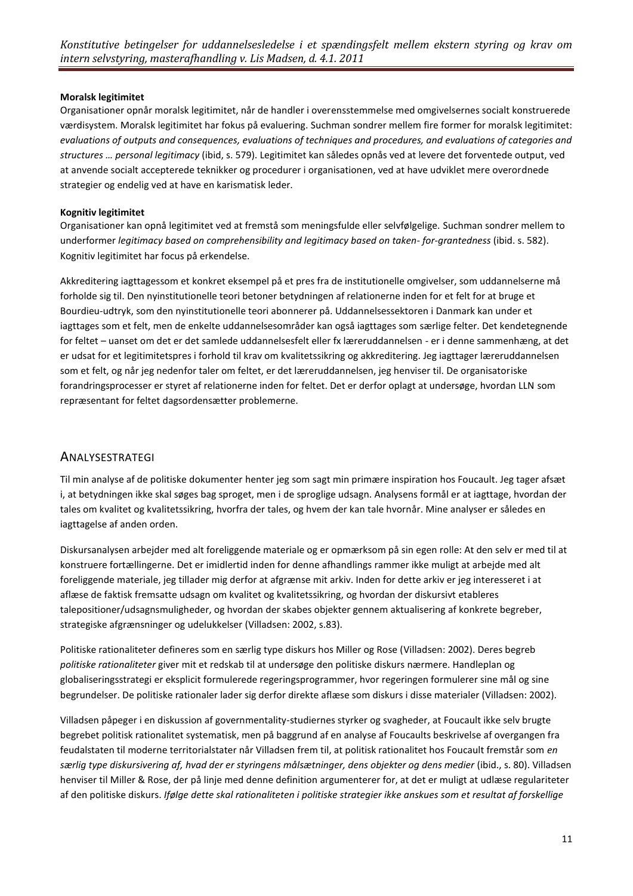**Moralsk legitimitet**

Organisationer opnår moralsk legitimitet, når de handler i overensstemmelse med omgivelsernes socialt konstruerede værdisystem. Moralsk legitimitet har fokus på evaluering. Suchman sondrer mellem fire former for moralsk legitimitet: *evaluations of outputs and consequences, evaluations of techniques and procedures, and evaluations of categories and structures … personal legitimacy* (ibid, s. 579). Legitimitet kan således opnås ved at levere det forventede output, ved at anvende socialt accepterede teknikker og procedurer i organisationen, ved at have udviklet mere overordnede strategier og endelig ved at have en karismatisk leder.

**Kognitiv legitimitet**

Organisationer kan opnå legitimitet ved at fremstå som meningsfulde eller selvfølgelige. Suchman sondrer mellem to underformer *legitimacy based on comprehensibility and legitimacy based on taken- for-grantedness* (ibid. s. 582). Kognitiv legitimitet har focus på erkendelse.

Akkreditering iagttagessom et konkret eksempel på et pres fra de institutionelle omgivelser, som uddannelserne må forholde sig til. Den nyinstitutionelle teori betoner betydningen af relationerne inden for et felt for at bruge et Bourdieu-udtryk, som den nyinstitutionelle teori abonnerer på. Uddannelsessektoren i Danmark kan under et iagttages som et felt, men de enkelte uddannelsesområder kan også iagttages som særlige felter. Det kendetegnende for feltet – uanset om det er det samlede uddannelsesfelt eller fx læreruddannelsen - er i denne sammenhæng, at det er udsat for et legitimitetspres i forhold til krav om kvalitetssikring og akkreditering. Jeg iagttager læreruddannelsen som et felt, og når jeg nedenfor taler om feltet, er det læreruddannelsen, jeg henviser til. De organisatoriske forandringsprocesser er styret af relationerne inden for feltet. Det er derfor oplagt at undersøge, hvordan LLN som repræsentant for feltet dagsordensætter problemerne.

## Analysestrategi

Til min analyse af de politiske dokumenter henter jeg som sagt min primære inspiration hos Foucault. Jeg tager afsæt i, at betydningen ikke skal søges bag sproget, men i de sproglige udsagn. Analysens formål er at iagttage, hvordan der tales om kvalitet og kvalitetssikring, hvorfra der tales, og hvem der kan tale hvornår. Mine analyser er således en iagttagelse af anden orden.

Diskursanalysen arbejder med alt foreliggende materiale og er opmærksom på sin egen rolle: At den selv er med til at konstruere fortællingerne. Det er imidlertid inden for denne afhandlings rammer ikke muligt at arbejde med alt foreliggende materiale, jeg tillader mig derfor at afgrænse mit arkiv. Inden for dette arkiv er jeg interesseret i at aflæse de faktisk fremsatte udsagn om kvalitet og kvalitetssikring, og hvordan der diskursivt etableres talepositioner/udsagnsmuligheder, og hvordan der skabes objekter gennem aktualisering af konkrete begreber, strategiske afgrænsninger og udelukkelser (Villadsen: 2002, s.83).

Politiske rationaliteter defineres som en særlig type diskurs hos Miller og Rose (Villadsen: 2002). Deres begreb *politiske rationaliteter* giver mit et redskab til at undersøge den politiske diskurs nærmere. Handleplan og globaliseringsstrategi er eksplicit formulerede regeringsprogrammer, hvor regeringen formulerer sine mål og sine begrundelser. De politiske rationaler lader sig derfor direkte aflæse som diskurs i disse materialer (Villadsen: 2002).

Villadsen påpeger i en diskussion af governmentality-studiernes styrker og svagheder, at Foucault ikke selv brugte begrebet politisk rationalitet systematisk, men på baggrund af en analyse af Foucaults beskrivelse af overgangen fra feudalstaten til moderne territorialstater når Villadsen frem til, at politisk rationalitet hos Foucault fremstår som *en særlig type diskursivering af, hvad der er styringens målsætninger, dens objekter og dens medier* (ibid., s. 80). Villadsen henviser til Miller & Rose, der på linje med denne definition argumenterer for, at det er muligt at udlæse regulariteter af den politiske diskurs. *Ifølge dette skal rationaliteten i politiske strategier ikke anskues som et resultat af forskellige*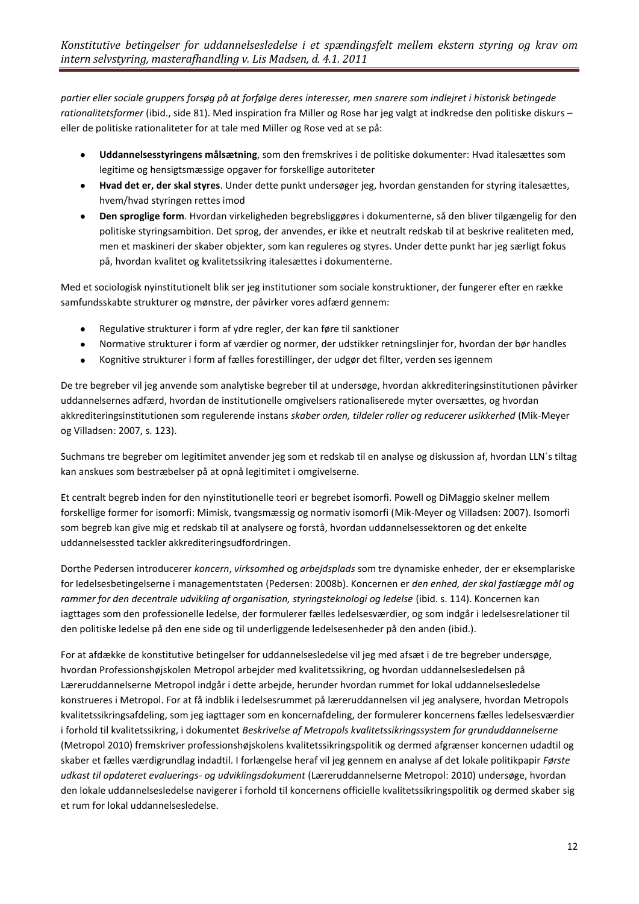*partier eller sociale gruppers forsøg på at forfølge deres interesser, men snarere som indlejret i historisk betingede rationalitetsformer* (ibid., side 81). Med inspiration fra Miller og Rose har jeg valgt at indkredse den politiske diskurs – eller de politiske rationaliteter for at tale med Miller og Rose ved at se på:

- **Uddannelsesstyringens målsætning**, som den fremskrives i de politiske dokumenter: Hvad italesættes som legitime og hensigtsmæssige opgaver for forskellige autoriteter
- **Hvad det er, der skal styres**. Under dette punkt undersøger jeg, hvordan genstanden for styring italesættes, hvem/hvad styringen rettes imod
- **Den sproglige form**. Hvordan virkeligheden begrebsliggøres i dokumenterne, så den bliver tilgængelig for den politiske styringsambition. Det sprog, der anvendes, er ikke et neutralt redskab til at beskrive realiteten med, men et maskineri der skaber objekter, som kan reguleres og styres. Under dette punkt har jeg særligt fokus på, hvordan kvalitet og kvalitetssikring italesættes i dokumenterne.

Med et sociologisk nyinstitutionelt blik ser jeg institutioner som sociale konstruktioner, der fungerer efter en række samfundsskabte strukturer og mønstre, der påvirker vores adfærd gennem:

- Regulative strukturer i form af ydre regler, der kan føre til sanktioner
- Normative strukturer i form af værdier og normer, der udstikker retningslinjer for, hvordan der bør handles
- Kognitive strukturer i form af fælles forestillinger, der udgør det filter, verden ses igennem

De tre begreber vil jeg anvende som analytiske begreber til at undersøge, hvordan akkrediteringsinstitutionen påvirker uddannelsernes adfærd, hvordan de institutionelle omgivelsers rationaliserede myter oversættes, og hvordan akkrediteringsinstitutionen som regulerende instans *skaber orden, tildeler roller og reducerer usikkerhed* (Mik-Meyer og Villadsen: 2007, s. 123).

Suchmans tre begreber om legitimitet anvender jeg som et redskab til en analyse og diskussion af, hvordan LLN´s tiltag kan anskues som bestræbelser på at opnå legitimitet i omgivelserne.

Et centralt begreb inden for den nyinstitutionelle teori er begrebet isomorfi. Powell og DiMaggio skelner mellem forskellige former for isomorfi: Mimisk, tvangsmæssig og normativ isomorfi (Mik-Meyer og Villadsen: 2007). Isomorfi som begreb kan give mig et redskab til at analysere og forstå, hvordan uddannelsessektoren og det enkelte uddannelsessted tackler akkrediteringsudfordringen.

Dorthe Pedersen introducerer *koncern*, *virksomhed* og *arbejdsplads* som tre dynamiske enheder, der er eksemplariske for ledelsesbetingelserne i managementstaten (Pedersen: 2008b). Koncernen er *den enhed, der skal fastlægge mål og rammer for den decentrale udvikling af organisation, styringsteknologi og ledelse* (ibid. s. 114). Koncernen kan iagttages som den professionelle ledelse, der formulerer fælles ledelsesværdier, og som indgår i ledelsesrelationer til den politiske ledelse på den ene side og til underliggende ledelsesenheder på den anden (ibid.).

For at afdække de konstitutive betingelser for uddannelsesledelse vil jeg med afsæt i de tre begreber undersøge, hvordan Professionshøjskolen Metropol arbejder med kvalitetssikring, og hvordan uddannelsesledelsen på Læreruddannelserne Metropol indgår i dette arbejde, herunder hvordan rummet for lokal uddannelsesledelse konstrueres i Metropol. For at få indblik i ledelsesrummet på læreruddannelsen vil jeg analysere, hvordan Metropols kvalitetssikringsafdeling, som jeg iagttager som en koncernafdeling, der formulerer koncernens fælles ledelsesværdier i forhold til kvalitetssikring, i dokumentet *Beskrivelse af Metropols kvalitetssikringssystem for grunduddannelserne* (Metropol 2010) fremskriver professionshøjskolens kvalitetssikringspolitik og dermed afgrænser koncernen udadtil og skaber et fælles værdigrundlag indadtil. I forlængelse heraf vil jeg gennem en analyse af det lokale politikpapir *Første udkast til opdateret evaluerings- og udviklingsdokument* (Læreruddannelserne Metropol: 2010) undersøge, hvordan den lokale uddannelsesledelse navigerer i forhold til koncernens officielle kvalitetssikringspolitik og dermed skaber sig et rum for lokal uddannelsesledelse.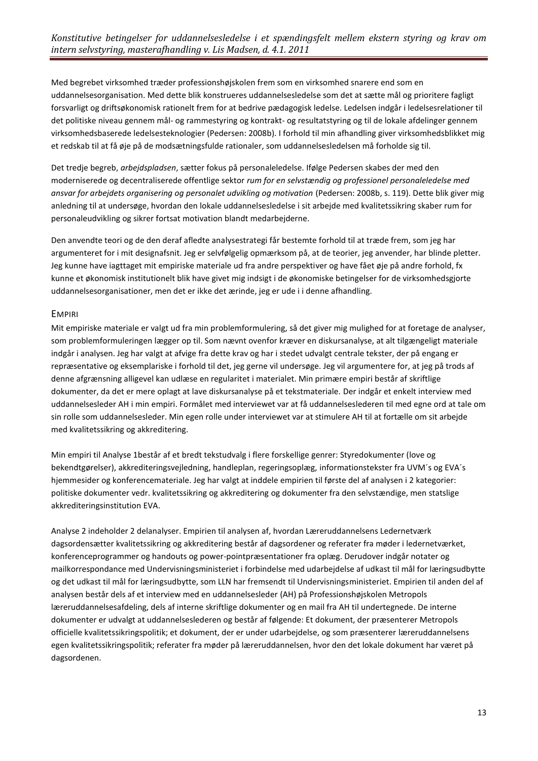Med begrebet virksomhed træder professionshøjskolen frem som en virksomhed snarere end som en uddannelsesorganisation. Med dette blik konstrueres uddannelsesledelse som det at sætte mål og prioritere fagligt forsvarligt og driftsøkonomisk rationelt frem for at bedrive pædagogisk ledelse. Ledelsen indgår i ledelsesrelationer til det politiske niveau gennem mål- og rammestyring og kontrakt- og resultatstyring og til de lokale afdelinger gennem virksomhedsbaserede ledelsesteknologier (Pedersen: 2008b). I forhold til min afhandling giver virksomhedsblikket mig et redskab til at få øje på de modsætningsfulde rationaler, som uddannelsesledelsen må forholde sig til.

Det tredje begreb, *arbejdspladsen*, sætter fokus på personaleledelse. Ifølge Pedersen skabes der med den moderniserede og decentraliserede offentlige sektor *rum for en selvstændig og professionel personaleledelse med ansvar for arbejdets organisering og personalet udvikling og motivation* (Pedersen: 2008b, s. 119). Dette blik giver mig anledning til at undersøge, hvordan den lokale uddannelsesledelse i sit arbejde med kvalitetssikring skaber rum for personaleudvikling og sikrer fortsat motivation blandt medarbejderne.

Den anvendte teori og de den deraf afledte analysestrategi får bestemte forhold til at træde frem, som jeg har argumenteret for i mit designafsnit. Jeg er selvfølgelig opmærksom på, at de teorier, jeg anvender, har blinde pletter. Jeg kunne have iagttaget mit empiriske materiale ud fra andre perspektiver og have fået øje på andre forhold, fx kunne et økonomisk institutionelt blik have givet mig indsigt i de økonomiske betingelser for de virksomhedsgjorte uddannelsesorganisationer, men det er ikke det ærinde, jeg er ude i i denne afhandling.

## Empiri

Mit empiriske materiale er valgt ud fra min problemformulering, så det giver mig mulighed for at foretage de analyser, som problemformuleringen lægger op til. Som nævnt ovenfor kræver en diskursanalyse, at alt tilgængeligt materiale indgår i analysen. Jeg har valgt at afvige fra dette krav og har i stedet udvalgt centrale tekster, der på engang er repræsentative og eksemplariske i forhold til det, jeg gerne vil undersøge. Jeg vil argumentere for, at jeg på trods af denne afgrænsning alligevel kan udlæse en regularitet i materialet. Min primære empiri består af skriftlige dokumenter, da det er mere oplagt at lave diskursanalyse på et tekstmateriale. Der indgår et enkelt interview med uddannelsesleder AH i min empiri. Formålet med interviewet var at få uddannelseslederen til med egne ord at tale om sin rolle som uddannelsesleder. Min egen rolle under interviewet var at stimulere AH til at fortælle om sit arbejde med kvalitetssikring og akkreditering.

Min empiri til Analyse 1består af et bredt tekstudvalg i flere forskellige genrer: Styredokumenter (love og bekendtgørelser), akkrediteringsvejledning, handleplan, regeringsoplæg, informationstekster fra UVM´s og EVA´s hjemmesider og konferencemateriale. Jeg har valgt at inddele empirien til første del af analysen i 2 kategorier: politiske dokumenter vedr. kvalitetssikring og akkreditering og dokumenter fra den selvstændige, men statslige akkrediteringsinstitution EVA.

Analyse 2 indeholder 2 delanalyser. Empirien til analysen af, hvordan Læreruddannelsens Ledernetværk dagsordensætter kvalitetssikring og akkreditering består af dagsordener og referater fra møder i ledernetværket, konferenceprogrammer og handouts og power-pointpræsentationer fra oplæg. Derudover indgår notater og mailkorrespondance med Undervisningsministeriet i forbindelse med udarbejdelse af udkast til mål for læringsudbytte og det udkast til mål for læringsudbytte, som LLN har fremsendt til Undervisningsministeriet. Empirien til anden del af analysen består dels af et interview med en uddannelsesleder (AH) på Professionshøjskolen Metropols læreruddannelsesafdeling, dels af interne skriftlige dokumenter og en mail fra AH til undertegnede. De interne dokumenter er udvalgt at uddannelseslederen og består af følgende: Et dokument, der præsenterer Metropols officielle kvalitetssikringspolitik; et dokument, der er under udarbejdelse, og som præsenterer læreruddannelsens egen kvalitetssikringspolitik; referater fra møder på læreruddannelsen, hvor den det lokale dokument har været på dagsordenen.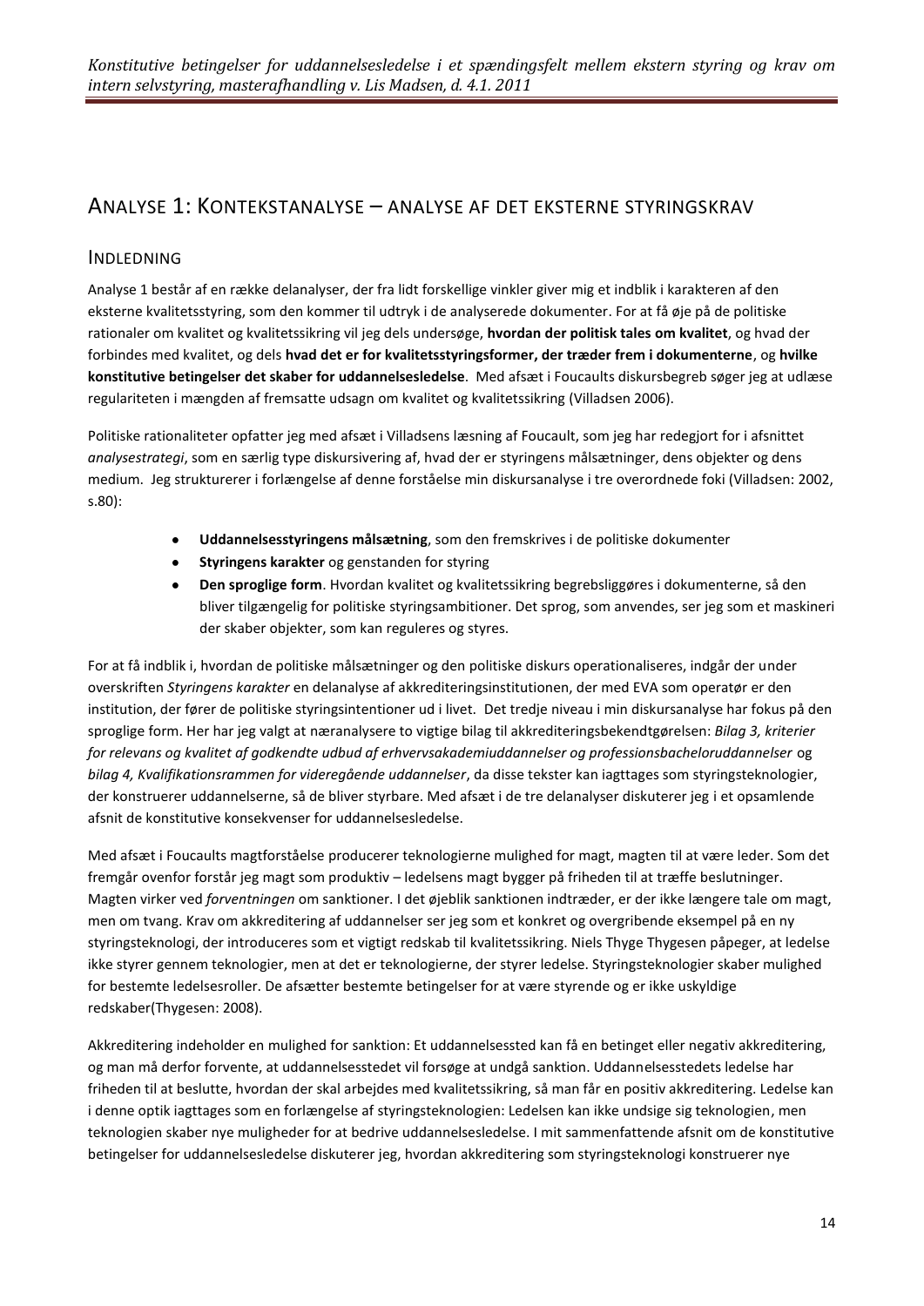# Analyse 1: Kontekstanalyse – analyse af det eksterne styringskrav

## Indledning

Analyse 1 består af en række delanalyser, der fra lidt forskellige vinkler giver mig et indblik i karakteren af den eksterne kvalitetsstyring, som den kommer til udtryk i de analyserede dokumenter. For at få øje på de politiske rationaler om kvalitet og kvalitetssikring vil jeg dels undersøge, **hvordan der politisk tales om kvalitet**, og hvad der forbindes med kvalitet, og dels **hvad det er for kvalitetsstyringsformer, der træder frem i dokumenterne**, og **hvilke konstitutive betingelser det skaber for uddannelsesledelse**. Med afsæt i Foucaults diskursbegreb søger jeg at udlæse regulariteten i mængden af fremsatte udsagn om kvalitet og kvalitetssikring (Villadsen 2006).

Politiske rationaliteter opfatter jeg med afsæt i Villadsens læsning af Foucault, som jeg har redegjort for i afsnittet *analysestrategi*, som en særlig type diskursivering af, hvad der er styringens målsætninger, dens objekter og dens medium. Jeg strukturerer i forlængelse af denne forståelse min diskursanalyse i tre overordnede foki (Villadsen: 2002, s.80):

- **Uddannelsesstyringens målsætning**, som den fremskrives i de politiske dokumenter
- **Styringens karakter** og genstanden for styring
- **Den sproglige form**. Hvordan kvalitet og kvalitetssikring begrebsliggøres i dokumenterne, så den bliver tilgængelig for politiske styringsambitioner. Det sprog, som anvendes, ser jeg som et maskineri der skaber objekter, som kan reguleres og styres.

For at få indblik i, hvordan de politiske målsætninger og den politiske diskurs operationaliseres, indgår der under overskriften *Styringens karakter* en delanalyse af akkrediteringsinstitutionen, der med EVA som operatør er den institution, der fører de politiske styringsintentioner ud i livet. Det tredje niveau i min diskursanalyse har fokus på den sproglige form. Her har jeg valgt at næranalysere to vigtige bilag til akkrediteringsbekendtgørelsen: *Bilag 3, kriterier for relevans og kvalitet af godkendte udbud af erhvervsakademiuddannelser og professionsbacheloruddannelser* og *bilag 4, Kvalifikationsrammen for videregående uddannelser*, da disse tekster kan iagttages som styringsteknologier, der konstruerer uddannelserne, så de bliver styrbare. Med afsæt i de tre delanalyser diskuterer jeg i et opsamlende afsnit de konstitutive konsekvenser for uddannelsesledelse.

Med afsæt i Foucaults magtforståelse producerer teknologierne mulighed for magt, magten til at være leder. Som det fremgår ovenfor forstår jeg magt som produktiv – ledelsens magt bygger på friheden til at træffe beslutninger. Magten virker ved *forventningen* om sanktioner. I det øjeblik sanktionen indtræder, er der ikke længere tale om magt, men om tvang. Krav om akkreditering af uddannelser ser jeg som et konkret og overgribende eksempel på en ny styringsteknologi, der introduceres som et vigtigt redskab til kvalitetssikring. Niels Thyge Thygesen påpeger, at ledelse ikke styrer gennem teknologier, men at det er teknologierne, der styrer ledelse. Styringsteknologier skaber mulighed for bestemte ledelsesroller. De afsætter bestemte betingelser for at være styrende og er ikke uskyldige redskaber(Thygesen: 2008).

Akkreditering indeholder en mulighed for sanktion: Et uddannelsessted kan få en betinget eller negativ akkreditering, og man må derfor forvente, at uddannelsesstedet vil forsøge at undgå sanktion. Uddannelsesstedets ledelse har friheden til at beslutte, hvordan der skal arbejdes med kvalitetssikring, så man får en positiv akkreditering. Ledelse kan i denne optik iagttages som en forlængelse af styringsteknologien: Ledelsen kan ikke undsige sig teknologien, men teknologien skaber nye muligheder for at bedrive uddannelsesledelse. I mit sammenfattende afsnit om de konstitutive betingelser for uddannelsesledelse diskuterer jeg, hvordan akkreditering som styringsteknologi konstruerer nye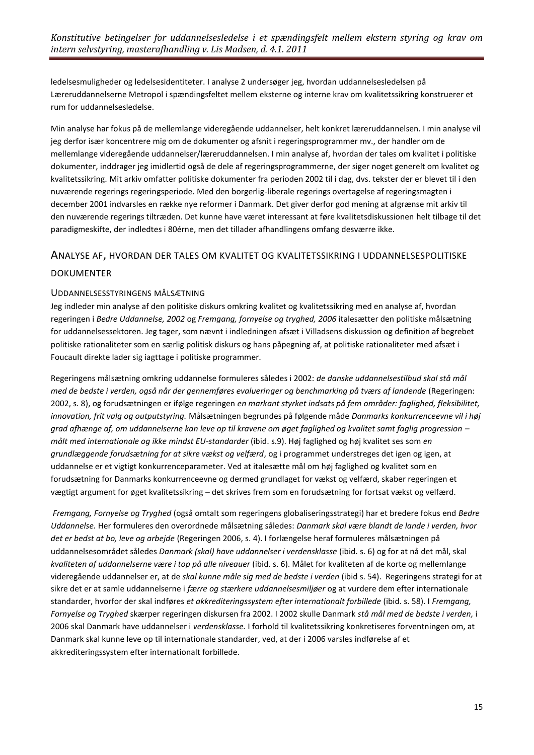ledelsesmuligheder og ledelsesidentiteter. I analyse 2 undersøger jeg, hvordan uddannelsesledelsen på Læreruddannelserne Metropol i spændingsfeltet mellem eksterne og interne krav om kvalitetssikring konstruerer et rum for uddannelsesledelse.

Min analyse har fokus på de mellemlange videregående uddannelser, helt konkret læreruddannelsen. I min analyse vil jeg derfor især koncentrere mig om de dokumenter og afsnit i regeringsprogrammer mv., der handler om de mellemlange videregående uddannelser/læreruddannelsen. I min analyse af, hvordan der tales om kvalitet i politiske dokumenter, inddrager jeg imidlertid også de dele af regeringsprogrammerne, der siger noget generelt om kvalitet og kvalitetssikring. Mit arkiv omfatter politiske dokumenter fra perioden 2002 til i dag, dvs. tekster der er blevet til i den nuværende regerings regeringsperiode. Med den borgerlig-liberale regerings overtagelse af regeringsmagten i december 2001 indvarsles en række nye reformer i Danmark. Det giver derfor god mening at afgrænse mit arkiv til den nuværende regerings tiltræden. Det kunne have været interessant at føre kvalitetsdiskussionen helt tilbage til det paradigmeskifte, der indledtes i 80érne, men det tillader afhandlingens omfang desværre ikke.

## Analyse af, hvordan der tales om kvalitet og kvalitetssikring i uddannelsespolitiske dokumenter

### Uddannelsesstyringens målsætning

Jeg indleder min analyse af den politiske diskurs omkring kvalitet og kvalitetssikring med en analyse af, hvordan regeringen i *Bedre Uddannelse, 2002* og *Fremgang, fornyelse og tryghed, 2006* italesætter den politiske målsætning for uddannelsessektoren. Jeg tager, som nævnt i indledningen afsæt i Villadsens diskussion og definition af begrebet politiske rationaliteter som en særlig politisk diskurs og hans påpegning af, at politiske rationaliteter med afsæt i Foucault direkte lader sig iagttage i politiske programmer.

Regeringens målsætning omkring uddannelse formuleres således i 2002: *de danske uddannelsestilbud skal stå mål med de bedste i verden, også når der gennemføres evalueringer og benchmarking på tværs af landende* (Regeringen: 2002, s. 8), og forudsætningen er ifølge regeringen *en markant styrket indsats på fem områder: faglighed, fleksibilitet, innovation, frit valg og outputstyring.* Målsætningen begrundes på følgende måde *Danmarks konkurrenceevne vil i høj grad afhænge af, om uddannelserne kan leve op til kravene om øget faglighed og kvalitet samt faglig progression – målt med internationale og ikke mindst EU-standarder* (ibid. s.9). Høj faglighed og høj kvalitet ses som *en grundlæggende forudsætning for at sikre vækst og velfærd*, og i programmet understreges det igen og igen, at uddannelse er et vigtigt konkurrenceparameter. Ved at italesætte mål om høj faglighed og kvalitet som en forudsætning for Danmarks konkurrenceevne og dermed grundlaget for vækst og velfærd, skaber regeringen et vægtigt argument for øget kvalitetssikring – det skrives frem som en forudsætning for fortsat vækst og velfærd.

*Fremgang, Fornyelse og Tryghed* (også omtalt som regeringens globaliseringsstrategi) har et bredere fokus end *Bedre Uddannelse.* Her formuleres den overordnede målsætning således: *Danmark skal være blandt de lande i verden, hvor det er bedst at bo, leve og arbejde* (Regeringen 2006, s. 4). I forlængelse heraf formuleres målsætningen på uddannelsesområdet således *Danmark (skal) have uddannelser i verdensklasse* (ibid. s. 6) og for at nå det mål, skal *kvaliteten af uddannelserne være i top på alle niveauer* (ibid. s. 6). Målet for kvaliteten af de korte og mellemlange videregående uddannelser er, at de *skal kunne måle sig med de bedste i verden* (ibid s. 54). Regeringens strategi for at sikre det er at samle uddannelserne i *færre og stærkere uddannelsesmiljøer* og at vurdere dem efter internationale standarder, hvorfor der skal indføres *et akkrediteringssystem efter internationalt forbillede* (ibid. s. 58). I *Fremgang, Fornyelse og Tryghed* skærper regeringen diskursen fra 2002. I 2002 skulle Danmark *stå mål med de bedste i verden,* i 2006 skal Danmark have uddannelser i *verdensklasse.* I forhold til kvalitetssikring konkretiseres forventningen om, at Danmark skal kunne leve op til internationale standarder, ved, at der i 2006 varsles indførelse af et akkrediteringssystem efter internationalt forbillede.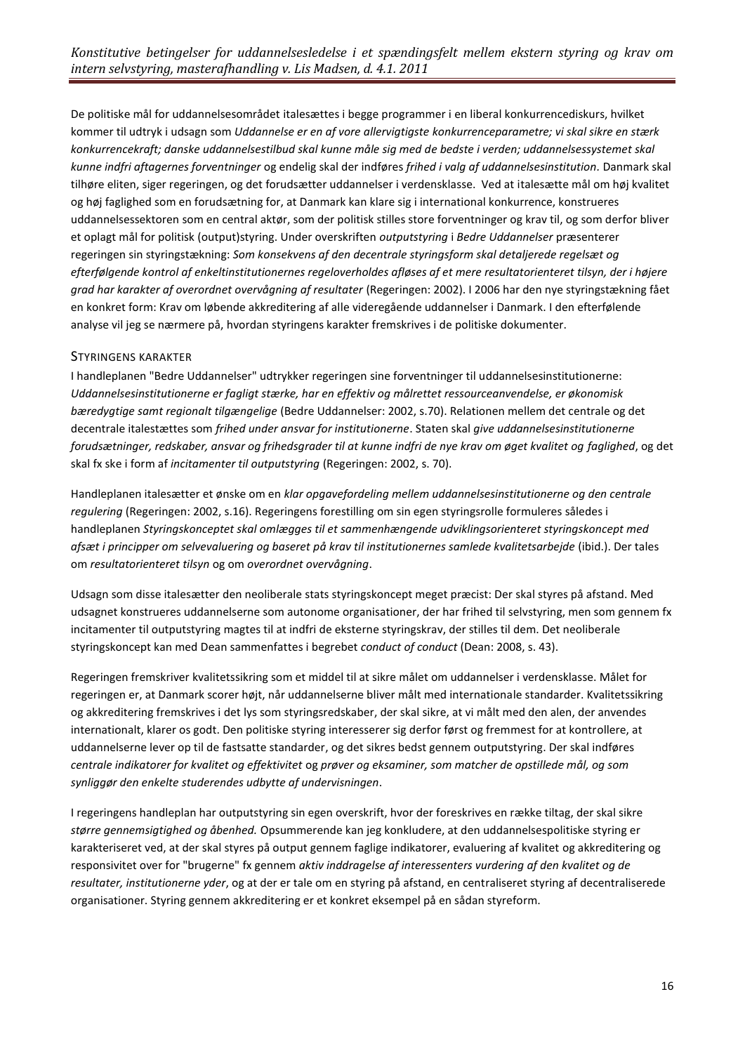De politiske mål for uddannelsesområdet italesættes i begge programmer i en liberal konkurrencediskurs, hvilket kommer til udtryk i udsagn som *Uddannelse er en af vore allervigtigste konkurrenceparametre; vi skal sikre en stærk konkurrencekraft; danske uddannelsestilbud skal kunne måle sig med de bedste i verden; uddannelsessystemet skal kunne indfri aftagernes forventninger* og endelig skal der indføres *frihed i valg af uddannelsesinstitution*. Danmark skal tilhøre eliten, siger regeringen, og det forudsætter uddannelser i verdensklasse. Ved at italesætte mål om høj kvalitet og høj faglighed som en forudsætning for, at Danmark kan klare sig i international konkurrence, konstrueres uddannelsessektoren som en central aktør, som der politisk stilles store forventninger og krav til, og som derfor bliver et oplagt mål for politisk (output)styring. Under overskriften *outputstyring* i *Bedre Uddannelser* præsenterer regeringen sin styringstækning: *Som konsekvens af den decentrale styringsform skal detaljerede regelsæt og efterfølgende kontrol af enkeltinstitutionernes regeloverholdes afløses af et mere resultatorienteret tilsyn, der i højere grad har karakter af overordnet overvågning af resultater* (Regeringen: 2002). I 2006 har den nye styringstækning fået en konkret form: Krav om løbende akkreditering af alle videregående uddannelser i Danmark. I den efterfølende analyse vil jeg se nærmere på, hvordan styringens karakter fremskrives i de politiske dokumenter.

## Styringens karakter

I handleplanen "Bedre Uddannelser" udtrykker regeringen sine forventninger til uddannelsesinstitutionerne: *Uddannelsesinstitutionerne er fagligt stærke, har en effektiv og målrettet ressourceanvendelse, er økonomisk bæredygtige samt regionalt tilgængelige* (Bedre Uddannelser: 2002, s.70). Relationen mellem det centrale og det decentrale italestættes som *frihed under ansvar for institutionerne*. Staten skal *give uddannelsesinstitutionerne forudsætninger, redskaber, ansvar og frihedsgrader til at kunne indfri de nye krav om øget kvalitet og faglighed*, og det skal fx ske i form af *incitamenter til outputstyring* (Regeringen: 2002, s. 70).

Handleplanen italesætter et ønske om en *klar opgavefordeling mellem uddannelsesinstitutionerne og den centrale regulering* (Regeringen: 2002, s.16). Regeringens forestilling om sin egen styringsrolle formuleres således i handleplanen *Styringskonceptet skal omlægges til et sammenhængende udviklingsorienteret styringskoncept med afsæt i principper om selvevaluering og baseret på krav til institutionernes samlede kvalitetsarbejde* (ibid.). Der tales om *resultatorienteret tilsyn* og om *overordnet overvågning*.

Udsagn som disse italesætter den neoliberale stats styringskoncept meget præcist: Der skal styres på afstand. Med udsagnet konstrueres uddannelserne som autonome organisationer, der har frihed til selvstyring, men som gennem fx incitamenter til outputstyring magtes til at indfri de eksterne styringskrav, der stilles til dem. Det neoliberale styringskoncept kan med Dean sammenfattes i begrebet *conduct of conduct* (Dean: 2008, s. 43).

Regeringen fremskriver kvalitetssikring som et middel til at sikre målet om uddannelser i verdensklasse. Målet for regeringen er, at Danmark scorer højt, når uddannelserne bliver målt med internationale standarder. Kvalitetssikring og akkreditering fremskrives i det lys som styringsredskaber, der skal sikre, at vi målt med den alen, der anvendes internationalt, klarer os godt. Den politiske styring interesserer sig derfor først og fremmest for at kontrollere, at uddannelserne lever op til de fastsatte standarder, og det sikres bedst gennem outputstyring. Der skal indføres *centrale indikatorer for kvalitet og effektivitet* og *prøver og eksaminer, som matcher de opstillede mål, og som synliggør den enkelte studerendes udbytte af undervisningen*.

I regeringens handleplan har outputstyring sin egen overskrift, hvor der foreskrives en række tiltag, der skal sikre *større gennemsigtighed og åbenhed.* Opsummerende kan jeg konkludere, at den uddannelsespolitiske styring er karakteriseret ved, at der skal styres på output gennem faglige indikatorer, evaluering af kvalitet og akkreditering og responsivitet over for "brugerne" fx gennem *aktiv inddragelse af interessenters vurdering af den kvalitet og de resultater, institutionerne yder*, og at der er tale om en styring på afstand, en centraliseret styring af decentraliserede organisationer. Styring gennem akkreditering er et konkret eksempel på en sådan styreform.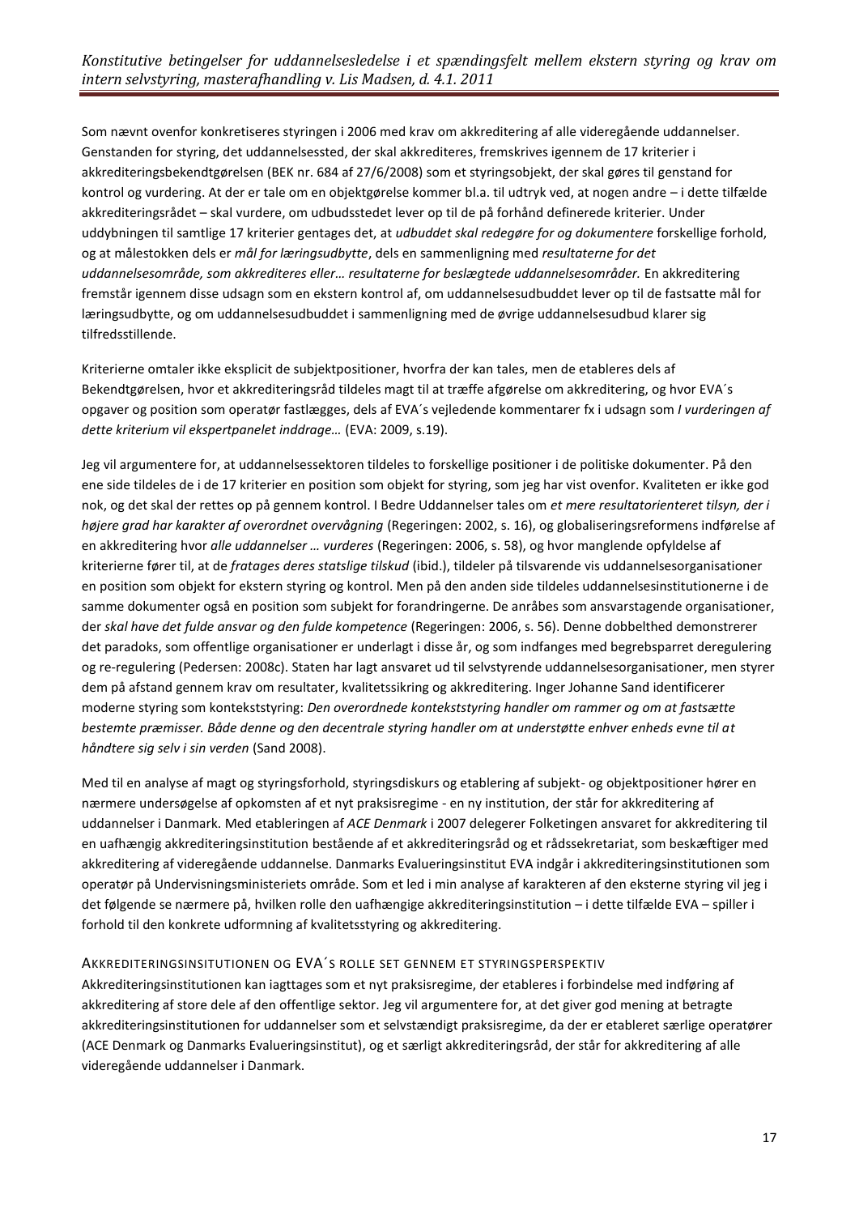Som nævnt ovenfor konkretiseres styringen i 2006 med krav om akkreditering af alle videregående uddannelser. Genstanden for styring, det uddannelsessted, der skal akkrediteres, fremskrives igennem de 17 kriterier i akkrediteringsbekendtgørelsen (BEK nr. 684 af 27/6/2008) som et styringsobjekt, der skal gøres til genstand for kontrol og vurdering. At der er tale om en objektgørelse kommer bl.a. til udtryk ved, at nogen andre – i dette tilfælde akkrediteringsrådet – skal vurdere, om udbudsstedet lever op til de på forhånd definerede kriterier. Under uddybningen til samtlige 17 kriterier gentages det, at *udbuddet skal redegøre for og dokumentere* forskellige forhold, og at målestokken dels er *mål for læringsudbytte*, dels en sammenligning med *resultaterne for det uddannelsesområde, som akkrediteres eller… resultaterne for beslægtede uddannelsesområder.* En akkreditering fremstår igennem disse udsagn som en ekstern kontrol af, om uddannelsesudbuddet lever op til de fastsatte mål for læringsudbytte, og om uddannelsesudbuddet i sammenligning med de øvrige uddannelsesudbud klarer sig tilfredsstillende.

Kriterierne omtaler ikke eksplicit de subjektpositioner, hvorfra der kan tales, men de etableres dels af Bekendtgørelsen, hvor et akkrediteringsråd tildeles magt til at træffe afgørelse om akkreditering, og hvor EVA´s opgaver og position som operatør fastlægges, dels af EVA´s vejledende kommentarer fx i udsagn som *I vurderingen af dette kriterium vil ekspertpanelet inddrage…* (EVA: 2009, s.19).

Jeg vil argumentere for, at uddannelsessektoren tildeles to forskellige positioner i de politiske dokumenter. På den ene side tildeles de i de 17 kriterier en position som objekt for styring, som jeg har vist ovenfor. Kvaliteten er ikke god nok, og det skal der rettes op på gennem kontrol. I Bedre Uddannelser tales om *et mere resultatorienteret tilsyn, der i højere grad har karakter af overordnet overvågning* (Regeringen: 2002, s. 16), og globaliseringsreformens indførelse af en akkreditering hvor *alle uddannelser … vurderes* (Regeringen: 2006, s. 58), og hvor manglende opfyldelse af kriterierne fører til, at de *fratages deres statslige tilskud* (ibid.), tildeler på tilsvarende vis uddannelsesorganisationer en position som objekt for ekstern styring og kontrol. Men på den anden side tildeles uddannelsesinstitutionerne i de samme dokumenter også en position som subjekt for forandringerne. De anråbes som ansvarstagende organisationer, der *skal have det fulde ansvar og den fulde kompetence* (Regeringen: 2006, s. 56). Denne dobbelthed demonstrerer det paradoks, som offentlige organisationer er underlagt i disse år, og som indfanges med begrebsparret deregulering og re-regulering (Pedersen: 2008c). Staten har lagt ansvaret ud til selvstyrende uddannelsesorganisationer, men styrer dem på afstand gennem krav om resultater, kvalitetssikring og akkreditering. Inger Johanne Sand identificerer moderne styring som kontekststyring: *Den overordnede kontekststyring handler om rammer og om at fastsætte bestemte præmisser. Både denne og den decentrale styring handler om at understøtte enhver enheds evne til at håndtere sig selv i sin verden* (Sand 2008).

Med til en analyse af magt og styringsforhold, styringsdiskurs og etablering af subjekt- og objektpositioner hører en nærmere undersøgelse af opkomsten af et nyt praksisregime - en ny institution, der står for akkreditering af uddannelser i Danmark. Med etableringen af *ACE Denmark* i 2007 delegerer Folketingen ansvaret for akkreditering til en uafhængig akkrediteringsinstitution bestående af et akkrediteringsråd og et rådssekretariat, som beskæftiger med akkreditering af videregående uddannelse. Danmarks Evalueringsinstitut EVA indgår i akkrediteringsinstitutionen som operatør på Undervisningsministeriets område. Som et led i min analyse af karakteren af den eksterne styring vil jeg i det følgende se nærmere på, hvilken rolle den uafhængige akkrediteringsinstitution – i dette tilfælde EVA – spiller i forhold til den konkrete udformning af kvalitetsstyring og akkreditering.

### Akkrediteringsinsitutionen og EVA´s rolle set gennem et styringsperspektiv

Akkrediteringsinstitutionen kan iagttages som et nyt praksisregime, der etableres i forbindelse med indføring af akkreditering af store dele af den offentlige sektor. Jeg vil argumentere for, at det giver god mening at betragte akkrediteringsinstitutionen for uddannelser som et selvstændigt praksisregime, da der er etableret særlige operatører (ACE Denmark og Danmarks Evalueringsinstitut), og et særligt akkrediteringsråd, der står for akkreditering af alle videregående uddannelser i Danmark.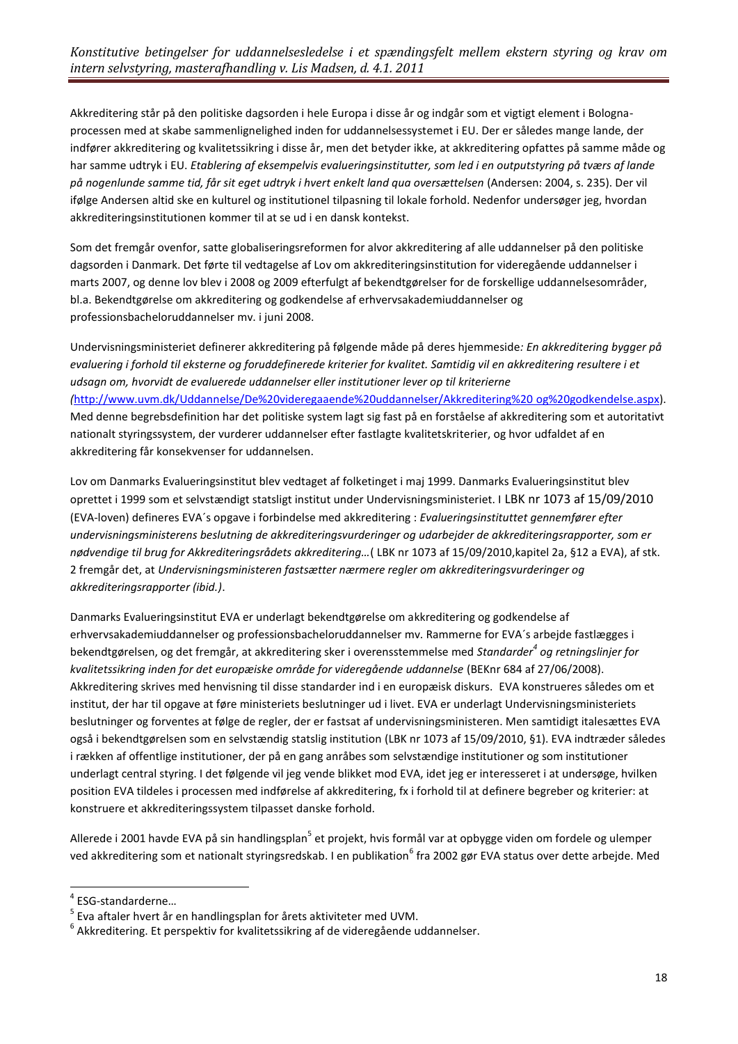Akkreditering står på den politiske dagsorden i hele Europa i disse år og indgår som et vigtigt element i Bologna-processen med at skabe sammenlignelighed inden for uddannelsessystemet i EU. Der er således mange lande, der indfører akkreditering og kvalitetssikring i disse år, men det betyder ikke, at akkreditering opfattes på samme måde og har samme udtryk i EU. *Etablering af eksempelvis evalueringsinstitutter, som led i en outputstyring på tværs af lande på nogenlunde samme tid, får sit eget udtryk i hvert enkelt land qua oversættelsen* (Andersen: 2004, s. 235). Der vil ifølge Andersen altid ske en kulturel og institutionel tilpasning til lokale forhold. Nedenfor undersøger jeg, hvordan akkrediteringsinstitutionen kommer til at se ud i en dansk kontekst.

Som det fremgår ovenfor, satte globaliseringsreformen for alvor akkreditering af alle uddannelser på den politiske dagsorden i Danmark. Det førte til vedtagelse af Lov om akkrediteringsinstitution for videregående uddannelser i marts 2007, og denne lov blev i 2008 og 2009 efterfulgt af bekendtgørelser for de forskellige uddannelsesområder, bl.a. Bekendtgørelse om akkreditering og godkendelse af erhvervsakademiuddannelser og professionsbacheloruddannelser mv. i juni 2008.

Undervisningsministeriet definerer akkreditering på følgende måde på deres hjemmeside*: En akkreditering bygger på evaluering i forhold til eksterne og foruddefinerede kriterier for kvalitet. Samtidig vil en akkreditering resultere i et udsagn om, hvorvidt de evaluerede uddannelser eller institutioner lever op til kriterierne* *(*http://www.uvm.dk/Uddannelse/De%20videregaaende%20uddannelser/Akkreditering%20 og%20godkendelse.aspx). Med denne begrebsdefinition har det politiske system lagt sig fast på en forståelse af akkreditering som et autoritativt nationalt styringssystem, der vurderer uddannelser efter fastlagte kvalitetskriterier, og hvor udfaldet af en akkreditering får konsekvenser for uddannelsen.

Lov om Danmarks Evalueringsinstitut blev vedtaget af folketinget i maj 1999. Danmarks Evalueringsinstitut blev oprettet i 1999 som et selvstændigt statsligt institut under Undervisningsministeriet. I LBK nr 1073 af 15/09/2010 (EVA-loven) defineres EVA´s opgave i forbindelse med akkreditering : *Evalueringsinstituttet gennemfører efter undervisningsministerens beslutning de akkrediteringsvurderinger og udarbejder de akkrediteringsrapporter, som er nødvendige til brug for Akkrediteringsrådets akkreditering…*( LBK nr 1073 af 15/09/2010,kapitel 2a, §12 a EVA), af stk. 2 fremgår det, at *Undervisningsministeren fastsætter nærmere regler om akkrediteringsvurderinger og akkrediteringsrapporter (ibid.)*.

Danmarks Evalueringsinstitut EVA er underlagt bekendtgørelse om akkreditering og godkendelse af erhvervsakademiuddannelser og professionsbacheloruddannelser mv. Rammerne for EVA´s arbejde fastlægges i bekendtgørelsen, og det fremgår, at akkreditering sker i overensstemmelse med *Standarder*[4] *og retningslinjer for kvalitetssikring inden for det europæiske område for videregående uddannelse* (BEKnr 684 af 27/06/2008). Akkreditering skrives med henvisning til disse standarder ind i en europæisk diskurs. EVA konstrueres således om et institut, der har til opgave at føre ministeriets beslutninger ud i livet. EVA er underlagt Undervisningsministeriets beslutninger og forventes at følge de regler, der er fastsat af undervisningsministeren. Men samtidigt italesættes EVA også i bekendtgørelsen som en selvstændig statslig institution (LBK nr 1073 af 15/09/2010, §1). EVA indtræder således i rækken af offentlige institutioner, der på en gang anråbes som selvstændige institutioner og som institutioner underlagt central styring. I det følgende vil jeg vende blikket mod EVA, idet jeg er interesseret i at undersøge, hvilken position EVA tildeles i processen med indførelse af akkreditering, fx i forhold til at definere begreber og kriterier: at konstruere et akkrediteringssystem tilpasset danske forhold.

Allerede i 2001 havde EVA på sin handlingsplan[5] et projekt, hvis formål var at opbygge viden om fordele og ulemper ved akkreditering som et nationalt styringsredskab. I en publikation[6] fra 2002 gør EVA status over dette arbejde. Med

---

[4] ESG-standarderne…

[5] Eva aftaler hvert år en handlingsplan for årets aktiviteter med UVM.

[6] Akkreditering. Et perspektiv for kvalitetssikring af de videregående uddannelser.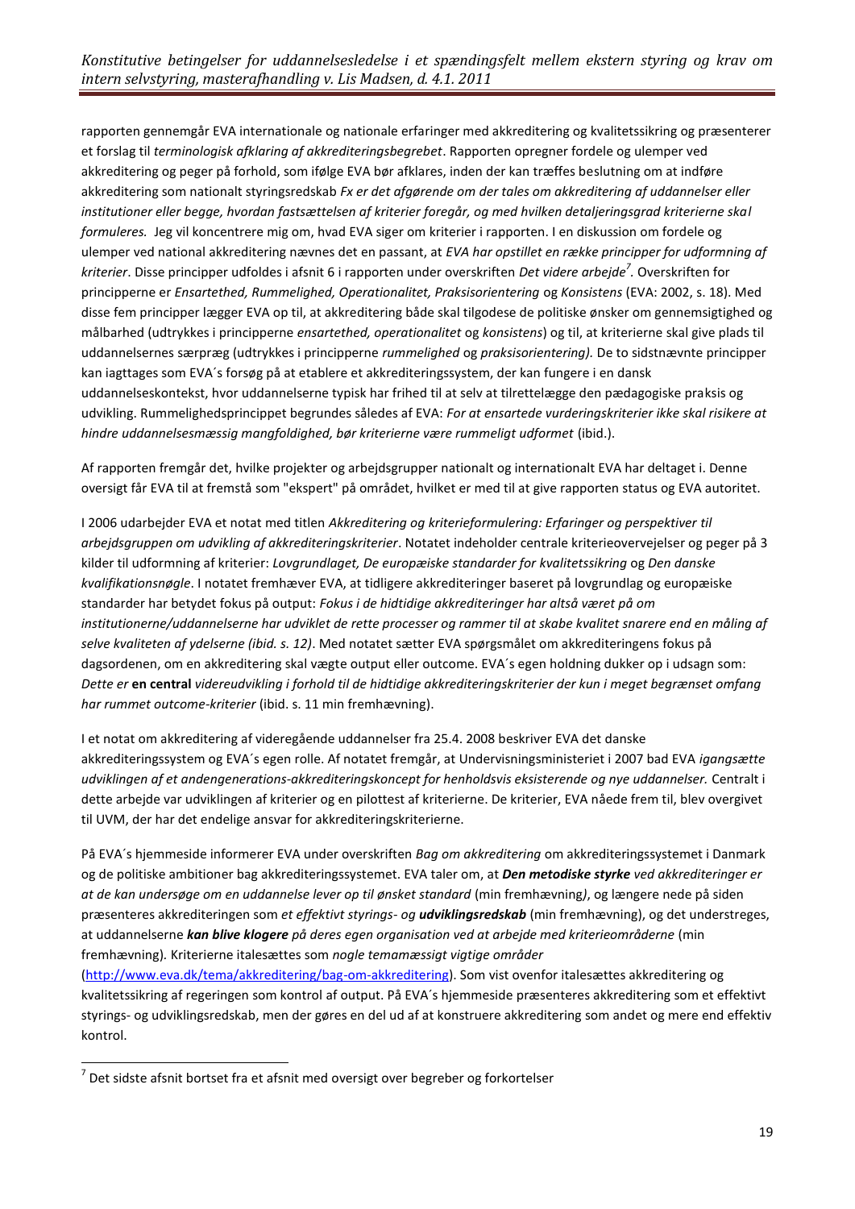rapporten gennemgår EVA internationale og nationale erfaringer med akkreditering og kvalitetssikring og præsenterer et forslag til *terminologisk afklaring af akkrediteringsbegrebet*. Rapporten opregner fordele og ulemper ved akkreditering og peger på forhold, som ifølge EVA bør afklares, inden der kan træffes beslutning om at indføre akkreditering som nationalt styringsredskab *Fx er det afgørende om der tales om akkreditering af uddannelser eller institutioner eller begge, hvordan fastsættelsen af kriterier foregår, og med hvilken detaljeringsgrad kriterierne skal formuleres.* Jeg vil koncentrere mig om, hvad EVA siger om kriterier i rapporten. I en diskussion om fordele og ulemper ved national akkreditering nævnes det en passant, at *EVA har opstillet en række principper for udformning af kriterier*. Disse principper udfoldes i afsnit 6 i rapporten under overskriften *Det videre arbejde*[7]. Overskriften for principperne er *Ensartethed, Rummelighed, Operationalitet, Praksisorientering* og *Konsistens* (EVA: 2002, s. 18). Med disse fem principper lægger EVA op til, at akkreditering både skal tilgodese de politiske ønsker om gennemsigtighed og målbarhed (udtrykkes i principperne *ensartethed, operationalitet* og *konsistens*) og til, at kriterierne skal give plads til uddannelsernes særpræg (udtrykkes i principperne *rummelighed* og *praksisorientering).* De to sidstnævnte principper kan iagttages som EVA´s forsøg på at etablere et akkrediteringssystem, der kan fungere i en dansk uddannelseskontekst, hvor uddannelserne typisk har frihed til at selv at tilrettelægge den pædagogiske praksis og udvikling. Rummelighedsprincippet begrundes således af EVA: *For at ensartede vurderingskriterier ikke skal risikere at hindre uddannelsesmæssig mangfoldighed, bør kriterierne være rummeligt udformet* (ibid.).

Af rapporten fremgår det, hvilke projekter og arbejdsgrupper nationalt og internationalt EVA har deltaget i. Denne oversigt får EVA til at fremstå som "ekspert" på området, hvilket er med til at give rapporten status og EVA autoritet.

I 2006 udarbejder EVA et notat med titlen *Akkreditering og kriterieformulering: Erfaringer og perspektiver til arbejdsgruppen om udvikling af akkrediteringskriterier*. Notatet indeholder centrale kriterieovervejelser og peger på 3 kilder til udformning af kriterier: *Lovgrundlaget, De europæiske standarder for kvalitetssikring* og *Den danske kvalifikationsnøgle*. I notatet fremhæver EVA, at tidligere akkrediteringer baseret på lovgrundlag og europæiske standarder har betydet fokus på output: *Fokus i de hidtidige akkrediteringer har altså været på om institutionerne/uddannelserne har udviklet de rette processer og rammer til at skabe kvalitet snarere end en måling af selve kvaliteten af ydelserne (ibid. s. 12)*. Med notatet sætter EVA spørgsmålet om akkrediteringens fokus på dagsordenen, om en akkreditering skal vægte output eller outcome. EVA´s egen holdning dukker op i udsagn som: *Dette er* **en central** *videreudvikling i forhold til de hidtidige akkrediteringskriterier der kun i meget begrænset omfang har rummet outcome-kriterier* (ibid. s. 11 min fremhævning).

I et notat om akkreditering af videregående uddannelser fra 25.4. 2008 beskriver EVA det danske akkrediteringssystem og EVA´s egen rolle. Af notatet fremgår, at Undervisningsministeriet i 2007 bad EVA *igangsætte udviklingen af et andengenerations-akkrediteringskoncept for henholdsvis eksisterende og nye uddannelser.* Centralt i dette arbejde var udviklingen af kriterier og en pilottest af kriterierne. De kriterier, EVA nåede frem til, blev overgivet til UVM, der har det endelige ansvar for akkrediteringskriterierne.

På EVA´s hjemmeside informerer EVA under overskriften *Bag om akkreditering* om akkrediteringssystemet i Danmark og de politiske ambitioner bag akkrediteringssystemet. EVA taler om, at ***Den metodiske styrke*** *ved akkrediteringer er at de kan undersøge om en uddannelse lever op til ønsket standard* (min fremhævning*)*, og længere nede på siden præsenteres akkrediteringen som *et effektivt styrings- og* ***udviklingsredskab*** (min fremhævning), og det understreges, at uddannelserne ***kan blive klogere*** *på deres egen organisation ved at arbejde med kriterieområderne* (min fremhævning). Kriterierne italesættes som *nogle temamæssigt vigtige områder* (http://www.eva.dk/tema/akkreditering/bag-om-akkreditering). Som vist ovenfor italesættes akkreditering og kvalitetssikring af regeringen som kontrol af output. På EVA´s hjemmeside præsenteres akkreditering som et effektivt styrings- og udviklingsredskab, men der gøres en del ud af at konstruere akkreditering som andet og mere end effektiv kontrol.

[7] Det sidste afsnit bortset fra et afsnit med oversigt over begreber og forkortelser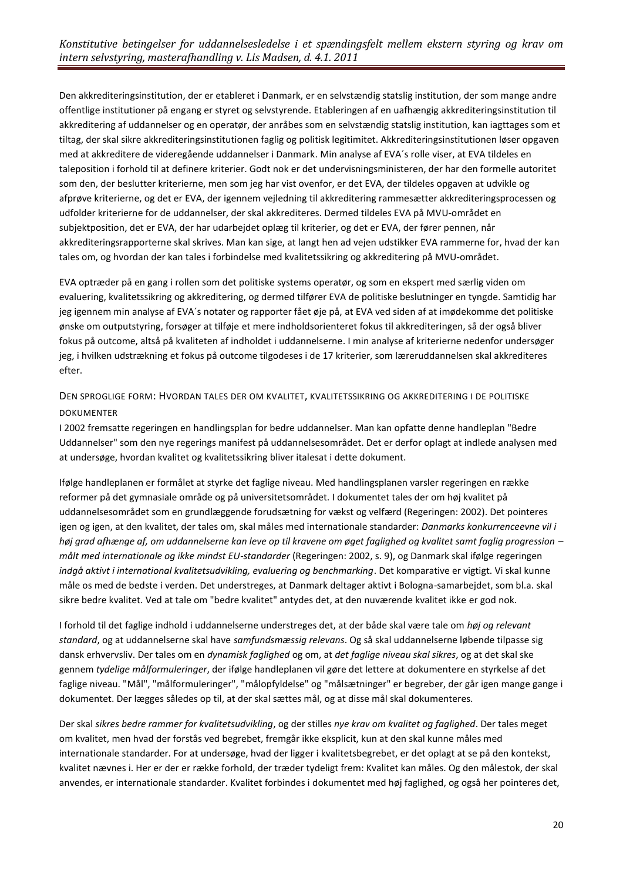Den akkrediteringsinstitution, der er etableret i Danmark, er en selvstændig statslig institution, der som mange andre offentlige institutioner på engang er styret og selvstyrende. Etableringen af en uafhængig akkrediteringsinstitution til akkreditering af uddannelser og en operatør, der anråbes som en selvstændig statslig institution, kan iagttages som et tiltag, der skal sikre akkrediteringsinstitutionen faglig og politisk legitimitet. Akkrediteringsinstitutionen løser opgaven med at akkreditere de videregående uddannelser i Danmark. Min analyse af EVA´s rolle viser, at EVA tildeles en taleposition i forhold til at definere kriterier. Godt nok er det undervisningsministeren, der har den formelle autoritet som den, der beslutter kriterierne, men som jeg har vist ovenfor, er det EVA, der tildeles opgaven at udvikle og afprøve kriterierne, og det er EVA, der igennem vejledning til akkreditering rammesætter akkrediteringsprocessen og udfolder kriterierne for de uddannelser, der skal akkrediteres. Dermed tildeles EVA på MVU-området en subjektposition, det er EVA, der har udarbejdet oplæg til kriterier, og det er EVA, der fører pennen, når akkrediteringsrapporterne skal skrives. Man kan sige, at langt hen ad vejen udstikker EVA rammerne for, hvad der kan tales om, og hvordan der kan tales i forbindelse med kvalitetssikring og akkreditering på MVU-området.

EVA optræder på en gang i rollen som det politiske systems operatør, og som en ekspert med særlig viden om evaluering, kvalitetssikring og akkreditering, og dermed tilfører EVA de politiske beslutninger en tyngde. Samtidig har jeg igennem min analyse af EVA´s notater og rapporter fået øje på, at EVA ved siden af at imødekomme det politiske ønske om outputstyring, forsøger at tilføje et mere indholdsorienteret fokus til akkrediteringen, så der også bliver fokus på outcome, altså på kvaliteten af indholdet i uddannelserne. I min analyse af kriterierne nedenfor undersøger jeg, i hvilken udstrækning et fokus på outcome tilgodeses i de 17 kriterier, som læreruddannelsen skal akkrediteres efter.

### Den sproglige form: Hvordan tales der om kvalitet, kvalitetssikring og akkreditering i de politiske dokumenter

I 2002 fremsatte regeringen en handlingsplan for bedre uddannelser. Man kan opfatte denne handleplan "Bedre Uddannelser" som den nye regerings manifest på uddannelsesområdet. Det er derfor oplagt at indlede analysen med at undersøge, hvordan kvalitet og kvalitetssikring bliver italesat i dette dokument.

Ifølge handleplanen er formålet at styrke det faglige niveau. Med handlingsplanen varsler regeringen en række reformer på det gymnasiale område og på universitetsområdet. I dokumentet tales der om høj kvalitet på uddannelsesområdet som en grundlæggende forudsætning for vækst og velfærd (Regeringen: 2002). Det pointeres igen og igen, at den kvalitet, der tales om, skal måles med internationale standarder: *Danmarks konkurrenceevne vil i høj grad afhænge af, om uddannelserne kan leve op til kravene om øget faglighed og kvalitet samt faglig progression – målt med internationale og ikke mindst EU-standarder* (Regeringen: 2002, s. 9), og Danmark skal ifølge regeringen *indgå aktivt i international kvalitetsudvikling, evaluering og benchmarking*. Det komparative er vigtigt. Vi skal kunne måle os med de bedste i verden. Det understreges, at Danmark deltager aktivt i Bologna-samarbejdet, som bl.a. skal sikre bedre kvalitet. Ved at tale om "bedre kvalitet" antydes det, at den nuværende kvalitet ikke er god nok.

I forhold til det faglige indhold i uddannelserne understreges det, at der både skal være tale om *høj og relevant standard*, og at uddannelserne skal have *samfundsmæssig relevans*. Og så skal uddannelserne løbende tilpasse sig dansk erhvervsliv. Der tales om en *dynamisk faglighed* og om, at *det faglige niveau skal sikres*, og at det skal ske gennem *tydelige målformuleringer*, der ifølge handleplanen vil gøre det lettere at dokumentere en styrkelse af det faglige niveau. "Mål", "målformuleringer", "målopfyldelse" og "målsætninger" er begreber, der går igen mange gange i dokumentet. Der lægges således op til, at der skal sættes mål, og at disse mål skal dokumenteres.

Der skal *sikres bedre rammer for kvalitetsudvikling*, og der stilles *nye krav om kvalitet og faglighed*. Der tales meget om kvalitet, men hvad der forstås ved begrebet, fremgår ikke eksplicit, kun at den skal kunne måles med internationale standarder. For at undersøge, hvad der ligger i kvalitetsbegrebet, er det oplagt at se på den kontekst, kvalitet nævnes i. Her er der er række forhold, der træder tydeligt frem: Kvalitet kan måles. Og den målestok, der skal anvendes, er internationale standarder. Kvalitet forbindes i dokumentet med høj faglighed, og også her pointeres det,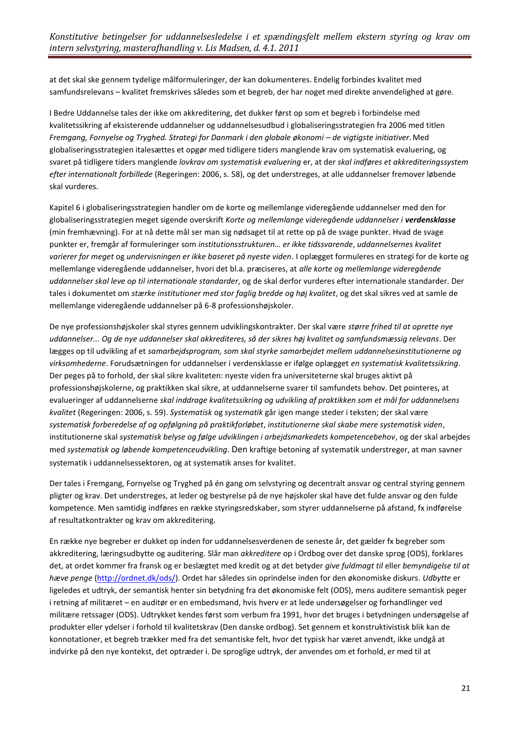at det skal ske gennem tydelige målformuleringer, der kan dokumenteres. Endelig forbindes kvalitet med samfundsrelevans – kvalitet fremskrives således som et begreb, der har noget med direkte anvendelighed at gøre.

I Bedre Uddannelse tales der ikke om akkreditering, det dukker først op som et begreb i forbindelse med kvalitetssikring af eksisterende uddannelser og uddannelsesudbud i globaliseringsstrategien fra 2006 med titlen *Fremgang, Fornyelse og Tryghed. Strategi for Danmark i den globale økonomi – de vigtigste initiativer*. Med globaliseringsstrategien italesættes et opgør med tidligere tiders manglende krav om systematisk evaluering, og svaret på tidligere tiders manglende *lovkrav om systematisk evaluering* er, at der *skal indføres et akkrediteringssystem efter internationalt forbillede* (Regeringen: 2006, s. 58), og det understreges, at alle uddannelser fremover løbende skal vurderes.

Kapitel 6 i globaliseringsstrategien handler om de korte og mellemlange videregående uddannelser med den for globaliseringsstrategien meget sigende overskrift *Korte og mellemlange videregående uddannelser i* ***verdensklasse*** (min fremhævning). For at nå dette mål ser man sig nødsaget til at rette op på de svage punkter. Hvad de svage punkter er, fremgår af formuleringer som *institutionsstrukturen… er ikke tidssvarende*, *uddannelsernes kvalitet varierer for meget* og *undervisningen er ikke baseret på nyeste viden*. I oplægget formuleres en strategi for de korte og mellemlange videregående uddannelser, hvori det bl.a. præciseres, at *alle korte og mellemlange videregående uddannelser skal leve op til internationale standarder*, og de skal derfor vurderes efter internationale standarder. Der tales i dokumentet om *stærke institutioner med stor faglig bredde og høj kvalitet*, og det skal sikres ved at samle de mellemlange videregående uddannelser på 6-8 professionshøjskoler.

De nye professionshøjskoler skal styres gennem udviklingskontrakter. Der skal være *større frihed til at oprette nye uddannelser... Og de nye uddannelser skal akkrediteres, så der sikres høj kvalitet og samfundsmæssig relevans*. Der lægges op til udvikling af et *samarbejdsprogram, som skal styrke samarbejdet mellem uddannelsesinstitutionerne og virksomhederne*. Forudsætningen for uddannelser i verdensklasse er ifølge oplægget *en systematisk kvalitetssikring*. Der peges på to forhold, der skal sikre kvaliteten: nyeste viden fra universiteterne skal bruges aktivt på professionshøjskolerne, og praktikken skal sikre, at uddannelserne svarer til samfundets behov. Det pointeres, at evalueringer af uddannelserne *skal inddrage kvalitetssikring og udvikling af praktikken som et mål for uddannelsens kvalitet* (Regeringen: 2006, s. 59). *Systematisk* og *systematik* går igen mange steder i teksten; der skal være *systematisk forberedelse af og opfølgning på praktikforløbet*, *institutionerne skal skabe mere systematisk viden*, institutionerne skal *systematisk belyse og følge udviklingen i arbejdsmarkedets kompetencebehov*, og der skal arbejdes med *systematisk og løbende kompetenceudvikling*. Den kraftige betoning af systematik understreger, at man savner systematik i uddannelsessektoren, og at systematik anses for kvalitet.

Der tales i Fremgang, Fornyelse og Tryghed på én gang om selvstyring og decentralt ansvar og central styring gennem pligter og krav. Det understreges, at leder og bestyrelse på de nye højskoler skal have det fulde ansvar og den fulde kompetence. Men samtidig indføres en række styringsredskaber, som styrer uddannelserne på afstand, fx indførelse af resultatkontrakter og krav om akkreditering.

En række nye begreber er dukket op inden for uddannelsesverdenen de seneste år, det gælder fx begreber som akkreditering, læringsudbytte og auditering. Slår man *akkreditere* op i Ordbog over det danske sprog (ODS), forklares det, at ordet kommer fra fransk og er beslægtet med kredit og at det betyder *give fuldmagt til* eller *bemyndigelse til at hæve penge* (http://ordnet.dk/ods/). Ordet har således sin oprindelse inden for den økonomiske diskurs. *Udbytte* er ligeledes et udtryk, der semantisk henter sin betydning fra det økonomiske felt (ODS), mens auditere semantisk peger i retning af militæret – en auditør er en embedsmand, hvis hverv er at lede undersøgelser og forhandlinger ved militære retssager (ODS). Udtrykket kendes først som verbum fra 1991, hvor det bruges i betydningen undersøgelse af produkter eller ydelser i forhold til kvalitetskrav (Den danske ordbog). Set gennem et konstruktivistisk blik kan de konnotationer, et begreb trækker med fra det semantiske felt, hvor det typisk har været anvendt, ikke undgå at indvirke på den nye kontekst, det optræder i. De sproglige udtryk, der anvendes om et forhold, er med til at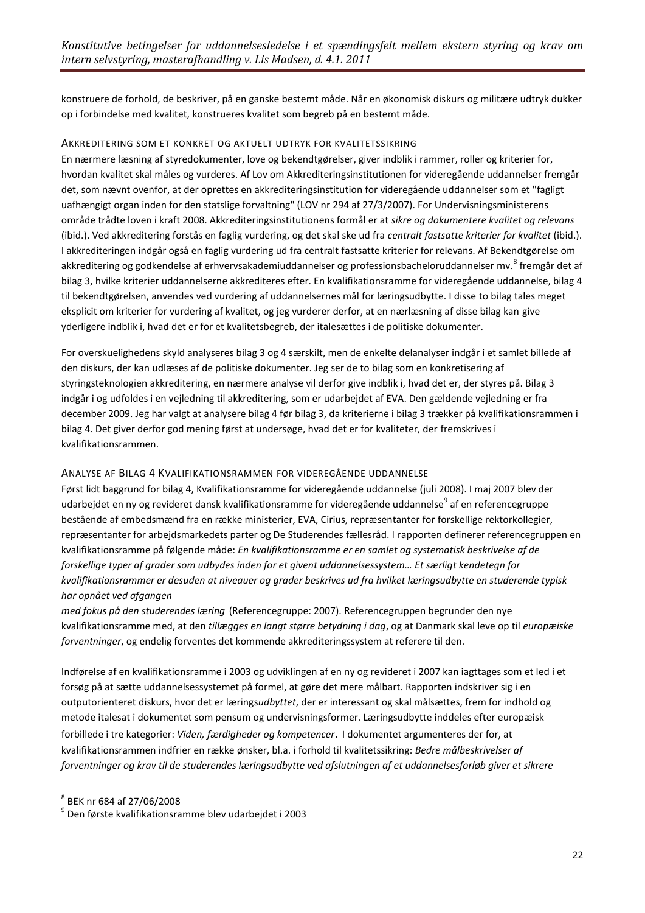konstruere de forhold, de beskriver, på en ganske bestemt måde. Når en økonomisk diskurs og militære udtryk dukker op i forbindelse med kvalitet, konstrueres kvalitet som begreb på en bestemt måde.

### Akkreditering som et konkret og aktuelt udtryk for kvalitetssikring

En nærmere læsning af styredokumenter, love og bekendtgørelser, giver indblik i rammer, roller og kriterier for, hvordan kvalitet skal måles og vurderes. Af Lov om Akkrediteringsinstitutionen for videregående uddannelser fremgår det, som nævnt ovenfor, at der oprettes en akkrediteringsinstitution for videregående uddannelser som et "fagligt uafhængigt organ inden for den statslige forvaltning" (LOV nr 294 af 27/3/2007). For Undervisningsministerens område trådte loven i kraft 2008. Akkrediteringsinstitutionens formål er at *sikre og dokumentere kvalitet og relevans* (ibid.). Ved akkreditering forstås en faglig vurdering, og det skal ske ud fra *centralt fastsatte kriterier for kvalitet* (ibid.). I akkrediteringen indgår også en faglig vurdering ud fra centralt fastsatte kriterier for relevans. Af Bekendtgørelse om akkreditering og godkendelse af erhvervsakademiuddannelser og professionsbacheloruddannelser mv.[8] fremgår det af bilag 3, hvilke kriterier uddannelserne akkrediteres efter. En kvalifikationsramme for videregående uddannelse, bilag 4 til bekendtgørelsen, anvendes ved vurdering af uddannelsernes mål for læringsudbytte. I disse to bilag tales meget eksplicit om kriterier for vurdering af kvalitet, og jeg vurderer derfor, at en nærlæsning af disse bilag kan give yderligere indblik i, hvad det er for et kvalitetsbegreb, der italesættes i de politiske dokumenter.

For overskuelighedens skyld analyseres bilag 3 og 4 særskilt, men de enkelte delanalyser indgår i et samlet billede af den diskurs, der kan udlæses af de politiske dokumenter. Jeg ser de to bilag som en konkretisering af styringsteknologien akkreditering, en nærmere analyse vil derfor give indblik i, hvad det er, der styres på. Bilag 3 indgår i og udfoldes i en vejledning til akkreditering, som er udarbejdet af EVA. Den gældende vejledning er fra december 2009. Jeg har valgt at analysere bilag 4 før bilag 3, da kriterierne i bilag 3 trækker på kvalifikationsrammen i bilag 4. Det giver derfor god mening først at undersøge, hvad det er for kvaliteter, der fremskrives i kvalifikationsrammen.

### Analyse af Bilag 4 Kvalifikationsrammen for videregående uddannelse

Først lidt baggrund for bilag 4, Kvalifikationsramme for videregående uddannelse (juli 2008). I maj 2007 blev der udarbejdet en ny og revideret dansk kvalifikationsramme for videregående uddannelse[9] af en referencegruppe bestående af embedsmænd fra en række ministerier, EVA, Cirius, repræsentanter for forskellige rektorkollegier, repræsentanter for arbejdsmarkedets parter og De Studerendes fællesråd. I rapporten definerer referencegruppen en kvalifikationsramme på følgende måde: *En kvalifikationsramme er en samlet og systematisk beskrivelse af de forskellige typer af grader som udbydes inden for et givent uddannelsessystem… Et særligt kendetegn for kvalifikationsrammer er desuden at niveauer og grader beskrives ud fra hvilket læringsudbytte en studerende typisk har opnået ved afgangen med fokus på den studerendes læring* (Referencegruppe: 2007). Referencegruppen begrunder den nye kvalifikationsramme med, at den *tillægges en langt større betydning i dag*, og at Danmark skal leve op til *europæiske forventninger*, og endelig forventes det kommende akkrediteringssystem at referere til den.

Indførelse af en kvalifikationsramme i 2003 og udviklingen af en ny og revideret i 2007 kan iagttages som et led i et forsøg på at sætte uddannelsessystemet på formel, at gøre det mere målbart. Rapporten indskriver sig i en outputorienteret diskurs, hvor det er lærings*udbyttet*, der er interessant og skal målsættes, frem for indhold og metode italesat i dokumentet som pensum og undervisningsformer. Læringsudbytte inddeles efter europæisk forbillede i tre kategorier: *Viden, færdigheder og kompetencer*. I dokumentet argumenteres der for, at kvalifikationsrammen indfrier en række ønsker, bl.a. i forhold til kvalitetssikring: *Bedre målbeskrivelser af forventninger og krav til de studerendes læringsudbytte ved afslutningen af et uddannelsesforløb giver et sikrere*

[8] BEK nr 684 af 27/06/2008

[9] Den første kvalifikationsramme blev udarbejdet i 2003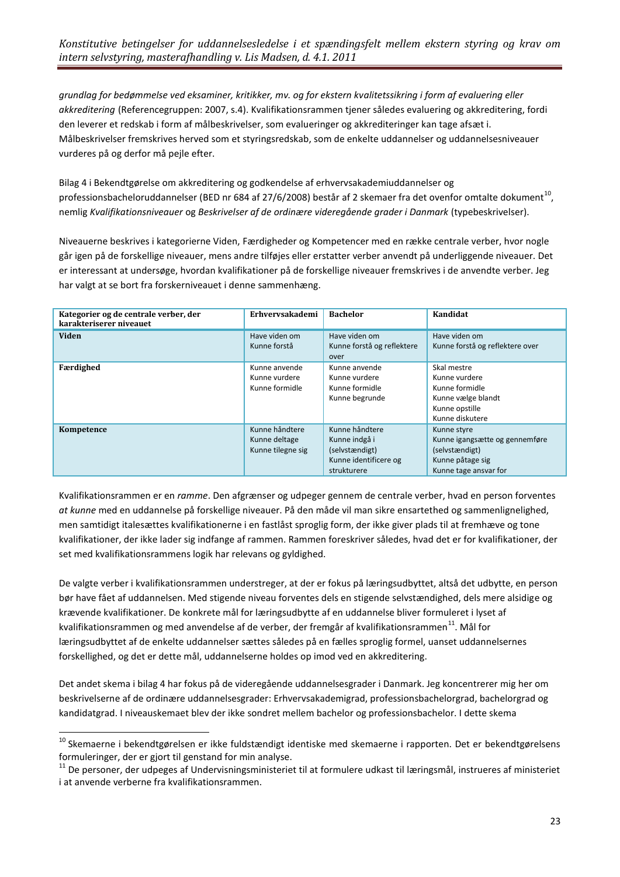*grundlag for bedømmelse ved eksaminer, kritikker, mv. og for ekstern kvalitetssikring i form af evaluering eller akkreditering* (Referencegruppen: 2007, s.4). Kvalifikationsrammen tjener således evaluering og akkreditering, fordi den leverer et redskab i form af målbeskrivelser, som evalueringer og akkrediteringer kan tage afsæt i. Målbeskrivelser fremskrives herved som et styringsredskab, som de enkelte uddannelser og uddannelsesniveauer vurderes på og derfor må pejle efter.

Bilag 4 i Bekendtgørelse om akkreditering og godkendelse af erhvervsakademiuddannelser og professionsbacheloruddannelser (BED nr 684 af 27/6/2008) består af 2 skemaer fra det ovenfor omtalte dokument[10], nemlig *Kvalifikationsniveauer* og *Beskrivelser af de ordinære videregående grader i Danmark* (typebeskrivelser).

Niveauerne beskrives i kategorierne Viden, Færdigheder og Kompetencer med en række centrale verber, hvor nogle går igen på de forskellige niveauer, mens andre tilføjes eller erstatter verber anvendt på underliggende niveauer. Det er interessant at undersøge, hvordan kvalifikationer på de forskellige niveauer fremskrives i de anvendte verber. Jeg har valgt at se bort fra forskerniveauet i denne sammenhæng.

| Kategorier og de centrale verber, der karakteriserer niveauet | Erhvervsakademi | Bachelor | Kandidat |
|---|---|---|---|
| **Viden** | Have viden om<br>Kunne forstå | Have viden om<br>Kunne forstå og reflektere over | Have viden om<br>Kunne forstå og reflektere over |
| **Færdighed** | Kunne anvende<br>Kunne vurdere<br>Kunne formidle | Kunne anvende<br>Kunne vurdere<br>Kunne formidle<br>Kunne begrunde | Skal mestre<br>Kunne vurdere<br>Kunne formidle<br>Kunne vælge blandt<br>Kunne opstille<br>Kunne diskutere |
| **Kompetence** | Kunne håndtere<br>Kunne deltage<br>Kunne tilegne sig | Kunne håndtere<br>Kunne indgå i (selvstændigt)<br>Kunne identificere og strukturere | Kunne styre<br>Kunne igangsætte og gennemføre (selvstændigt)<br>Kunne påtage sig<br>Kunne tage ansvar for |

Kvalifikationsrammen er en *ramme*. Den afgrænser og udpeger gennem de centrale verber, hvad en person forventes *at kunne* med en uddannelse på forskellige niveauer. På den måde vil man sikre ensartethed og sammenlignelighed, men samtidigt italesættes kvalifikationerne i en fastlåst sproglig form, der ikke giver plads til at fremhæve og tone kvalifikationer, der ikke lader sig indfange af rammen. Rammen foreskriver således, hvad det er for kvalifikationer, der set med kvalifikationsrammens logik har relevans og gyldighed.

De valgte verber i kvalifikationsrammen understreger, at der er fokus på læringsudbyttet, altså det udbytte, en person bør have fået af uddannelsen. Med stigende niveau forventes dels en stigende selvstændighed, dels mere alsidige og krævende kvalifikationer. De konkrete mål for læringsudbytte af en uddannelse bliver formuleret i lyset af kvalifikationsrammen og med anvendelse af de verber, der fremgår af kvalifikationsrammen[11]. Mål for læringsudbyttet af de enkelte uddannelser sættes således på en fælles sproglig formel, uanset uddannelsernes forskellighed, og det er dette mål, uddannelserne holdes op imod ved en akkreditering.

Det andet skema i bilag 4 har fokus på de videregående uddannelsesgrader i Danmark. Jeg koncentrerer mig her om beskrivelserne af de ordinære uddannelsesgrader: Erhvervsakademigrad, professionsbachelorgrad, bachelorgrad og kandidatgrad. I niveauskemaet blev der ikke sondret mellem bachelor og professionsbachelor. I dette skema

---

[10] Skemaerne i bekendtgørelsen er ikke fuldstændigt identiske med skemaerne i rapporten. Det er bekendtgørelsens formuleringer, der er gjort til genstand for min analyse.

[11] De personer, der udpeges af Undervisningsministeriet til at formulere udkast til læringsmål, instrueres af ministeriet i at anvende verberne fra kvalifikationsrammen.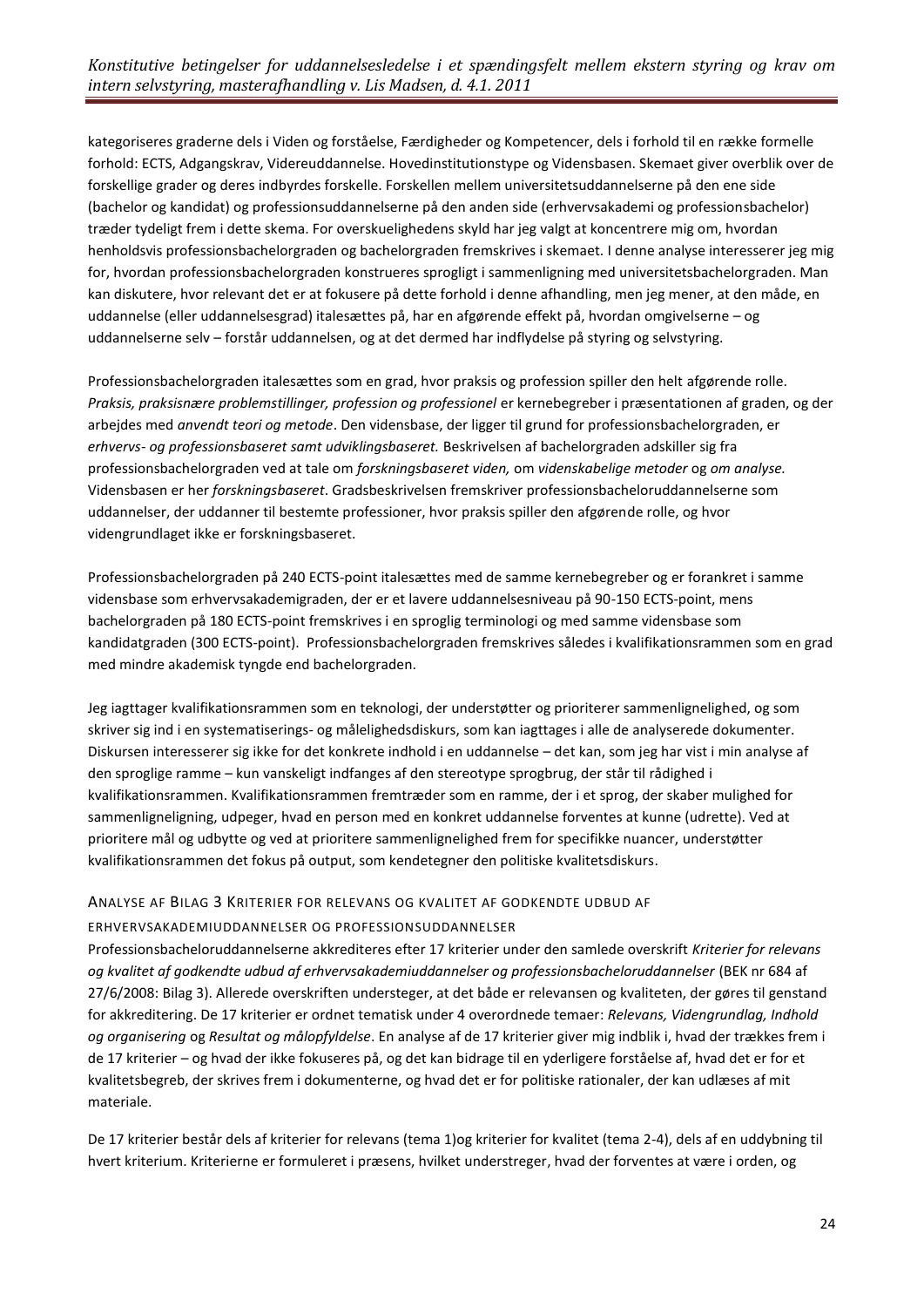kategoriseres graderne dels i Viden og forståelse, Færdigheder og Kompetencer, dels i forhold til en række formelle forhold: ECTS, Adgangskrav, Videreuddannelse. Hovedinstitutionstype og Vidensbasen. Skemaet giver overblik over de forskellige grader og deres indbyrdes forskelle. Forskellen mellem universitetsuddannelserne på den ene side (bachelor og kandidat) og professionsuddannelserne på den anden side (erhvervsakademi og professionsbachelor) træder tydeligt frem i dette skema. For overskuelighedens skyld har jeg valgt at koncentrere mig om, hvordan henholdsvis professionsbachelorgraden og bachelorgraden fremskrives i skemaet. I denne analyse interesserer jeg mig for, hvordan professionsbachelorgraden konstrueres sprogligt i sammenligning med universitetsbachelorgraden. Man kan diskutere, hvor relevant det er at fokusere på dette forhold i denne afhandling, men jeg mener, at den måde, en uddannelse (eller uddannelsesgrad) italesættes på, har en afgørende effekt på, hvordan omgivelserne – og uddannelserne selv – forstår uddannelsen, og at det dermed har indflydelse på styring og selvstyring.

Professionsbachelorgraden italesættes som en grad, hvor praksis og profession spiller den helt afgørende rolle. *Praksis, praksisnære problemstillinger, profession og professionel* er kernebegreber i præsentationen af graden, og der arbejdes med *anvendt teori og metode*. Den vidensbase, der ligger til grund for professionsbachelorgraden, er *erhvervs- og professionsbaseret samt udviklingsbaseret.* Beskrivelsen af bachelorgraden adskiller sig fra professionsbachelorgraden ved at tale om *forskningsbaseret viden,* om *videnskabelige metoder* og *om analyse.* Vidensbasen er her *forskningsbaseret*. Gradsbeskrivelsen fremskriver professionsbacheloruddannelserne som uddannelser, der uddanner til bestemte professioner, hvor praksis spiller den afgørende rolle, og hvor videngrundlaget ikke er forskningsbaseret.

Professionsbachelorgraden på 240 ECTS-point italesættes med de samme kernebegreber og er forankret i samme vidensbase som erhvervsakademigraden, der er et lavere uddannelsesniveau på 90-150 ECTS-point, mens bachelorgraden på 180 ECTS-point fremskrives i en sproglig terminologi og med samme vidensbase som kandidatgraden (300 ECTS-point). Professionsbachelorgraden fremskrives således i kvalifikationsrammen som en grad med mindre akademisk tyngde end bachelorgraden.

Jeg iagttager kvalifikationsrammen som en teknologi, der understøtter og prioriterer sammenlignelighed, og som skriver sig ind i en systematiserings- og målelighedsdiskurs, som kan iagttages i alle de analyserede dokumenter. Diskursen interesserer sig ikke for det konkrete indhold i en uddannelse – det kan, som jeg har vist i min analyse af den sproglige ramme – kun vanskeligt indfanges af den stereotype sprogbrug, der står til rådighed i kvalifikationsrammen. Kvalifikationsrammen fremtræder som en ramme, der i et sprog, der skaber mulighed for sammenligneligning, udpeger, hvad en person med en konkret uddannelse forventes at kunne (udrette). Ved at prioritere mål og udbytte og ved at prioritere sammenlignelighed frem for specifikke nuancer, understøtter kvalifikationsrammen det fokus på output, som kendetegner den politiske kvalitetsdiskurs.

### Analyse af Bilag 3 Kriterier for relevans og kvalitet af godkendte udbud af erhvervsakademiuddannelser og professionsuddannelser

Professionsbacheloruddannelserne akkrediteres efter 17 kriterier under den samlede overskrift *Kriterier for relevans og kvalitet af godkendte udbud af erhvervsakademiuddannelser og professionsbacheloruddannelser* (BEK nr 684 af 27/6/2008: Bilag 3). Allerede overskriften understeger, at det både er relevansen og kvaliteten, der gøres til genstand for akkreditering. De 17 kriterier er ordnet tematisk under 4 overordnede temaer: *Relevans, Videngrundlag, Indhold og organisering* og *Resultat og målopfyldelse*. En analyse af de 17 kriterier giver mig indblik i, hvad der trækkes frem i de 17 kriterier – og hvad der ikke fokuseres på, og det kan bidrage til en yderligere forståelse af, hvad det er for et kvalitetsbegreb, der skrives frem i dokumenterne, og hvad det er for politiske rationaler, der kan udlæses af mit materiale.

De 17 kriterier består dels af kriterier for relevans (tema 1)og kriterier for kvalitet (tema 2-4), dels af en uddybning til hvert kriterium. Kriterierne er formuleret i præsens, hvilket understreger, hvad der forventes at være i orden, og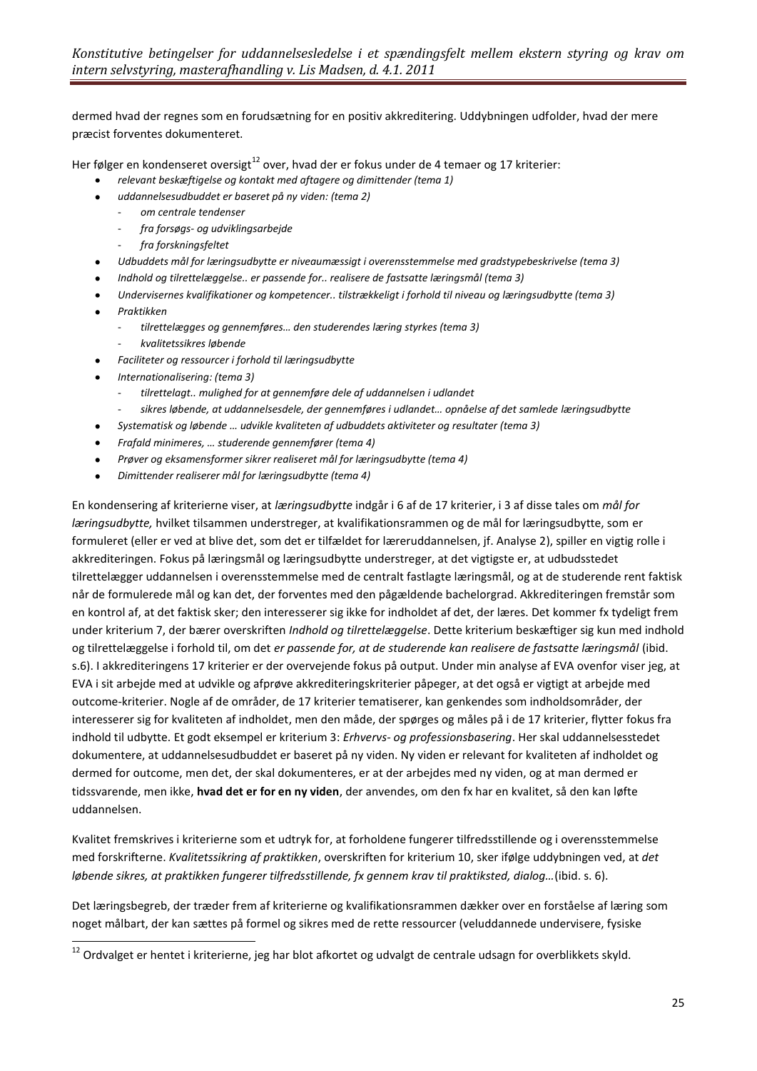dermed hvad der regnes som en forudsætning for en positiv akkreditering. Uddybningen udfolder, hvad der mere præcist forventes dokumenteret.

Her følger en kondenseret oversigt[12] over, hvad der er fokus under de 4 temaer og 17 kriterier:

- *relevant beskæftigelse og kontakt med aftagere og dimittender (tema 1)*
- *uddannelsesudbuddet er baseret på ny viden: (tema 2)*
  - *om centrale tendenser*
  - *fra forsøgs- og udviklingsarbejde*
  - *fra forskningsfeltet*
- *Udbuddets mål for læringsudbytte er niveaumæssigt i overensstemmelse med gradstypebeskrivelse (tema 3)*
- *Indhold og tilrettelæggelse.. er passende for.. realisere de fastsatte læringsmål (tema 3)*
- *Undervisernes kvalifikationer og kompetencer.. tilstrækkeligt i forhold til niveau og læringsudbytte (tema 3)*
- *Praktikken*
  - *tilrettelægges og gennemføres… den studerendes læring styrkes (tema 3)*
  - *kvalitetssikres løbende*
- *Faciliteter og ressourcer i forhold til læringsudbytte*
- *Internationalisering: (tema 3)*
  - *tilrettelagt.. mulighed for at gennemføre dele af uddannelsen i udlandet*
  - *sikres løbende, at uddannelsesdele, der gennemføres i udlandet… opnåelse af det samlede læringsudbytte*
- *Systematisk og løbende … udvikle kvaliteten af udbuddets aktiviteter og resultater (tema 3)*
- *Frafald minimeres, … studerende gennemfører (tema 4)*
- *Prøver og eksamensformer sikrer realiseret mål for læringsudbytte (tema 4)*
- *Dimittender realiserer mål for læringsudbytte (tema 4)*

En kondensering af kriterierne viser, at *læringsudbytte* indgår i 6 af de 17 kriterier, i 3 af disse tales om *mål for læringsudbytte,* hvilket tilsammen understreger, at kvalifikationsrammen og de mål for læringsudbytte, som er formuleret (eller er ved at blive det, som det er tilfældet for læreruddannelsen, jf. Analyse 2), spiller en vigtig rolle i akkrediteringen. Fokus på læringsmål og læringsudbytte understreger, at det vigtigste er, at udbudsstedet tilrettelægger uddannelsen i overensstemmelse med de centralt fastlagte læringsmål, og at de studerende rent faktisk når de formulerede mål og kan det, der forventes med den pågældende bachelorgrad. Akkrediteringen fremstår som en kontrol af, at det faktisk sker; den interesserer sig ikke for indholdet af det, der læres. Det kommer fx tydeligt frem under kriterium 7, der bærer overskriften *Indhold og tilrettelæggelse*. Dette kriterium beskæftiger sig kun med indhold og tilrettelæggelse i forhold til, om det *er passende for, at de studerende kan realisere de fastsatte læringsmål* (ibid. s.6). I akkrediteringens 17 kriterier er der overvejende fokus på output. Under min analyse af EVA ovenfor viser jeg, at EVA i sit arbejde med at udvikle og afprøve akkrediteringskriterier påpeger, at det også er vigtigt at arbejde med outcome-kriterier. Nogle af de områder, de 17 kriterier tematiserer, kan genkendes som indholdsområder, der interesserer sig for kvaliteten af indholdet, men den måde, der spørges og måles på i de 17 kriterier, flytter fokus fra indhold til udbytte. Et godt eksempel er kriterium 3: *Erhvervs- og professionsbasering*. Her skal uddannelsesstedet dokumentere, at uddannelsesudbuddet er baseret på ny viden. Ny viden er relevant for kvaliteten af indholdet og dermed for outcome, men det, der skal dokumenteres, er at der arbejdes med ny viden, og at man dermed er tidssvarende, men ikke, **hvad det er for en ny viden**, der anvendes, om den fx har en kvalitet, så den kan løfte uddannelsen.

Kvalitet fremskrives i kriterierne som et udtryk for, at forholdene fungerer tilfredsstillende og i overensstemmelse med forskrifterne. *Kvalitetssikring af praktikken*, overskriften for kriterium 10, sker ifølge uddybningen ved, at *det løbende sikres, at praktikken fungerer tilfredsstillende, fx gennem krav til praktiksted, dialog…*(ibid. s. 6).

Det læringsbegreb, der træder frem af kriterierne og kvalifikationsrammen dækker over en forståelse af læring som noget målbart, der kan sættes på formel og sikres med de rette ressourcer (veluddannede undervisere, fysiske

[12] Ordvalget er hentet i kriterierne, jeg har blot afkortet og udvalgt de centrale udsagn for overblikkets skyld.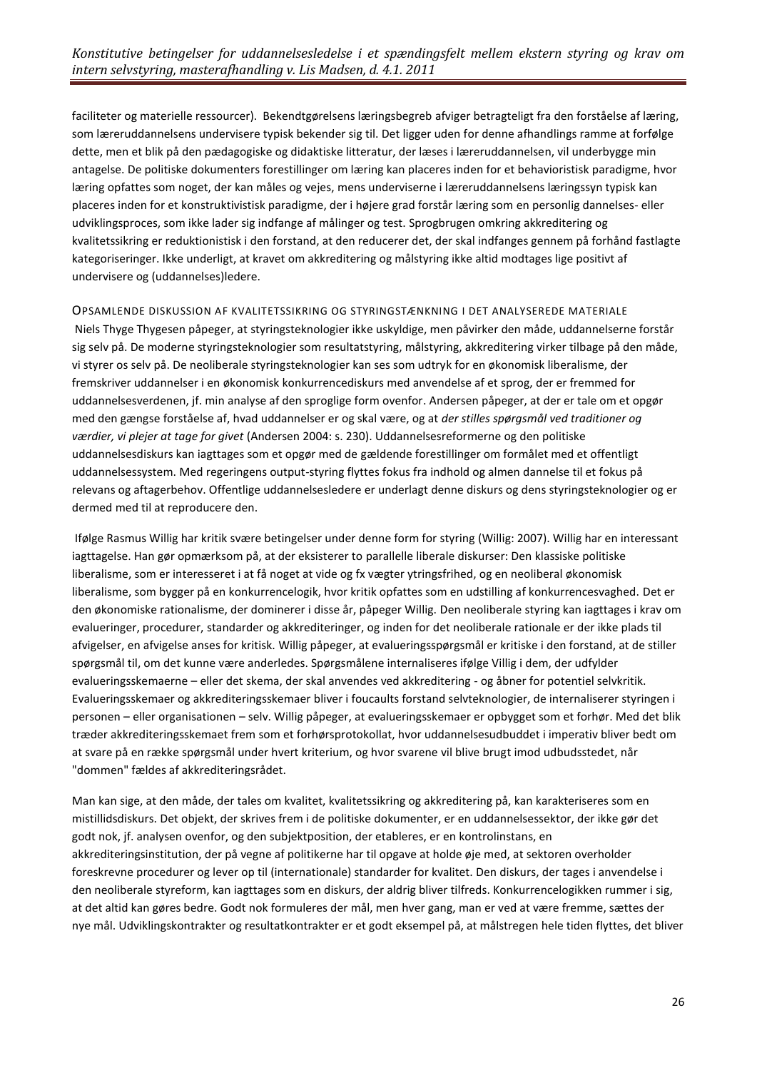faciliteter og materielle ressourcer). Bekendtgørelsens læringsbegreb afviger betragteligt fra den forståelse af læring, som læreruddannelsens undervisere typisk bekender sig til. Det ligger uden for denne afhandlings ramme at forfølge dette, men et blik på den pædagogiske og didaktiske litteratur, der læses i læreruddannelsen, vil underbygge min antagelse. De politiske dokumenters forestillinger om læring kan placeres inden for et behavioristisk paradigme, hvor læring opfattes som noget, der kan måles og vejes, mens underviserne i læreruddannelsens læringssyn typisk kan placeres inden for et konstruktivistisk paradigme, der i højere grad forstår læring som en personlig dannelses- eller udviklingsproces, som ikke lader sig indfange af målinger og test. Sprogbrugen omkring akkreditering og kvalitetssikring er reduktionistisk i den forstand, at den reducerer det, der skal indfanges gennem på forhånd fastlagte kategoriseringer. Ikke underligt, at kravet om akkreditering og målstyring ikke altid modtages lige positivt af undervisere og (uddannelses)ledere.

### Opsamlende diskussion af kvalitetssikring og styringstænkning i det analyserede materiale

Niels Thyge Thygesen påpeger, at styringsteknologier ikke uskyldige, men påvirker den måde, uddannelserne forstår sig selv på. De moderne styringsteknologier som resultatstyring, målstyring, akkreditering virker tilbage på den måde, vi styrer os selv på. De neoliberale styringsteknologier kan ses som udtryk for en økonomisk liberalisme, der fremskriver uddannelser i en økonomisk konkurrencediskurs med anvendelse af et sprog, der er fremmed for uddannelsesverdenen, jf. min analyse af den sproglige form ovenfor. Andersen påpeger, at der er tale om et opgør med den gængse forståelse af, hvad uddannelser er og skal være, og at *der stilles spørgsmål ved traditioner og værdier, vi plejer at tage for givet* (Andersen 2004: s. 230). Uddannelsesreformerne og den politiske uddannelsesdiskurs kan iagttages som et opgør med de gældende forestillinger om formålet med et offentligt uddannelsessystem. Med regeringens output-styring flyttes fokus fra indhold og almen dannelse til et fokus på relevans og aftagerbehov. Offentlige uddannelsesledere er underlagt denne diskurs og dens styringsteknologier og er dermed med til at reproducere den.

Ifølge Rasmus Willig har kritik svære betingelser under denne form for styring (Willig: 2007). Willig har en interessant iagttagelse. Han gør opmærksom på, at der eksisterer to parallelle liberale diskurser: Den klassiske politiske liberalisme, som er interesseret i at få noget at vide og fx vægter ytringsfrihed, og en neoliberal økonomisk liberalisme, som bygger på en konkurrencelogik, hvor kritik opfattes som en udstilling af konkurrencesvaghed. Det er den økonomiske rationalisme, der dominerer i disse år, påpeger Willig. Den neoliberale styring kan iagttages i krav om evalueringer, procedurer, standarder og akkrediteringer, og inden for det neoliberale rationale er der ikke plads til afvigelser, en afvigelse anses for kritisk. Willig påpeger, at evalueringsspørgsmål er kritiske i den forstand, at de stiller spørgsmål til, om det kunne være anderledes. Spørgsmålene internaliseres ifølge Villig i dem, der udfylder evalueringsskemaerne – eller det skema, der skal anvendes ved akkreditering - og åbner for potentiel selvkritik. Evalueringsskemaer og akkrediteringsskemaer bliver i foucaults forstand selvteknologier, de internaliserer styringen i personen – eller organisationen – selv. Willig påpeger, at evalueringsskemaer er opbygget som et forhør. Med det blik træder akkrediteringsskemaet frem som et forhørsprotokollat, hvor uddannelsesudbuddet i imperativ bliver bedt om at svare på en række spørgsmål under hvert kriterium, og hvor svarene vil blive brugt imod udbudsstedet, når "dommen" fældes af akkrediteringsrådet.

Man kan sige, at den måde, der tales om kvalitet, kvalitetssikring og akkreditering på, kan karakteriseres som en mistillidsdiskurs. Det objekt, der skrives frem i de politiske dokumenter, er en uddannelsessektor, der ikke gør det godt nok, jf. analysen ovenfor, og den subjektposition, der etableres, er en kontrolinstans, en akkrediteringsinstitution, der på vegne af politikerne har til opgave at holde øje med, at sektoren overholder foreskrevne procedurer og lever op til (internationale) standarder for kvalitet. Den diskurs, der tages i anvendelse i den neoliberale styreform, kan iagttages som en diskurs, der aldrig bliver tilfreds. Konkurrencelogikken rummer i sig, at det altid kan gøres bedre. Godt nok formuleres der mål, men hver gang, man er ved at være fremme, sættes der nye mål. Udviklingskontrakter og resultatkontrakter er et godt eksempel på, at målstregen hele tiden flyttes, det bliver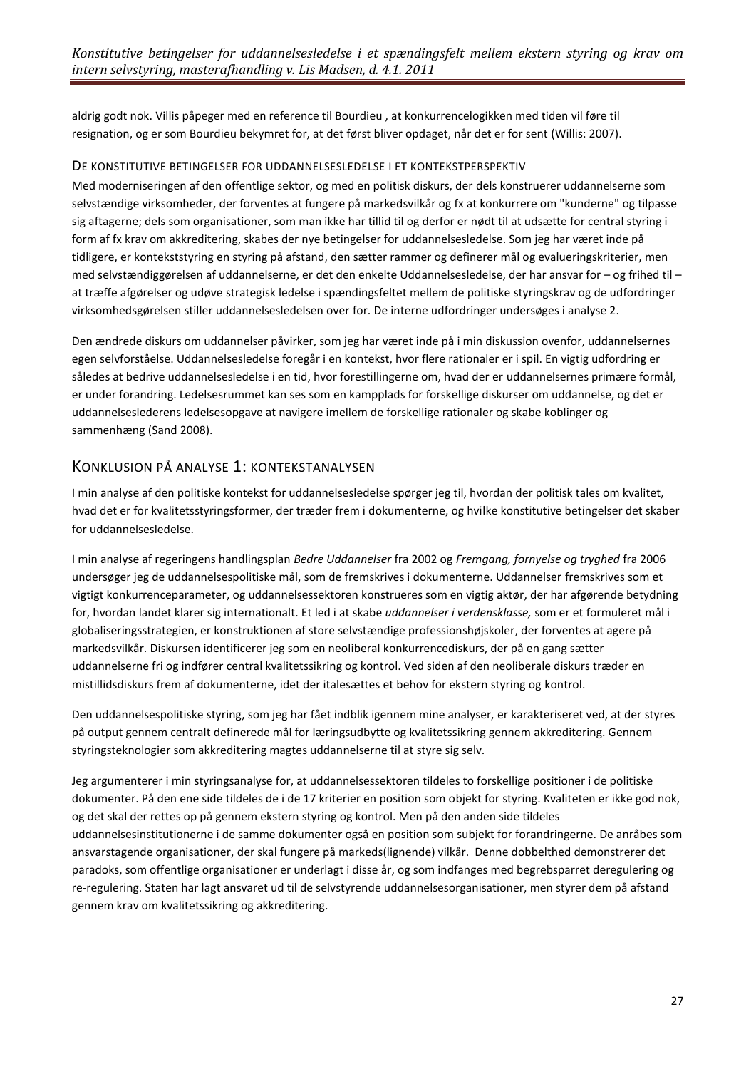aldrig godt nok. Villis påpeger med en reference til Bourdieu , at konkurrencelogikken med tiden vil føre til resignation, og er som Bourdieu bekymret for, at det først bliver opdaget, når det er for sent (Willis: 2007).

### De konstitutive betingelser for uddannelsesledelse i et kontekstperspektiv

Med moderniseringen af den offentlige sektor, og med en politisk diskurs, der dels konstruerer uddannelserne som selvstændige virksomheder, der forventes at fungere på markedsvilkår og fx at konkurrere om "kunderne" og tilpasse sig aftagerne; dels som organisationer, som man ikke har tillid til og derfor er nødt til at udsætte for central styring i form af fx krav om akkreditering, skabes der nye betingelser for uddannelsesledelse. Som jeg har været inde på tidligere, er kontekststyring en styring på afstand, den sætter rammer og definerer mål og evalueringskriterier, men med selvstændiggørelsen af uddannelserne, er det den enkelte Uddannelsesledelse, der har ansvar for – og frihed til – at træffe afgørelser og udøve strategisk ledelse i spændingsfeltet mellem de politiske styringskrav og de udfordringer virksomhedsgørelsen stiller uddannelsesledelsen over for. De interne udfordringer undersøges i analyse 2.

Den ændrede diskurs om uddannelser påvirker, som jeg har været inde på i min diskussion ovenfor, uddannelsernes egen selvforståelse. Uddannelsesledelse foregår i en kontekst, hvor flere rationaler er i spil. En vigtig udfordring er således at bedrive uddannelsesledelse i en tid, hvor forestillingerne om, hvad der er uddannelsernes primære formål, er under forandring. Ledelsesrummet kan ses som en kampplads for forskellige diskurser om uddannelse, og det er uddannelseslederens ledelsesopgave at navigere imellem de forskellige rationaler og skabe koblinger og sammenhæng (Sand 2008).

## Konklusion på analyse 1: kontekstanalysen

I min analyse af den politiske kontekst for uddannelsesledelse spørger jeg til, hvordan der politisk tales om kvalitet, hvad det er for kvalitetsstyringsformer, der træder frem i dokumenterne, og hvilke konstitutive betingelser det skaber for uddannelsesledelse.

I min analyse af regeringens handlingsplan *Bedre Uddannelser* fra 2002 og *Fremgang, fornyelse og tryghed* fra 2006 undersøger jeg de uddannelsespolitiske mål, som de fremskrives i dokumenterne. Uddannelser fremskrives som et vigtigt konkurrenceparameter, og uddannelsessektoren konstrueres som en vigtig aktør, der har afgørende betydning for, hvordan landet klarer sig internationalt. Et led i at skabe *uddannelser i verdensklasse,* som er et formuleret mål i globaliseringsstrategien, er konstruktionen af store selvstændige professionshøjskoler, der forventes at agere på markedsvilkår. Diskursen identificerer jeg som en neoliberal konkurrencediskurs, der på en gang sætter uddannelserne fri og indfører central kvalitetssikring og kontrol. Ved siden af den neoliberale diskurs træder en mistillidsdiskurs frem af dokumenterne, idet der italesættes et behov for ekstern styring og kontrol.

Den uddannelsespolitiske styring, som jeg har fået indblik igennem mine analyser, er karakteriseret ved, at der styres på output gennem centralt definerede mål for læringsudbytte og kvalitetssikring gennem akkreditering. Gennem styringsteknologier som akkreditering magtes uddannelserne til at styre sig selv.

Jeg argumenterer i min styringsanalyse for, at uddannelsessektoren tildeles to forskellige positioner i de politiske dokumenter. På den ene side tildeles de i de 17 kriterier en position som objekt for styring. Kvaliteten er ikke god nok, og det skal der rettes op på gennem ekstern styring og kontrol. Men på den anden side tildeles uddannelsesinstitutionerne i de samme dokumenter også en position som subjekt for forandringerne. De anråbes som ansvarstagende organisationer, der skal fungere på markeds(lignende) vilkår. Denne dobbelthed demonstrerer det paradoks, som offentlige organisationer er underlagt i disse år, og som indfanges med begrebsparret deregulering og re-regulering. Staten har lagt ansvaret ud til de selvstyrende uddannelsesorganisationer, men styrer dem på afstand gennem krav om kvalitetssikring og akkreditering.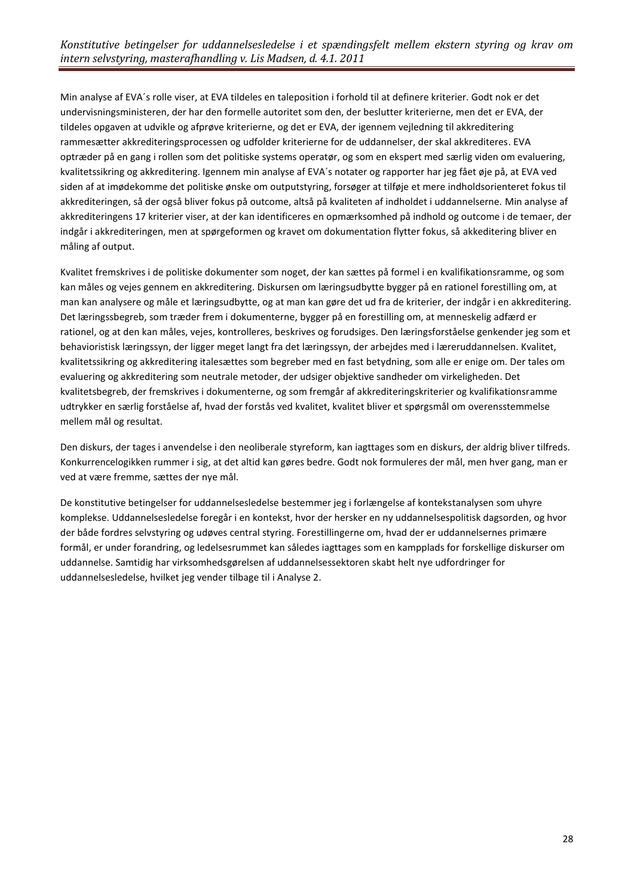Min analyse af EVA´s rolle viser, at EVA tildeles en taleposition i forhold til at definere kriterier. Godt nok er det undervisningsministeren, der har den formelle autoritet som den, der beslutter kriterierne, men det er EVA, der tildeles opgaven at udvikle og afprøve kriterierne, og det er EVA, der igennem vejledning til akkreditering rammesætter akkrediteringsprocessen og udfolder kriterierne for de uddannelser, der skal akkrediteres. EVA optræder på en gang i rollen som det politiske systems operatør, og som en ekspert med særlig viden om evaluering, kvalitetssikring og akkreditering. Igennem min analyse af EVA´s notater og rapporter har jeg fået øje på, at EVA ved siden af at imødekomme det politiske ønske om outputstyring, forsøger at tilføje et mere indholdsorienteret fokus til akkrediteringen, så der også bliver fokus på outcome, altså på kvaliteten af indholdet i uddannelserne. Min analyse af akkrediteringens 17 kriterier viser, at der kan identificeres en opmærksomhed på indhold og outcome i de temaer, der indgår i akkrediteringen, men at spørgeformen og kravet om dokumentation flytter fokus, så akkeditering bliver en måling af output.

Kvalitet fremskrives i de politiske dokumenter som noget, der kan sættes på formel i en kvalifikationsramme, og som kan måles og vejes gennem en akkreditering. Diskursen om læringsudbytte bygger på en rationel forestilling om, at man kan analysere og måle et læringsudbytte, og at man kan gøre det ud fra de kriterier, der indgår i en akkreditering. Det læringssbegreb, som træder frem i dokumenterne, bygger på en forestilling om, at menneskelig adfærd er rationel, og at den kan måles, vejes, kontrolleres, beskrives og forudsiges. Den læringsforståelse genkender jeg som et behavioristisk læringssyn, der ligger meget langt fra det læringssyn, der arbejdes med i læreruddannelsen. Kvalitet, kvalitetssikring og akkreditering italesættes som begreber med en fast betydning, som alle er enige om. Der tales om evaluering og akkreditering som neutrale metoder, der udsiger objektive sandheder om virkeligheden. Det kvalitetsbegreb, der fremskrives i dokumenterne, og som fremgår af akkrediteringskriterier og kvalifikationsramme udtrykker en særlig forståelse af, hvad der forstås ved kvalitet, kvalitet bliver et spørgsmål om overensstemmelse mellem mål og resultat.

Den diskurs, der tages i anvendelse i den neoliberale styreform, kan iagttages som en diskurs, der aldrig bliver tilfreds. Konkurrencelogikken rummer i sig, at det altid kan gøres bedre. Godt nok formuleres der mål, men hver gang, man er ved at være fremme, sættes der nye mål.

De konstitutive betingelser for uddannelsesledelse bestemmer jeg i forlængelse af kontekstanalysen som uhyre komplekse. Uddannelsesledelse foregår i en kontekst, hvor der hersker en ny uddannelsespolitisk dagsorden, og hvor der både fordres selvstyring og udøves central styring. Forestillingerne om, hvad der er uddannelsernes primære formål, er under forandring, og ledelsesrummet kan således iagttages som en kampplads for forskellige diskurser om uddannelse. Samtidig har virksomhedsgørelsen af uddannelsessektoren skabt helt nye udfordringer for uddannelsesledelse, hvilket jeg vender tilbage til i Analyse 2.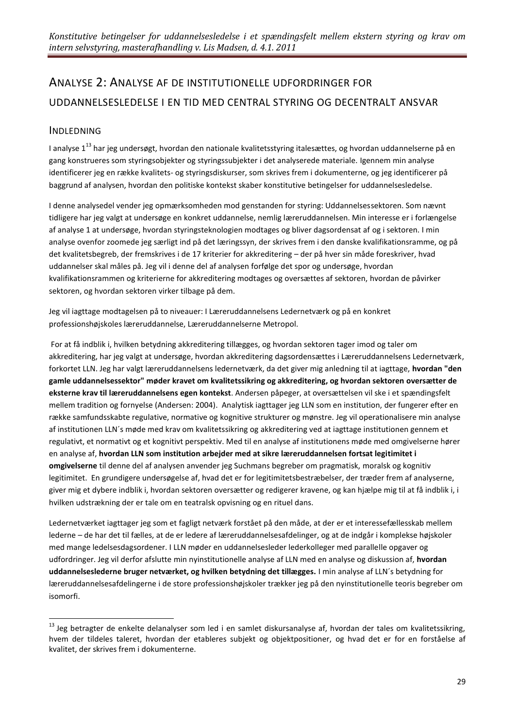## ANALYSE 2: ANALYSE AF DE INSTITUTIONELLE UDFORDRINGER FOR UDDANNELSESLEDELSE I EN TID MED CENTRAL STYRING OG DECENTRALT ANSVAR

### INDLEDNING

I analyse 1[13] har jeg undersøgt, hvordan den nationale kvalitetsstyring italesættes, og hvordan uddannelserne på en gang konstrueres som styringsobjekter og styringssubjekter i det analyserede materiale. Igennem min analyse identificerer jeg en række kvalitets- og styringsdiskurser, som skrives frem i dokumenterne, og jeg identificerer på baggrund af analysen, hvordan den politiske kontekst skaber konstitutive betingelser for uddannelsesledelse.

I denne analysedel vender jeg opmærksomheden mod genstanden for styring: Uddannelsessektoren. Som nævnt tidligere har jeg valgt at undersøge en konkret uddannelse, nemlig læreruddannelsen. Min interesse er i forlængelse af analyse 1 at undersøge, hvordan styringsteknologien modtages og bliver dagsordensat af og i sektoren. I min analyse ovenfor zoomede jeg særligt ind på det læringssyn, der skrives frem i den danske kvalifikationsramme, og på det kvalitetsbegreb, der fremskrives i de 17 kriterier for akkreditering – der på hver sin måde foreskriver, hvad uddannelser skal måles på. Jeg vil i denne del af analysen forfølge det spor og undersøge, hvordan kvalifikationsrammen og kriterierne for akkreditering modtages og oversættes af sektoren, hvordan de påvirker sektoren, og hvordan sektoren virker tilbage på dem.

Jeg vil iagttage modtagelsen på to niveauer: I Læreruddannelsens Ledernetværk og på en konkret professionshøjskoles læreruddannelse, Læreruddannelserne Metropol.

For at få indblik i, hvilken betydning akkreditering tillægges, og hvordan sektoren tager imod og taler om akkreditering, har jeg valgt at undersøge, hvordan akkreditering dagsordensættes i Læreruddannelsens Ledernetværk, forkortet LLN. Jeg har valgt læreruddannelsens ledernetværk, da det giver mig anledning til at iagttage, **hvordan "den gamle uddannelsessektor" møder kravet om kvalitetssikring og akkreditering, og hvordan sektoren oversætter de eksterne krav til læreruddannelsens egen kontekst**. Andersen påpeger, at oversættelsen vil ske i et spændingsfelt mellem tradition og fornyelse (Andersen: 2004). Analytisk iagttager jeg LLN som en institution, der fungerer efter en række samfundsskabte regulative, normative og kognitive strukturer og mønstre. Jeg vil operationalisere min analyse af institutionen LLN´s møde med krav om kvalitetssikring og akkreditering ved at iagttage institutionen gennem et regulativt, et normativt og et kognitivt perspektiv. Med til en analyse af institutionens møde med omgivelserne hører en analyse af, **hvordan LLN som institution arbejder med at sikre læreruddannelsen fortsat legitimitet i omgivelserne** til denne del af analysen anvender jeg Suchmans begreber om pragmatisk, moralsk og kognitiv legitimitet. En grundigere undersøgelse af, hvad det er for legitimitetsbestræbelser, der træder frem af analyserne, giver mig et dybere indblik i, hvordan sektoren oversætter og redigerer kravene, og kan hjælpe mig til at få indblik i, i hvilken udstrækning der er tale om en teatralsk opvisning og en rituel dans.

Ledernetværket iagttager jeg som et fagligt netværk forstået på den måde, at der er et interessefællesskab mellem lederne – de har det til fælles, at de er ledere af læreruddannelsesafdelinger, og at de indgår i komplekse højskoler med mange ledelsesdagsordener. I LLN møder en uddannelsesleder lederkolleger med parallelle opgaver og udfordringer. Jeg vil derfor afslutte min nyinstitutionelle analyse af LLN med en analyse og diskussion af, **hvordan uddannelseslederne bruger netværket, og hvilken betydning det tillægges.** I min analyse af LLN´s betydning for læreruddannelsesafdelingerne i de store professionshøjskoler trækker jeg på den nyinstitutionelle teoris begreber om isomorfi.

[13] Jeg betragter de enkelte delanalyser som led i en samlet diskursanalyse af, hvordan der tales om kvalitetssikring, hvem der tildeles taleret, hvordan der etableres subjekt og objektpositioner, og hvad det er for en forståelse af kvalitet, der skrives frem i dokumenterne.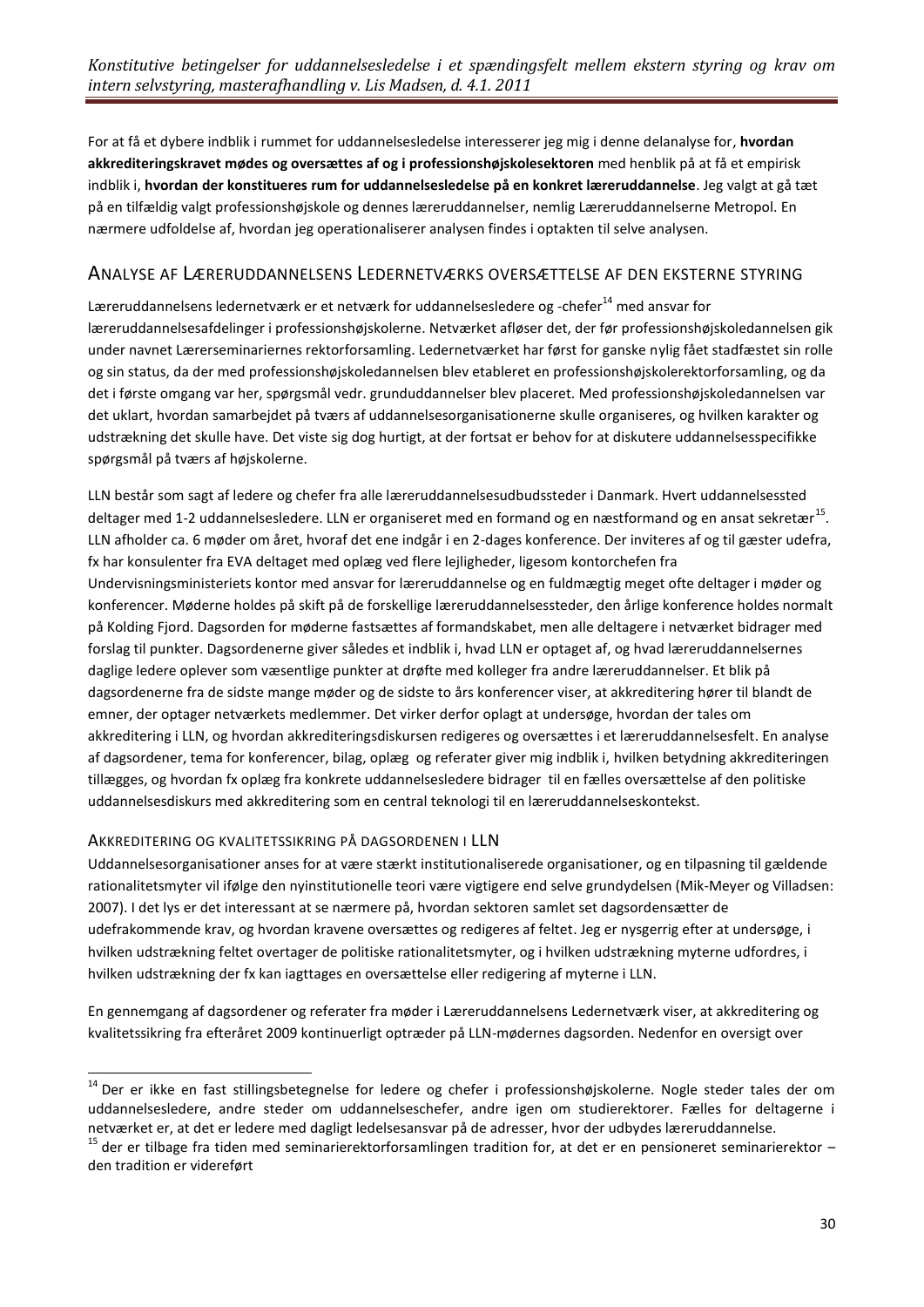For at få et dybere indblik i rummet for uddannelsesledelse interesserer jeg mig i denne delanalyse for, **hvordan akkrediteringskravet mødes og oversættes af og i professionshøjskolesektoren** med henblik på at få et empirisk indblik i, **hvordan der konstitueres rum for uddannelsesledelse på en konkret læreruddannelse**. Jeg valgt at gå tæt på en tilfældig valgt professionshøjskole og dennes læreruddannelser, nemlig Læreruddannelserne Metropol. En nærmere udfoldelse af, hvordan jeg operationaliserer analysen findes i optakten til selve analysen.

## Analyse af Læreruddannelsens Ledernetværks oversættelse af den eksterne styring

Læreruddannelsens ledernetværk er et netværk for uddannelsesledere og -chefer[14] med ansvar for læreruddannelsesafdelinger i professionshøjskolerne. Netværket afløser det, der før professionshøjskoledannelsen gik under navnet Lærerseminariernes rektorforsamling. Ledernetværket har først for ganske nylig fået stadfæstet sin rolle og sin status, da der med professionshøjskoledannelsen blev etableret en professionshøjskolerektorforsamling, og da det i første omgang var her, spørgsmål vedr. grunduddannelser blev placeret. Med professionshøjskoledannelsen var det uklart, hvordan samarbejdet på tværs af uddannelsesorganisationerne skulle organiseres, og hvilken karakter og udstrækning det skulle have. Det viste sig dog hurtigt, at der fortsat er behov for at diskutere uddannelsesspecifikke spørgsmål på tværs af højskolerne.

LLN består som sagt af ledere og chefer fra alle læreruddannelsesudbudssteder i Danmark. Hvert uddannelsessted deltager med 1-2 uddannelsesledere. LLN er organiseret med en formand og en næstformand og en ansat sekretær[15]. LLN afholder ca. 6 møder om året, hvoraf det ene indgår i en 2-dages konference. Der inviteres af og til gæster udefra, fx har konsulenter fra EVA deltaget med oplæg ved flere lejligheder, ligesom kontorchefen fra Undervisningsministeriets kontor med ansvar for læreruddannelse og en fuldmægtig meget ofte deltager i møder og konferencer. Møderne holdes på skift på de forskellige læreruddannelsessteder, den årlige konference holdes normalt på Kolding Fjord. Dagsorden for møderne fastsættes af formandskabet, men alle deltagere i netværket bidrager med forslag til punkter. Dagsordenerne giver således et indblik i, hvad LLN er optaget af, og hvad læreruddannelsernes daglige ledere oplever som væsentlige punkter at drøfte med kolleger fra andre læreruddannelser. Et blik på dagsordenerne fra de sidste mange møder og de sidste to års konferencer viser, at akkreditering hører til blandt de emner, der optager netværkets medlemmer. Det virker derfor oplagt at undersøge, hvordan der tales om akkreditering i LLN, og hvordan akkrediteringsdiskursen redigeres og oversættes i et læreruddannelsesfelt. En analyse af dagsordener, tema for konferencer, bilag, oplæg og referater giver mig indblik i, hvilken betydning akkrediteringen tillægges, og hvordan fx oplæg fra konkrete uddannelsesledere bidrager til en fælles oversættelse af den politiske uddannelsesdiskurs med akkreditering som en central teknologi til en læreruddannelseskontekst.

### Akkreditering og kvalitetssikring på dagsordenen i LLN

Uddannelsesorganisationer anses for at være stærkt institutionaliserede organisationer, og en tilpasning til gældende rationalitetsmyter vil ifølge den nyinstitutionelle teori være vigtigere end selve grundydelsen (Mik-Meyer og Villadsen: 2007). I det lys er det interessant at se nærmere på, hvordan sektoren samlet set dagsordensætter de udefrakommende krav, og hvordan kravene oversættes og redigeres af feltet. Jeg er nysgerrig efter at undersøge, i hvilken udstrækning feltet overtager de politiske rationalitetsmyter, og i hvilken udstrækning myterne udfordres, i hvilken udstrækning der fx kan iagttages en oversættelse eller redigering af myterne i LLN.

En gennemgang af dagsordener og referater fra møder i Læreruddannelsens Ledernetværk viser, at akkreditering og kvalitetssikring fra efteråret 2009 kontinuerligt optræder på LLN-mødernes dagsorden. Nedenfor en oversigt over

---

[14] Der er ikke en fast stillingsbetegnelse for ledere og chefer i professionshøjskolerne. Nogle steder tales der om uddannelsesledere, andre steder om uddannelseschefer, andre igen om studierektorer. Fælles for deltagerne i netværket er, at det er ledere med dagligt ledelsesansvar på de adresser, hvor der udbydes læreruddannelse.

[15] der er tilbage fra tiden med seminarierektorforsamlingen tradition for, at det er en pensioneret seminarierektor – den tradition er videreført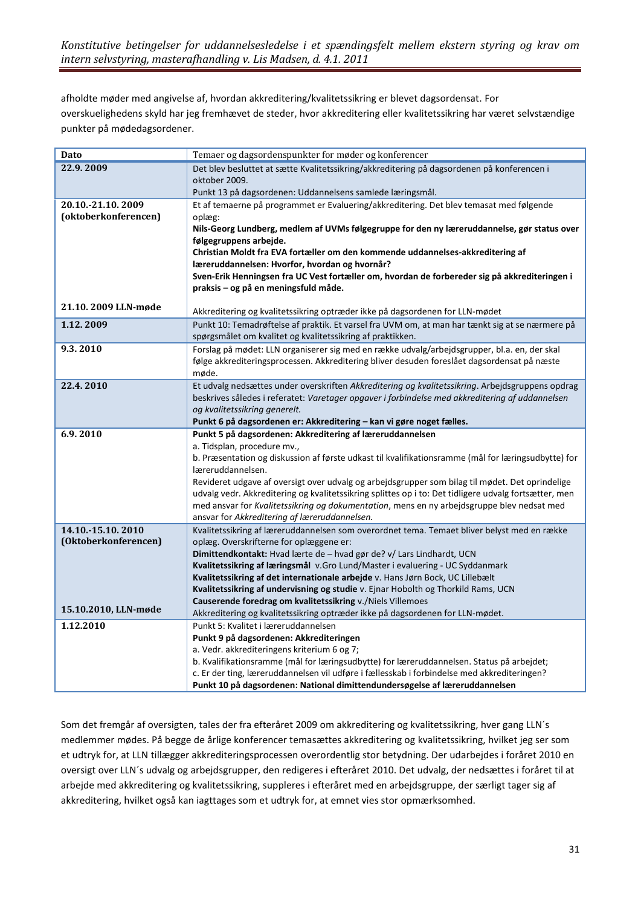afholdte møder med angivelse af, hvordan akkreditering/kvalitetssikring er blevet dagsordensat. For overskuelighedens skyld har jeg fremhævet de steder, hvor akkreditering eller kvalitetssikring har været selvstændige punkter på mødedagsordener.

| Dato | Temaer og dagsordenspunkter for møder og konferencer |
|---|---|
| **22.9. 2009** | Det blev besluttet at sætte Kvalitetssikring/akkreditering på dagsordenen på konferencen i oktober 2009. Punkt 13 på dagsordenen: Uddannelsens samlede læringsmål. |
| **20.10.-21.10. 2009 (oktoberkonferencen)** | Et af temaerne på programmet er Evaluering/akkreditering. Det blev temasat med følgende oplæg: **Nils-Georg Lundberg, medlem af UVMs følgegruppe for den ny læreruddannelse, gør status over følgegruppens arbejde.** **Christian Moldt fra EVA fortæller om den kommende uddannelses-akkreditering af læreruddannelsen: Hvorfor, hvordan og hvornår?** **Sven-Erik Henningsen fra UC Vest fortæller om, hvordan de forbereder sig på akkrediteringen i praksis – og på en meningsfuld måde.** |
| **21.10. 2009 LLN-møde** | Akkreditering og kvalitetssikring optræder ikke på dagsordenen for LLN-mødet |
| **1.12. 2009** | Punkt 10: Temadrøftelse af praktik. Et varsel fra UVM om, at man har tænkt sig at se nærmere på spørgsmålet om kvalitet og kvalitetssikring af praktikken. |
| **9.3. 2010** | Forslag på mødet: LLN organiserer sig med en række udvalg/arbejdsgrupper, bl.a. en, der skal følge akkrediteringsprocessen. Akkreditering bliver desuden foreslået dagsordensat på næste møde. |
| **22.4. 2010** | Et udvalg nedsættes under overskriften *Akkreditering og kvalitetssikring*. Arbejdsgruppens opdrag beskrives således i referatet: *Varetager opgaver i forbindelse med akkreditering af uddannelsen og kvalitetssikring generelt.* **Punkt 6 på dagsordenen er: Akkreditering – kan vi gøre noget fælles.** |
| **6.9. 2010** | **Punkt 5 på dagsordenen: Akkreditering af læreruddannelsen** a. Tidsplan, procedure mv., b. Præsentation og diskussion af første udkast til kvalifikationsramme (mål for læringsudbytte) for læreruddannelsen. Revideret udgave af oversigt over udvalg og arbejdsgrupper som bilag til mødet. Det oprindelige udvalg vedr. Akkreditering og kvalitetssikring splittes op i to: Det tidligere udvalg fortsætter, men med ansvar for *Kvalitetssikring og dokumentation*, mens en ny arbejdsgruppe blev nedsat med ansvar for *Akkreditering af læreruddannelsen.* |
| **14.10.-15.10. 2010 (Oktoberkonferencen)** | Kvalitetssikring af læreruddannelsen som overordnet tema. Temaet bliver belyst med en række oplæg. Overskrifterne for oplæggene er: **Dimittendkontakt:** Hvad lærte de – hvad gør de? v/ Lars Lindhardt, UCN **Kvalitetssikring af læringsmål** v.Gro Lund/Master i evaluering - UC Syddanmark **Kvalitetssikring af det internationale arbejde** v. Hans Jørn Bock, UC Lillebælt **Kvalitetssikring af undervisning og studie** v. Ejnar Hobolth og Thorkild Rams, UCN **Causerende foredrag om kvalitetssikring** v./Niels Villemoes |
| **15.10.2010, LLN-møde** | Akkreditering og kvalitetssikring optræder ikke på dagsordenen for LLN-mødet. |
| **1.12.2010** | Punkt 5: Kvalitet i læreruddannelsen **Punkt 9 på dagsordenen: Akkrediteringen** a. Vedr. akkrediteringens kriterium 6 og 7; b. Kvalifikationsramme (mål for læringsudbytte) for læreruddannelsen. Status på arbejdet; c. Er der ting, læreruddannelsen vil udføre i fællesskab i forbindelse med akkrediteringen? **Punkt 10 på dagsordenen: National dimittendundersøgelse af læreruddannelsen** |

Som det fremgår af oversigten, tales der fra efteråret 2009 om akkreditering og kvalitetssikring, hver gang LLN´s medlemmer mødes. På begge de årlige konferencer temasættes akkreditering og kvalitetssikring, hvilket jeg ser som et udtryk for, at LLN tillægger akkrediteringsprocessen overordentlig stor betydning. Der udarbejdes i foråret 2010 en oversigt over LLN´s udvalg og arbejdsgrupper, den redigeres i efteråret 2010. Det udvalg, der nedsættes i foråret til at arbejde med akkreditering og kvalitetssikring, suppleres i efteråret med en arbejdsgruppe, der særligt tager sig af akkreditering, hvilket også kan iagttages som et udtryk for, at emnet vies stor opmærksomhed.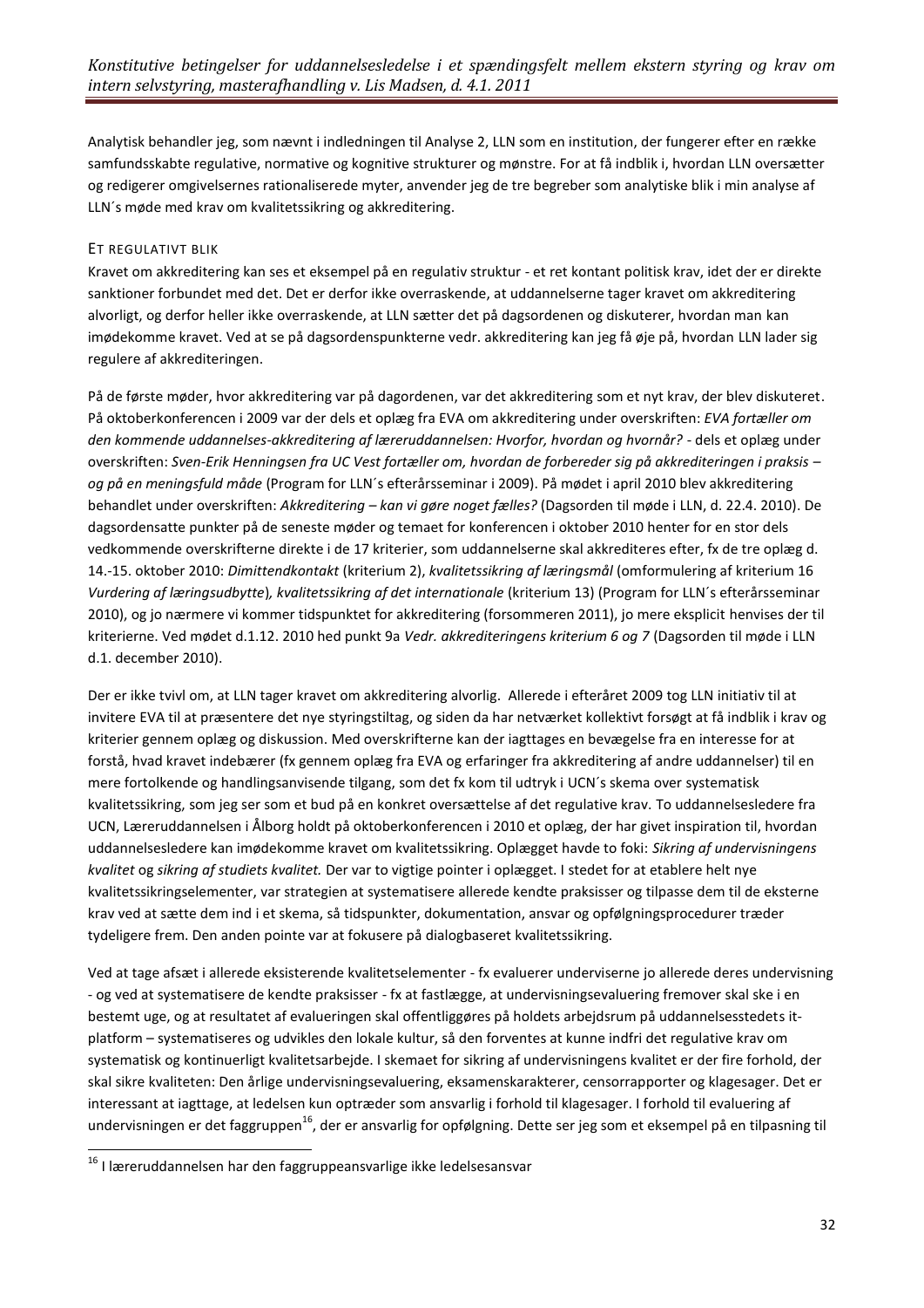Analytisk behandler jeg, som nævnt i indledningen til Analyse 2, LLN som en institution, der fungerer efter en række samfundsskabte regulative, normative og kognitive strukturer og mønstre. For at få indblik i, hvordan LLN oversætter og redigerer omgivelsernes rationaliserede myter, anvender jeg de tre begreber som analytiske blik i min analyse af LLN´s møde med krav om kvalitetssikring og akkreditering.

### ET REGULATIVT BLIK

Kravet om akkreditering kan ses et eksempel på en regulativ struktur - et ret kontant politisk krav, idet der er direkte sanktioner forbundet med det. Det er derfor ikke overraskende, at uddannelserne tager kravet om akkreditering alvorligt, og derfor heller ikke overraskende, at LLN sætter det på dagsordenen og diskuterer, hvordan man kan imødekomme kravet. Ved at se på dagsordenspunkterne vedr. akkreditering kan jeg få øje på, hvordan LLN lader sig regulere af akkrediteringen.

På de første møder, hvor akkreditering var på dagordenen, var det akkreditering som et nyt krav, der blev diskuteret. På oktoberkonferencen i 2009 var der dels et oplæg fra EVA om akkreditering under overskriften: *EVA fortæller om den kommende uddannelses-akkreditering af læreruddannelsen: Hvorfor, hvordan og hvornår?* - dels et oplæg under overskriften: *Sven-Erik Henningsen fra UC Vest fortæller om, hvordan de forbereder sig på akkrediteringen i praksis – og på en meningsfuld måde* (Program for LLN´s efterårsseminar i 2009). På mødet i april 2010 blev akkreditering behandlet under overskriften: *Akkreditering – kan vi gøre noget fælles?* (Dagsorden til møde i LLN, d. 22.4. 2010). De dagsordensatte punkter på de seneste møder og temaet for konferencen i oktober 2010 henter for en stor dels vedkommende overskrifterne direkte i de 17 kriterier, som uddannelserne skal akkrediteres efter, fx de tre oplæg d. 14.-15. oktober 2010: *Dimittendkontakt* (kriterium 2), *kvalitetssikring af læringsmål* (omformulering af kriterium 16 *Vurdering af læringsudbytte*), *kvalitetssikring af det internationale* (kriterium 13) (Program for LLN´s efterårsseminar 2010), og jo nærmere vi kommer tidspunktet for akkreditering (forsommeren 2011), jo mere eksplicit henvises der til kriterierne. Ved mødet d.1.12. 2010 hed punkt 9a *Vedr. akkrediteringens kriterium 6 og 7* (Dagsorden til møde i LLN d.1. december 2010).

Der er ikke tvivl om, at LLN tager kravet om akkreditering alvorlig. Allerede i efteråret 2009 tog LLN initiativ til at invitere EVA til at præsentere det nye styringstiltag, og siden da har netværket kollektivt forsøgt at få indblik i krav og kriterier gennem oplæg og diskussion. Med overskrifterne kan der iagttages en bevægelse fra en interesse for at forstå, hvad kravet indebærer (fx gennem oplæg fra EVA og erfaringer fra akkreditering af andre uddannelser) til en mere fortolkende og handlingsanvisende tilgang, som det fx kom til udtryk i UCN´s skema over systematisk kvalitetssikring, som jeg ser som et bud på en konkret oversættelse af det regulative krav. To uddannelsesledere fra UCN, Læreruddannelsen i Ålborg holdt på oktoberkonferencen i 2010 et oplæg, der har givet inspiration til, hvordan uddannelsesledere kan imødekomme kravet om kvalitetssikring. Oplægget havde to foki: *Sikring af undervisningens kvalitet* og *sikring af studiets kvalitet.* Der var to vigtige pointer i oplægget. I stedet for at etablere helt nye kvalitetssikringselementer, var strategien at systematisere allerede kendte praksisser og tilpasse dem til de eksterne krav ved at sætte dem ind i et skema, så tidspunkter, dokumentation, ansvar og opfølgningsprocedurer træder tydeligere frem. Den anden pointe var at fokusere på dialogbaseret kvalitetssikring.

Ved at tage afsæt i allerede eksisterende kvalitetselementer - fx evaluerer underviserne jo allerede deres undervisning - og ved at systematisere de kendte praksisser - fx at fastlægge, at undervisningsevaluering fremover skal ske i en bestemt uge, og at resultatet af evalueringen skal offentliggøres på holdets arbejdsrum på uddannelsesstedets it-platform – systematiseres og udvikles den lokale kultur, så den forventes at kunne indfri det regulative krav om systematisk og kontinuerligt kvalitetsarbejde. I skemaet for sikring af undervisningens kvalitet er der fire forhold, der skal sikre kvaliteten: Den årlige undervisningsevaluering, eksamenskarakterer, censorrapporter og klagesager. Det er interessant at iagttage, at ledelsen kun optræder som ansvarlig i forhold til klagesager. I forhold til evaluering af undervisningen er det faggruppen[16], der er ansvarlig for opfølgning. Dette ser jeg som et eksempel på en tilpasning til

[16] I læreruddannelsen har den faggruppeansvarlige ikke ledelsesansvar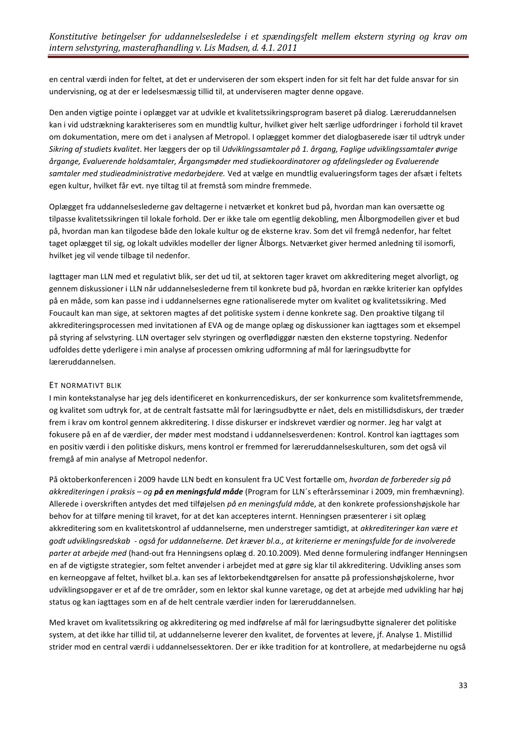en central værdi inden for feltet, at det er underviseren der som ekspert inden for sit felt har det fulde ansvar for sin undervisning, og at der er ledelsesmæssig tillid til, at underviseren magter denne opgave.

Den anden vigtige pointe i oplægget var at udvikle et kvalitetssikringsprogram baseret på dialog. Læreruddannelsen kan i vid udstrækning karakteriseres som en mundtlig kultur, hvilket giver helt særlige udfordringer i forhold til kravet om dokumentation, mere om det i analysen af Metropol. I oplægget kommer det dialogbaserede især til udtryk under *Sikring af studiets kvalitet*. Her læggers der op til *Udviklingssamtaler på 1. årgang, Faglige udviklingssamtaler øvrige årgange, Evaluerende holdsamtaler, Årgangsmøder med studiekoordinatorer og afdelingsleder og Evaluerende samtaler med studieadministrative medarbejdere.* Ved at vælge en mundtlig evalueringsform tages der afsæt i feltets egen kultur, hvilket får evt. nye tiltag til at fremstå som mindre fremmede.

Oplægget fra uddannelseslederne gav deltagerne i netværket et konkret bud på, hvordan man kan oversætte og tilpasse kvalitetssikringen til lokale forhold. Der er ikke tale om egentlig dekobling, men Ålborgmodellen giver et bud på, hvordan man kan tilgodese både den lokale kultur og de eksterne krav. Som det vil fremgå nedenfor, har feltet taget oplægget til sig, og lokalt udvikles modeller der ligner Ålborgs. Netværket giver hermed anledning til isomorfi, hvilket jeg vil vende tilbage til nedenfor.

Iagttager man LLN med et regulativt blik, ser det ud til, at sektoren tager kravet om akkreditering meget alvorligt, og gennem diskussioner i LLN når uddannelseslederne frem til konkrete bud på, hvordan en række kriterier kan opfyldes på en måde, som kan passe ind i uddannelsernes egne rationaliserede myter om kvalitet og kvalitetssikring. Med Foucault kan man sige, at sektoren magtes af det politiske system i denne konkrete sag. Den proaktive tilgang til akkrediteringsprocessen med invitationen af EVA og de mange oplæg og diskussioner kan iagttages som et eksempel på styring af selvstyring. LLN overtager selv styringen og overflødiggør næsten den eksterne topstyring. Nedenfor udfoldes dette yderligere i min analyse af processen omkring udformning af mål for læringsudbytte for læreruddannelsen.

### ET NORMATIVT BLIK

I min kontekstanalyse har jeg dels identificeret en konkurrencediskurs, der ser konkurrence som kvalitetsfremmende, og kvalitet som udtryk for, at de centralt fastsatte mål for læringsudbytte er nået, dels en mistillidsdiskurs, der træder frem i krav om kontrol gennem akkreditering. I disse diskurser er indskrevet værdier og normer. Jeg har valgt at fokusere på en af de værdier, der møder mest modstand i uddannelsesverdenen: Kontrol. Kontrol kan iagttages som en positiv værdi i den politiske diskurs, mens kontrol er fremmed for læreruddannelseskulturen, som det også vil fremgå af min analyse af Metropol nedenfor.

På oktoberkonferencen i 2009 havde LLN bedt en konsulent fra UC Vest fortælle om, *hvordan de forbereder sig på akkrediteringen i praksis – og* ***på en meningsfuld måde*** (Program for LLN´s efterårsseminar i 2009, min fremhævning). Allerede i overskriften antydes det med tilføjelsen *på en meningsfuld måd*e, at den konkrete professionshøjskole har behov for at tilføre mening til kravet, for at det kan accepteres internt. Henningsen præsenterer i sit oplæg akkreditering som en kvalitetskontrol af uddannelserne, men understreger samtidigt, at *akkrediteringer kan være et godt udviklingsredskab - også for uddannelserne. Det kræver bl.a., at kriterierne er meningsfulde for de involverede parter at arbejde med* (hand-out fra Henningsens oplæg d. 20.10.2009). Med denne formulering indfanger Henningsen en af de vigtigste strategier, som feltet anvender i arbejdet med at gøre sig klar til akkreditering. Udvikling anses som en kerneopgave af feltet, hvilket bl.a. kan ses af lektorbekendtgørelsen for ansatte på professionshøjskolerne, hvor udviklingsopgaver er et af de tre områder, som en lektor skal kunne varetage, og det at arbejde med udvikling har høj status og kan iagttages som en af de helt centrale værdier inden for læreruddannelsen.

Med kravet om kvalitetssikring og akkreditering og med indførelse af mål for læringsudbytte signalerer det politiske system, at det ikke har tillid til, at uddannelserne leverer den kvalitet, de forventes at levere, jf. Analyse 1. Mistillid strider mod en central værdi i uddannelsessektoren. Der er ikke tradition for at kontrollere, at medarbejderne nu også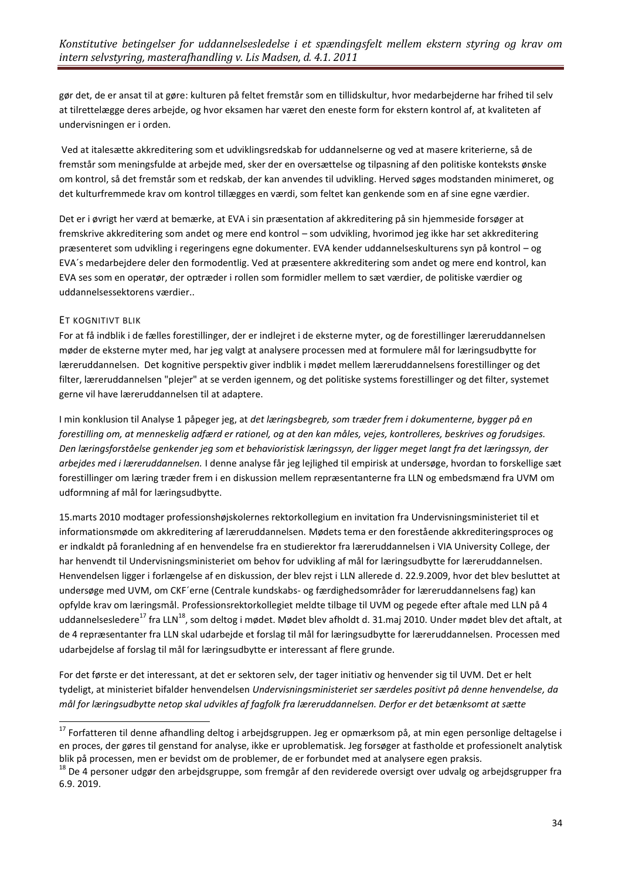gør det, de er ansat til at gøre: kulturen på feltet fremstår som en tillidskultur, hvor medarbejderne har frihed til selv at tilrettelægge deres arbejde, og hvor eksamen har været den eneste form for ekstern kontrol af, at kvaliteten af undervisningen er i orden.

Ved at italesætte akkreditering som et udviklingsredskab for uddannelserne og ved at masere kriterierne, så de fremstår som meningsfulde at arbejde med, sker der en oversættelse og tilpasning af den politiske konteksts ønske om kontrol, så det fremstår som et redskab, der kan anvendes til udvikling. Herved søges modstanden minimeret, og det kulturfremmede krav om kontrol tillægges en værdi, som feltet kan genkende som en af sine egne værdier.

Det er i øvrigt her værd at bemærke, at EVA i sin præsentation af akkreditering på sin hjemmeside forsøger at fremskrive akkreditering som andet og mere end kontrol – som udvikling, hvorimod jeg ikke har set akkreditering præsenteret som udvikling i regeringens egne dokumenter. EVA kender uddannelseskulturens syn på kontrol – og EVA´s medarbejdere deler den formodentlig. Ved at præsentere akkreditering som andet og mere end kontrol, kan EVA ses som en operatør, der optræder i rollen som formidler mellem to sæt værdier, de politiske værdier og uddannelsessektorens værdier..

### ET KOGNITIVT BLIK

For at få indblik i de fælles forestillinger, der er indlejret i de eksterne myter, og de forestillinger læreruddannelsen møder de eksterne myter med, har jeg valgt at analysere processen med at formulere mål for læringsudbytte for læreruddannelsen. Det kognitive perspektiv giver indblik i mødet mellem læreruddannelsens forestillinger og det filter, læreruddannelsen "plejer" at se verden igennem, og det politiske systems forestillinger og det filter, systemet gerne vil have læreruddannelsen til at adaptere.

I min konklusion til Analyse 1 påpeger jeg, at *det læringsbegreb, som træder frem i dokumenterne, bygger på en forestilling om, at menneskelig adfærd er rationel, og at den kan måles, vejes, kontrolleres, beskrives og forudsiges. Den læringsforståelse genkender jeg som et behavioristisk læringssyn, der ligger meget langt fra det læringssyn, der arbejdes med i læreruddannelsen.* I denne analyse får jeg lejlighed til empirisk at undersøge, hvordan to forskellige sæt forestillinger om læring træder frem i en diskussion mellem repræsentanterne fra LLN og embedsmænd fra UVM om udformning af mål for læringsudbytte.

15.marts 2010 modtager professionshøjskolernes rektorkollegium en invitation fra Undervisningsministeriet til et informationsmøde om akkreditering af læreruddannelsen. Mødets tema er den forestående akkrediteringsproces og er indkaldt på foranledning af en henvendelse fra en studierektor fra læreruddannelsen i VIA University College, der har henvendt til Undervisningsministeriet om behov for udvikling af mål for læringsudbytte for læreruddannelsen. Henvendelsen ligger i forlængelse af en diskussion, der blev rejst i LLN allerede d. 22.9.2009, hvor det blev besluttet at undersøge med UVM, om CKF´erne (Centrale kundskabs- og færdighedsområder for læreruddannelsens fag) kan opfylde krav om læringsmål. Professionsrektorkollegiet meldte tilbage til UVM og pegede efter aftale med LLN på 4 uddannelsesledere[17] fra LLN[18], som deltog i mødet. Mødet blev afholdt d. 31.maj 2010. Under mødet blev det aftalt, at de 4 repræsentanter fra LLN skal udarbejde et forslag til mål for læringsudbytte for læreruddannelsen. Processen med udarbejdelse af forslag til mål for læringsudbytte er interessant af flere grunde.

For det første er det interessant, at det er sektoren selv, der tager initiativ og henvender sig til UVM. Det er helt tydeligt, at ministeriet bifalder henvendelsen *Undervisningsministeriet ser særdeles positivt på denne henvendelse, da mål for læringsudbytte netop skal udvikles af fagfolk fra læreruddannelsen. Derfor er det betænksomt at sætte*

---

[17] Forfatteren til denne afhandling deltog i arbejdsgruppen. Jeg er opmærksom på, at min egen personlige deltagelse i en proces, der gøres til genstand for analyse, ikke er uproblematisk. Jeg forsøger at fastholde et professionelt analytisk blik på processen, men er bevidst om de problemer, de er forbundet med at analysere egen praksis.

[18] De 4 personer udgør den arbejdsgruppe, som fremgår af den reviderede oversigt over udvalg og arbejdsgrupper fra 6.9. 2019.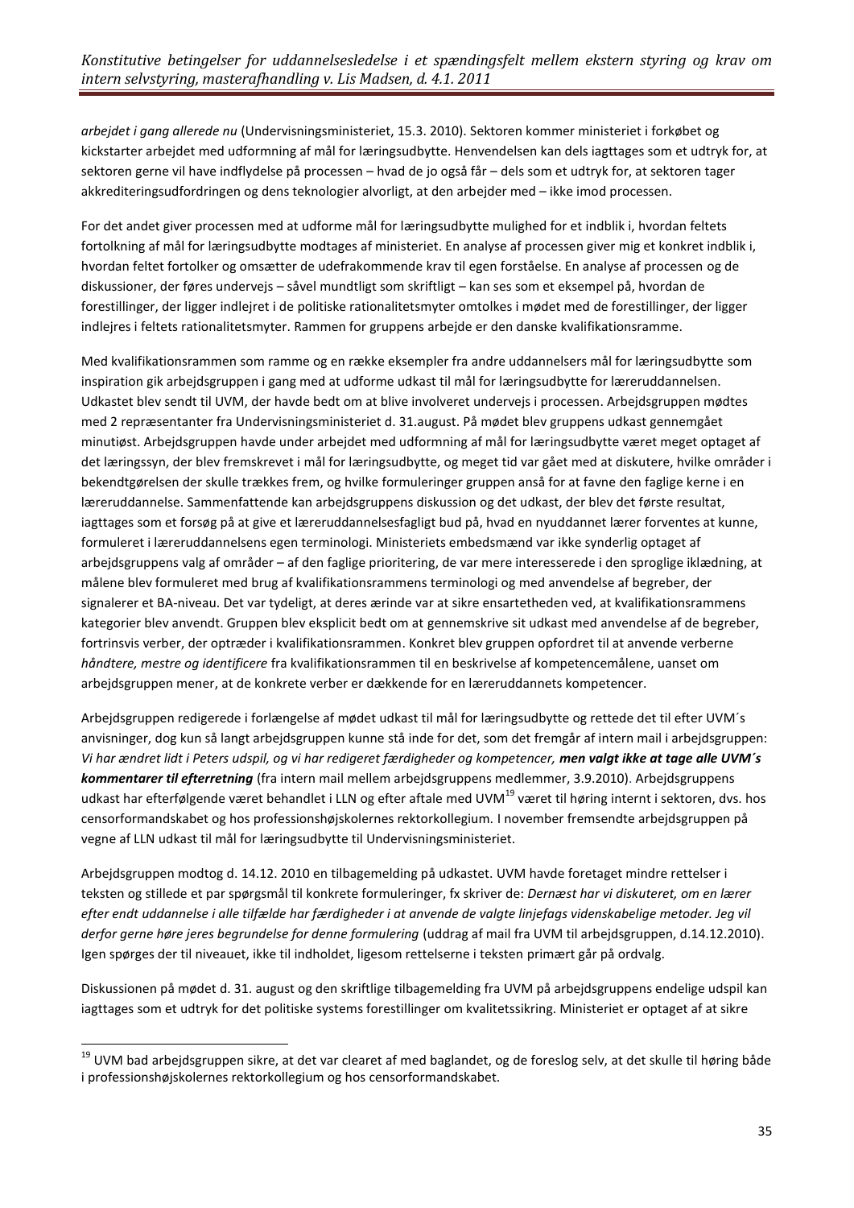*arbejdet i gang allerede nu* (Undervisningsministeriet, 15.3. 2010). Sektoren kommer ministeriet i forkøbet og kickstarter arbejdet med udformning af mål for læringsudbytte. Henvendelsen kan dels iagttages som et udtryk for, at sektoren gerne vil have indflydelse på processen – hvad de jo også får – dels som et udtryk for, at sektoren tager akkrediteringsudfordringen og dens teknologier alvorligt, at den arbejder med – ikke imod processen.

For det andet giver processen med at udforme mål for læringsudbytte mulighed for et indblik i, hvordan feltets fortolkning af mål for læringsudbytte modtages af ministeriet. En analyse af processen giver mig et konkret indblik i, hvordan feltet fortolker og omsætter de udefrakommende krav til egen forståelse. En analyse af processen og de diskussioner, der føres undervejs – såvel mundtligt som skriftligt – kan ses som et eksempel på, hvordan de forestillinger, der ligger indlejret i de politiske rationalitetsmyter omtolkes i mødet med de forestillinger, der ligger indlejres i feltets rationalitetsmyter. Rammen for gruppens arbejde er den danske kvalifikationsramme.

Med kvalifikationsrammen som ramme og en række eksempler fra andre uddannelsers mål for læringsudbytte som inspiration gik arbejdsgruppen i gang med at udforme udkast til mål for læringsudbytte for læreruddannelsen. Udkastet blev sendt til UVM, der havde bedt om at blive involveret undervejs i processen. Arbejdsgruppen mødtes med 2 repræsentanter fra Undervisningsministeriet d. 31.august. På mødet blev gruppens udkast gennemgået minutiøst. Arbejdsgruppen havde under arbejdet med udformning af mål for læringsudbytte været meget optaget af det læringssyn, der blev fremskrevet i mål for læringsudbytte, og meget tid var gået med at diskutere, hvilke områder i bekendtgørelsen der skulle trækkes frem, og hvilke formuleringer gruppen anså for at favne den faglige kerne i en læreruddannelse. Sammenfattende kan arbejdsgruppens diskussion og det udkast, der blev det første resultat, iagttages som et forsøg på at give et læreruddannelsesfagligt bud på, hvad en nyuddannet lærer forventes at kunne, formuleret i læreruddannelsens egen terminologi. Ministeriets embedsmænd var ikke synderlig optaget af arbejdsgruppens valg af områder – af den faglige prioritering, de var mere interesserede i den sproglige iklædning, at målene blev formuleret med brug af kvalifikationsrammens terminologi og med anvendelse af begreber, der signalerer et BA-niveau. Det var tydeligt, at deres ærinde var at sikre ensartetheden ved, at kvalifikationsrammens kategorier blev anvendt. Gruppen blev eksplicit bedt om at gennemskrive sit udkast med anvendelse af de begreber, fortrinsvis verber, der optræder i kvalifikationsrammen. Konkret blev gruppen opfordret til at anvende verberne *håndtere, mestre og identificere* fra kvalifikationsrammen til en beskrivelse af kompetencemålene, uanset om arbejdsgruppen mener, at de konkrete verber er dækkende for en læreruddannets kompetencer.

Arbejdsgruppen redigerede i forlængelse af mødet udkast til mål for læringsudbytte og rettede det til efter UVM´s anvisninger, dog kun så langt arbejdsgruppen kunne stå inde for det, som det fremgår af intern mail i arbejdsgruppen: *Vi har ændret lidt i Peters udspil, og vi har redigeret færdigheder og kompetencer,* ***men valgt ikke at tage alle UVM´s kommentarer til efterretning*** (fra intern mail mellem arbejdsgruppens medlemmer, 3.9.2010). Arbejdsgruppens udkast har efterfølgende været behandlet i LLN og efter aftale med UVM[19] været til høring internt i sektoren, dvs. hos censorformandskabet og hos professionshøjskolernes rektorkollegium. I november fremsendte arbejdsgruppen på vegne af LLN udkast til mål for læringsudbytte til Undervisningsministeriet.

Arbejdsgruppen modtog d. 14.12. 2010 en tilbagemelding på udkastet. UVM havde foretaget mindre rettelser i teksten og stillede et par spørgsmål til konkrete formuleringer, fx skriver de: *Dernæst har vi diskuteret, om en lærer efter endt uddannelse i alle tilfælde har færdigheder i at anvende de valgte linjefags videnskabelige metoder. Jeg vil derfor gerne høre jeres begrundelse for denne formulering* (uddrag af mail fra UVM til arbejdsgruppen, d.14.12.2010). Igen spørges der til niveauet, ikke til indholdet, ligesom rettelserne i teksten primært går på ordvalg.

Diskussionen på mødet d. 31. august og den skriftlige tilbagemelding fra UVM på arbejdsgruppens endelige udspil kan iagttages som et udtryk for det politiske systems forestillinger om kvalitetssikring. Ministeriet er optaget af at sikre

---

[19] UVM bad arbejdsgruppen sikre, at det var clearet af med baglandet, og de foreslog selv, at det skulle til høring både i professionshøjskolernes rektorkollegium og hos censorformandskabet.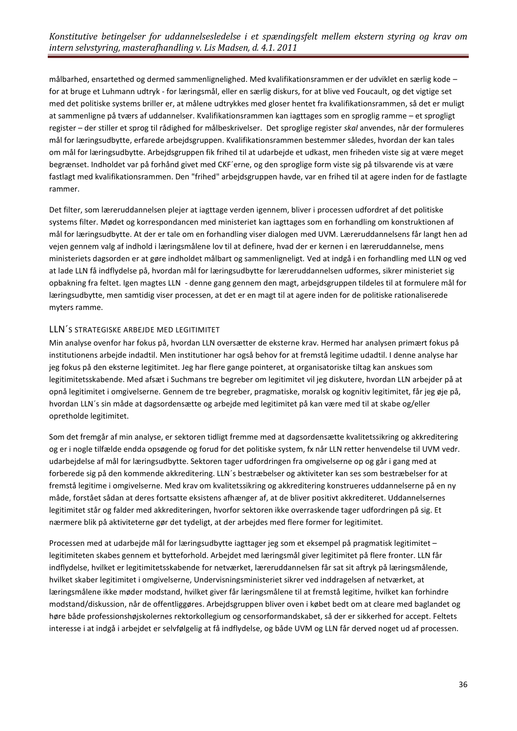målbarhed, ensartethed og dermed sammenlignelighed. Med kvalifikationsrammen er der udviklet en særlig kode – for at bruge et Luhmann udtryk - for læringsmål, eller en særlig diskurs, for at blive ved Foucault, og det vigtige set med det politiske systems briller er, at målene udtrykkes med gloser hentet fra kvalifikationsrammen, så det er muligt at sammenligne på tværs af uddannelser. Kvalifikationsrammen kan iagttages som en sproglig ramme – et sprogligt register – der stiller et sprog til rådighed for målbeskrivelser. Det sproglige register *skal* anvendes, når der formuleres mål for læringsudbytte, erfarede arbejdsgruppen. Kvalifikationsrammen bestemmer således, hvordan der kan tales om mål for læringsudbytte. Arbejdsgruppen fik frihed til at udarbejde et udkast, men friheden viste sig at være meget begrænset. Indholdet var på forhånd givet med CKF´erne, og den sproglige form viste sig på tilsvarende vis at være fastlagt med kvalifikationsrammen. Den "frihed" arbejdsgruppen havde, var en frihed til at agere inden for de fastlagte rammer.

Det filter, som læreruddannelsen plejer at iagttage verden igennem, bliver i processen udfordret af det politiske systems filter. Mødet og korrespondancen med ministeriet kan iagttages som en forhandling om konstruktionen af mål for læringsudbytte. At der er tale om en forhandling viser dialogen med UVM. Læreruddannelsens får langt hen ad vejen gennem valg af indhold i læringsmålene lov til at definere, hvad der er kernen i en læreruddannelse, mens ministeriets dagsorden er at gøre indholdet målbart og sammenligneligt. Ved at indgå i en forhandling med LLN og ved at lade LLN få indflydelse på, hvordan mål for læringsudbytte for læreruddannelsen udformes, sikrer ministeriet sig opbakning fra feltet. Igen magtes LLN - denne gang gennem den magt, arbejdsgruppen tildeles til at formulere mål for læringsudbytte, men samtidig viser processen, at det er en magt til at agere inden for de politiske rationaliserede myters ramme.

## LLN´S STRATEGISKE ARBEJDE MED LEGITIMITET

Min analyse ovenfor har fokus på, hvordan LLN oversætter de eksterne krav. Hermed har analysen primært fokus på institutionens arbejde indadtil. Men institutioner har også behov for at fremstå legitime udadtil. I denne analyse har jeg fokus på den eksterne legitimitet. Jeg har flere gange pointeret, at organisatoriske tiltag kan anskues som legitimitetsskabende. Med afsæt i Suchmans tre begreber om legitimitet vil jeg diskutere, hvordan LLN arbejder på at opnå legitimitet i omgivelserne. Gennem de tre begreber, pragmatiske, moralsk og kognitiv legitimitet, får jeg øje på, hvordan LLN´s sin måde at dagsordensætte og arbejde med legitimitet på kan være med til at skabe og/eller opretholde legitimitet.

Som det fremgår af min analyse, er sektoren tidligt fremme med at dagsordensætte kvalitetssikring og akkreditering og er i nogle tilfælde endda opsøgende og forud for det politiske system, fx når LLN retter henvendelse til UVM vedr. udarbejdelse af mål for læringsudbytte. Sektoren tager udfordringen fra omgivelserne op og går i gang med at forberede sig på den kommende akkreditering. LLN´s bestræbelser og aktiviteter kan ses som bestræbelser for at fremstå legitime i omgivelserne. Med krav om kvalitetssikring og akkreditering konstrueres uddannelserne på en ny måde, forstået sådan at deres fortsatte eksistens afhænger af, at de bliver positivt akkrediteret. Uddannelsernes legitimitet står og falder med akkrediteringen, hvorfor sektoren ikke overraskende tager udfordringen på sig. Et nærmere blik på aktiviteterne gør det tydeligt, at der arbejdes med flere former for legitimitet.

Processen med at udarbejde mål for læringsudbytte iagttager jeg som et eksempel på pragmatisk legitimitet – legitimiteten skabes gennem et bytteforhold. Arbejdet med læringsmål giver legitimitet på flere fronter. LLN får indflydelse, hvilket er legitimitetsskabende for netværket, læreruddannelsen får sat sit aftryk på læringsmålende, hvilket skaber legitimitet i omgivelserne, Undervisningsministeriet sikrer ved inddragelsen af netværket, at læringsmålene ikke møder modstand, hvilket giver får læringsmålene til at fremstå legitime, hvilket kan forhindre modstand/diskussion, når de offentliggøres. Arbejdsgruppen bliver oven i købet bedt om at cleare med baglandet og høre både professionshøjskolernes rektorkollegium og censorformandskabet, så der er sikkerhed for accept. Feltets interesse i at indgå i arbejdet er selvfølgelig at få indflydelse, og både UVM og LLN får derved noget ud af processen.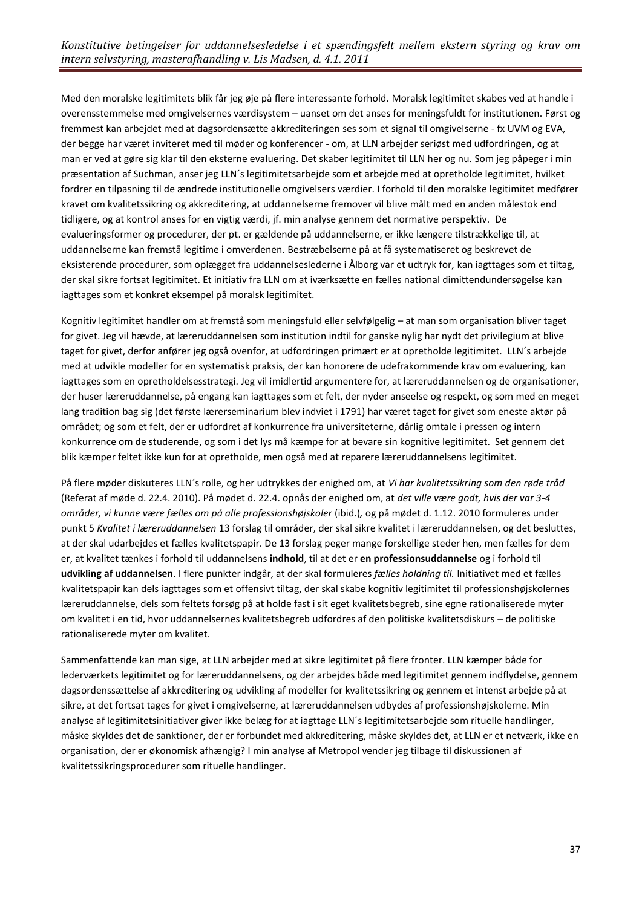Med den moralske legitimitets blik får jeg øje på flere interessante forhold. Moralsk legitimitet skabes ved at handle i overensstemmelse med omgivelsernes værdisystem – uanset om det anses for meningsfuldt for institutionen. Først og fremmest kan arbejdet med at dagsordensætte akkrediteringen ses som et signal til omgivelserne - fx UVM og EVA, der begge har været inviteret med til møder og konferencer - om, at LLN arbejder seriøst med udfordringen, og at man er ved at gøre sig klar til den eksterne evaluering. Det skaber legitimitet til LLN her og nu. Som jeg påpeger i min præsentation af Suchman, anser jeg LLN´s legitimitetsarbejde som et arbejde med at opretholde legitimitet, hvilket fordrer en tilpasning til de ændrede institutionelle omgivelsers værdier. I forhold til den moralske legitimitet medfører kravet om kvalitetssikring og akkreditering, at uddannelserne fremover vil blive målt med en anden målestok end tidligere, og at kontrol anses for en vigtig værdi, jf. min analyse gennem det normative perspektiv. De evalueringsformer og procedurer, der pt. er gældende på uddannelserne, er ikke længere tilstrækkelige til, at uddannelserne kan fremstå legitime i omverdenen. Bestræbelserne på at få systematiseret og beskrevet de eksisterende procedurer, som oplægget fra uddannelseslederne i Ålborg var et udtryk for, kan iagttages som et tiltag, der skal sikre fortsat legitimitet. Et initiativ fra LLN om at iværksætte en fælles national dimittendundersøgelse kan iagttages som et konkret eksempel på moralsk legitimitet.

Kognitiv legitimitet handler om at fremstå som meningsfuld eller selvfølgelig – at man som organisation bliver taget for givet. Jeg vil hævde, at læreruddannelsen som institution indtil for ganske nylig har nydt det privilegium at blive taget for givet, derfor anfører jeg også ovenfor, at udfordringen primært er at opretholde legitimitet. LLN´s arbejde med at udvikle modeller for en systematisk praksis, der kan honorere de udefrakommende krav om evaluering, kan iagttages som en opretholdelsesstrategi. Jeg vil imidlertid argumentere for, at læreruddannelsen og de organisationer, der huser læreruddannelse, på engang kan iagttages som et felt, der nyder anseelse og respekt, og som med en meget lang tradition bag sig (det første lærerseminarium blev indviet i 1791) har været taget for givet som eneste aktør på området; og som et felt, der er udfordret af konkurrence fra universiteterne, dårlig omtale i pressen og intern konkurrence om de studerende, og som i det lys må kæmpe for at bevare sin kognitive legitimitet. Set gennem det blik kæmper feltet ikke kun for at opretholde, men også med at reparere læreruddannelsens legitimitet.

På flere møder diskuteres LLN´s rolle, og her udtrykkes der enighed om, at *Vi har kvalitetssikring som den røde tråd* (Referat af møde d. 22.4. 2010). På mødet d. 22.4. opnås der enighed om, at *det ville være godt, hvis der var 3-4 områder, vi kunne være fælles om på alle professionshøjskoler* (ibid.), og på mødet d. 1.12. 2010 formuleres under punkt 5 *Kvalitet i læreruddannelsen* 13 forslag til områder, der skal sikre kvalitet i læreruddannelsen, og det besluttes, at der skal udarbejdes et fælles kvalitetspapir. De 13 forslag peger mange forskellige steder hen, men fælles for dem er, at kvalitet tænkes i forhold til uddannelsens **indhold**, til at det er **en professionsuddannelse** og i forhold til **udvikling af uddannelsen**. I flere punkter indgår, at der skal formuleres *fælles holdning til.* Initiativet med et fælles kvalitetspapir kan dels iagttages som et offensivt tiltag, der skal skabe kognitiv legitimitet til professionshøjskolernes læreruddannelse, dels som feltets forsøg på at holde fast i sit eget kvalitetsbegreb, sine egne rationaliserede myter om kvalitet i en tid, hvor uddannelsernes kvalitetsbegreb udfordres af den politiske kvalitetsdiskurs – de politiske rationaliserede myter om kvalitet.

Sammenfattende kan man sige, at LLN arbejder med at sikre legitimitet på flere fronter. LLN kæmper både for lederværkets legitimitet og for læreruddannelsens, og der arbejdes både med legitimitet gennem indflydelse, gennem dagsordenssættelse af akkreditering og udvikling af modeller for kvalitetssikring og gennem et intenst arbejde på at sikre, at det fortsat tages for givet i omgivelserne, at læreruddannelsen udbydes af professionshøjskolerne. Min analyse af legitimitetsinitiativer giver ikke belæg for at iagttage LLN´s legitimitetsarbejde som rituelle handlinger, måske skyldes det de sanktioner, der er forbundet med akkreditering, måske skyldes det, at LLN er et netværk, ikke en organisation, der er økonomisk afhængig? I min analyse af Metropol vender jeg tilbage til diskussionen af kvalitetssikringsprocedurer som rituelle handlinger.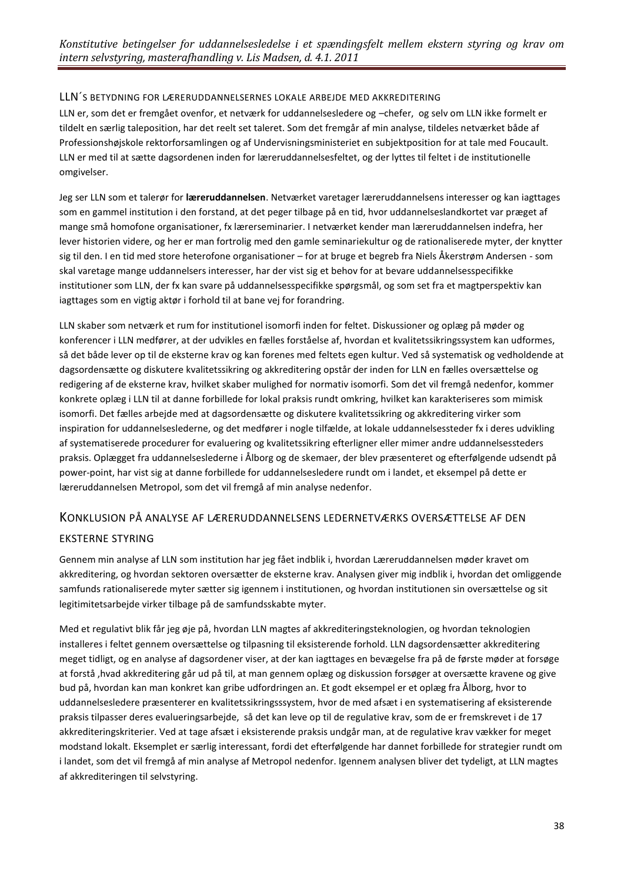### LLN´S BETYDNING FOR LÆRERUDDANNELSERNES LOKALE ARBEJDE MED AKKREDITERING

LLN er, som det er fremgået ovenfor, et netværk for uddannelsesledere og –chefer, og selv om LLN ikke formelt er tildelt en særlig taleposition, har det reelt set taleret. Som det fremgår af min analyse, tildeles netværket både af Professionshøjskole rektorforsamlingen og af Undervisningsministeriet en subjektposition for at tale med Foucault. LLN er med til at sætte dagsordenen inden for læreruddannelsesfeltet, og der lyttes til feltet i de institutionelle omgivelser.

Jeg ser LLN som et talerør for **læreruddannelsen**. Netværket varetager læreruddannelsens interesser og kan iagttages som en gammel institution i den forstand, at det peger tilbage på en tid, hvor uddannelseslandkortet var præget af mange små homofone organisationer, fx lærerseminarier. I netværket kender man læreruddannelsen indefra, her lever historien videre, og her er man fortrolig med den gamle seminariekultur og de rationaliserede myter, der knytter sig til den. I en tid med store heterofone organisationer – for at bruge et begreb fra Niels Åkerstrøm Andersen - som skal varetage mange uddannelsers interesser, har der vist sig et behov for at bevare uddannelsesspecifikke institutioner som LLN, der fx kan svare på uddannelsesspecifikke spørgsmål, og som set fra et magtperspektiv kan iagttages som en vigtig aktør i forhold til at bane vej for forandring.

LLN skaber som netværk et rum for institutionel isomorfi inden for feltet. Diskussioner og oplæg på møder og konferencer i LLN medfører, at der udvikles en fælles forståelse af, hvordan et kvalitetssikringssystem kan udformes, så det både lever op til de eksterne krav og kan forenes med feltets egen kultur. Ved så systematisk og vedholdende at dagsordensætte og diskutere kvalitetssikring og akkreditering opstår der inden for LLN en fælles oversættelse og redigering af de eksterne krav, hvilket skaber mulighed for normativ isomorfi. Som det vil fremgå nedenfor, kommer konkrete oplæg i LLN til at danne forbillede for lokal praksis rundt omkring, hvilket kan karakteriseres som mimisk isomorfi. Det fælles arbejde med at dagsordensætte og diskutere kvalitetssikring og akkreditering virker som inspiration for uddannelseslederne, og det medfører i nogle tilfælde, at lokale uddannelsessteder fx i deres udvikling af systematiserede procedurer for evaluering og kvalitetssikring efterligner eller mimer andre uddannelsessteders praksis. Oplægget fra uddannelseslederne i Ålborg og de skemaer, der blev præsenteret og efterfølgende udsendt på power-point, har vist sig at danne forbillede for uddannelsesledere rundt om i landet, et eksempel på dette er læreruddannelsen Metropol, som det vil fremgå af min analyse nedenfor.

## KONKLUSION PÅ ANALYSE AF LÆRERUDDANNELSENS LEDERNETVÆRKS OVERSÆTTELSE AF DEN EKSTERNE STYRING

Gennem min analyse af LLN som institution har jeg fået indblik i, hvordan Læreruddannelsen møder kravet om akkreditering, og hvordan sektoren oversætter de eksterne krav. Analysen giver mig indblik i, hvordan det omliggende samfunds rationaliserede myter sætter sig igennem i institutionen, og hvordan institutionen sin oversættelse og sit legitimitetsarbejde virker tilbage på de samfundsskabte myter.

Med et regulativt blik får jeg øje på, hvordan LLN magtes af akkrediteringsteknologien, og hvordan teknologien installeres i feltet gennem oversættelse og tilpasning til eksisterende forhold. LLN dagsordensætter akkreditering meget tidligt, og en analyse af dagsordener viser, at der kan iagttages en bevægelse fra på de første møder at forsøge at forstå ,hvad akkreditering går ud på til, at man gennem oplæg og diskussion forsøger at oversætte kravene og give bud på, hvordan kan man konkret kan gribe udfordringen an. Et godt eksempel er et oplæg fra Ålborg, hvor to uddannelsesledere præsenterer en kvalitetssikringsssystem, hvor de med afsæt i en systematisering af eksisterende praksis tilpasser deres evalueringsarbejde, så det kan leve op til de regulative krav, som de er fremskrevet i de 17 akkrediteringskriterier. Ved at tage afsæt i eksisterende praksis undgår man, at de regulative krav vækker for meget modstand lokalt. Eksemplet er særlig interessant, fordi det efterfølgende har dannet forbillede for strategier rundt om i landet, som det vil fremgå af min analyse af Metropol nedenfor. Igennem analysen bliver det tydeligt, at LLN magtes af akkrediteringen til selvstyring.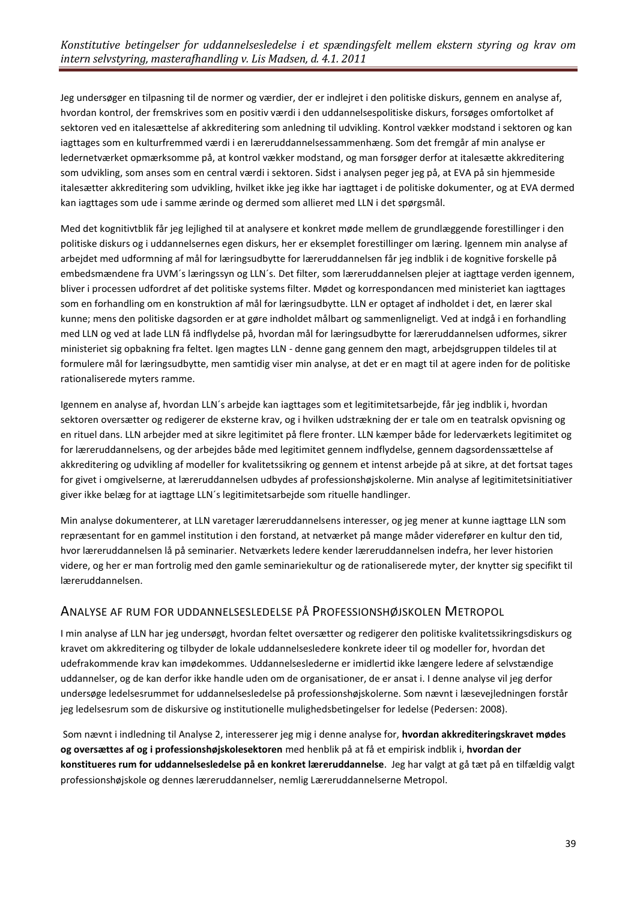Jeg undersøger en tilpasning til de normer og værdier, der er indlejret i den politiske diskurs, gennem en analyse af, hvordan kontrol, der fremskrives som en positiv værdi i den uddannelsespolitiske diskurs, forsøges omfortolket af sektoren ved en italesættelse af akkreditering som anledning til udvikling. Kontrol vækker modstand i sektoren og kan iagttages som en kulturfremmed værdi i en læreruddannelsessammenhæng. Som det fremgår af min analyse er ledernetværket opmærksomme på, at kontrol vækker modstand, og man forsøger derfor at italesætte akkreditering som udvikling, som anses som en central værdi i sektoren. Sidst i analysen peger jeg på, at EVA på sin hjemmeside italesætter akkreditering som udvikling, hvilket ikke jeg ikke har iagttaget i de politiske dokumenter, og at EVA dermed kan iagttages som ude i samme ærinde og dermed som allieret med LLN i det spørgsmål.

Med det kognitivtblik får jeg lejlighed til at analysere et konkret møde mellem de grundlæggende forestillinger i den politiske diskurs og i uddannelsernes egen diskurs, her er eksemplet forestillinger om læring. Igennem min analyse af arbejdet med udformning af mål for læringsudbytte for læreruddannelsen får jeg indblik i de kognitive forskelle på embedsmændene fra UVM´s læringssyn og LLN´s. Det filter, som læreruddannelsen plejer at iagttage verden igennem, bliver i processen udfordret af det politiske systems filter. Mødet og korrespondancen med ministeriet kan iagttages som en forhandling om en konstruktion af mål for læringsudbytte. LLN er optaget af indholdet i det, en lærer skal kunne; mens den politiske dagsorden er at gøre indholdet målbart og sammenligneligt. Ved at indgå i en forhandling med LLN og ved at lade LLN få indflydelse på, hvordan mål for læringsudbytte for læreruddannelsen udformes, sikrer ministeriet sig opbakning fra feltet. Igen magtes LLN - denne gang gennem den magt, arbejdsgruppen tildeles til at formulere mål for læringsudbytte, men samtidig viser min analyse, at det er en magt til at agere inden for de politiske rationaliserede myters ramme.

Igennem en analyse af, hvordan LLN´s arbejde kan iagttages som et legitimitetsarbejde, får jeg indblik i, hvordan sektoren oversætter og redigerer de eksterne krav, og i hvilken udstrækning der er tale om en teatralsk opvisning og en rituel dans. LLN arbejder med at sikre legitimitet på flere fronter. LLN kæmper både for lederværkets legitimitet og for læreruddannelsens, og der arbejdes både med legitimitet gennem indflydelse, gennem dagsordenssættelse af akkreditering og udvikling af modeller for kvalitetssikring og gennem et intenst arbejde på at sikre, at det fortsat tages for givet i omgivelserne, at læreruddannelsen udbydes af professionshøjskolerne. Min analyse af legitimitetsinitiativer giver ikke belæg for at iagttage LLN´s legitimitetsarbejde som rituelle handlinger.

Min analyse dokumenterer, at LLN varetager læreruddannelsens interesser, og jeg mener at kunne iagttage LLN som repræsentant for en gammel institution i den forstand, at netværket på mange måder viderefører en kultur den tid, hvor læreruddannelsen lå på seminarier. Netværkets ledere kender læreruddannelsen indefra, her lever historien videre, og her er man fortrolig med den gamle seminariekultur og de rationaliserede myter, der knytter sig specifikt til læreruddannelsen.

## Analyse af rum for uddannelsesledelse på Professionshøjskolen Metropol

I min analyse af LLN har jeg undersøgt, hvordan feltet oversætter og redigerer den politiske kvalitetssikringsdiskurs og kravet om akkreditering og tilbyder de lokale uddannelsesledere konkrete ideer til og modeller for, hvordan det udefrakommende krav kan imødekommes. Uddannelseslederne er imidlertid ikke længere ledere af selvstændige uddannelser, og de kan derfor ikke handle uden om de organisationer, de er ansat i. I denne analyse vil jeg derfor undersøge ledelsesrummet for uddannelsesledelse på professionshøjskolerne. Som nævnt i læsevejledningen forstår jeg ledelsesrum som de diskursive og institutionelle mulighedsbetingelser for ledelse (Pedersen: 2008).

Som nævnt i indledning til Analyse 2, interesserer jeg mig i denne analyse for, **hvordan akkrediteringskravet mødes og oversættes af og i professionshøjskolesektoren** med henblik på at få et empirisk indblik i, **hvordan der konstitueres rum for uddannelsesledelse på en konkret læreruddannelse**. Jeg har valgt at gå tæt på en tilfældig valgt professionshøjskole og dennes læreruddannelser, nemlig Læreruddannelserne Metropol.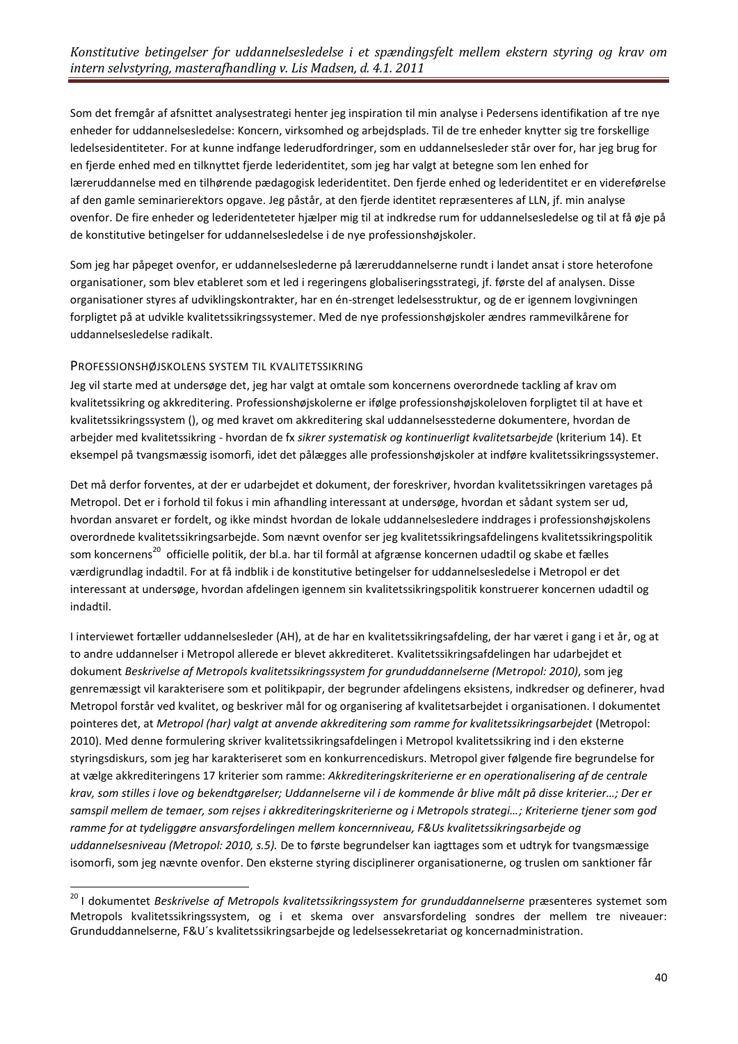Som det fremgår af afsnittet analysestrategi henter jeg inspiration til min analyse i Pedersens identifikation af tre nye enheder for uddannelsesledelse: Koncern, virksomhed og arbejdsplads. Til de tre enheder knytter sig tre forskellige ledelsesidentiteter. For at kunne indfange lederudfordringer, som en uddannelsesleder står over for, har jeg brug for en fjerde enhed med en tilknyttet fjerde lederidentitet, som jeg har valgt at betegne som len enhed for læreruddannelse med en tilhørende pædagogisk lederidentitet. Den fjerde enhed og lederidentitet er en videreførelse af den gamle seminarierektors opgave. Jeg påstår, at den fjerde identitet repræsenteres af LLN, jf. min analyse ovenfor. De fire enheder og lederidenteteter hjælper mig til at indkredse rum for uddannelsesledelse og til at få øje på de konstitutive betingelser for uddannelsesledelse i de nye professionshøjskoler.

Som jeg har påpeget ovenfor, er uddannelseslederne på læreruddannelserne rundt i landet ansat i store heterofone organisationer, som blev etableret som et led i regeringens globaliseringsstrategi, jf. første del af analysen. Disse organisationer styres af udviklingskontrakter, har en én-strenget ledelsesstruktur, og de er igennem lovgivningen forpligtet på at udvikle kvalitetssikringssystemer. Med de nye professionshøjskoler ændres rammevilkårene for uddannelsesledelse radikalt.

### Professionshøjskolens system til kvalitetssikring

Jeg vil starte med at undersøge det, jeg har valgt at omtale som koncernens overordnede tackling af krav om kvalitetssikring og akkreditering. Professionshøjskolerne er ifølge professionshøjskoleloven forpligtet til at have et kvalitetssikringssystem (), og med kravet om akkreditering skal uddannelsesstederne dokumentere, hvordan de arbejder med kvalitetssikring - hvordan de fx *sikrer systematisk og kontinuerligt kvalitetsarbejde* (kriterium 14). Et eksempel på tvangsmæssig isomorfi, idet det pålægges alle professionshøjskoler at indføre kvalitetssikringssystemer.

Det må derfor forventes, at der er udarbejdet et dokument, der foreskriver, hvordan kvalitetssikringen varetages på Metropol. Det er i forhold til fokus i min afhandling interessant at undersøge, hvordan et sådant system ser ud, hvordan ansvaret er fordelt, og ikke mindst hvordan de lokale uddannelsesledere inddrages i professionshøjskolens overordnede kvalitetssikringsarbejde. Som nævnt ovenfor ser jeg kvalitetssikringsafdelingens kvalitetssikringspolitik som koncernens[20] officielle politik, der bl.a. har til formål at afgrænse koncernen udadtil og skabe et fælles værdigrundlag indadtil. For at få indblik i de konstitutive betingelser for uddannelsesledelse i Metropol er det interessant at undersøge, hvordan afdelingen igennem sin kvalitetssikringspolitik konstruerer koncernen udadtil og indadtil.

I interviewet fortæller uddannelsesleder (AH), at de har en kvalitetssikringsafdeling, der har været i gang i et år, og at to andre uddannelser i Metropol allerede er blevet akkrediteret. Kvalitetssikringsafdelingen har udarbejdet et dokument *Beskrivelse af Metropols kvalitetssikringssystem for grunduddannelserne (Metropol: 2010)*, som jeg genremæssigt vil karakterisere som et politikpapir, der begrunder afdelingens eksistens, indkredser og definerer, hvad Metropol forstår ved kvalitet, og beskriver mål for og organisering af kvalitetsarbejdet i organisationen. I dokumentet pointeres det, at *Metropol (har) valgt at anvende akkreditering som ramme for kvalitetssikringsarbejdet* (Metropol: 2010). Med denne formulering skriver kvalitetssikringsafdelingen i Metropol kvalitetssikring ind i den eksterne styringsdiskurs, som jeg har karakteriseret som en konkurrencediskurs. Metropol giver følgende fire begrundelse for at vælge akkrediteringens 17 kriterier som ramme: *Akkrediteringskriterierne er en operationalisering af de centrale krav, som stilles i love og bekendtgørelser; Uddannelserne vil i de kommende år blive målt på disse kriterier…; Der er samspil mellem de temaer, som rejses i akkrediteringskriterierne og i Metropols strategi…; Kriterierne tjener som god ramme for at tydeliggøre ansvarsfordelingen mellem koncernniveau, F&Us kvalitetssikringsarbejde og uddannelsesniveau (Metropol: 2010, s.5).* De to første begrundelser kan iagttages som et udtryk for tvangsmæssige isomorfi, som jeg nævnte ovenfor. Den eksterne styring disciplinerer organisationerne, og truslen om sanktioner får

---

[20] I dokumentet *Beskrivelse af Metropols kvalitetssikringssystem for grunduddannelserne* præsenteres systemet som Metropols kvalitetssikringssystem, og i et skema over ansvarsfordeling sondres der mellem tre niveauer: Grunduddannelserne, F&U´s kvalitetssikringsarbejde og ledelsessekretariat og koncernadministration.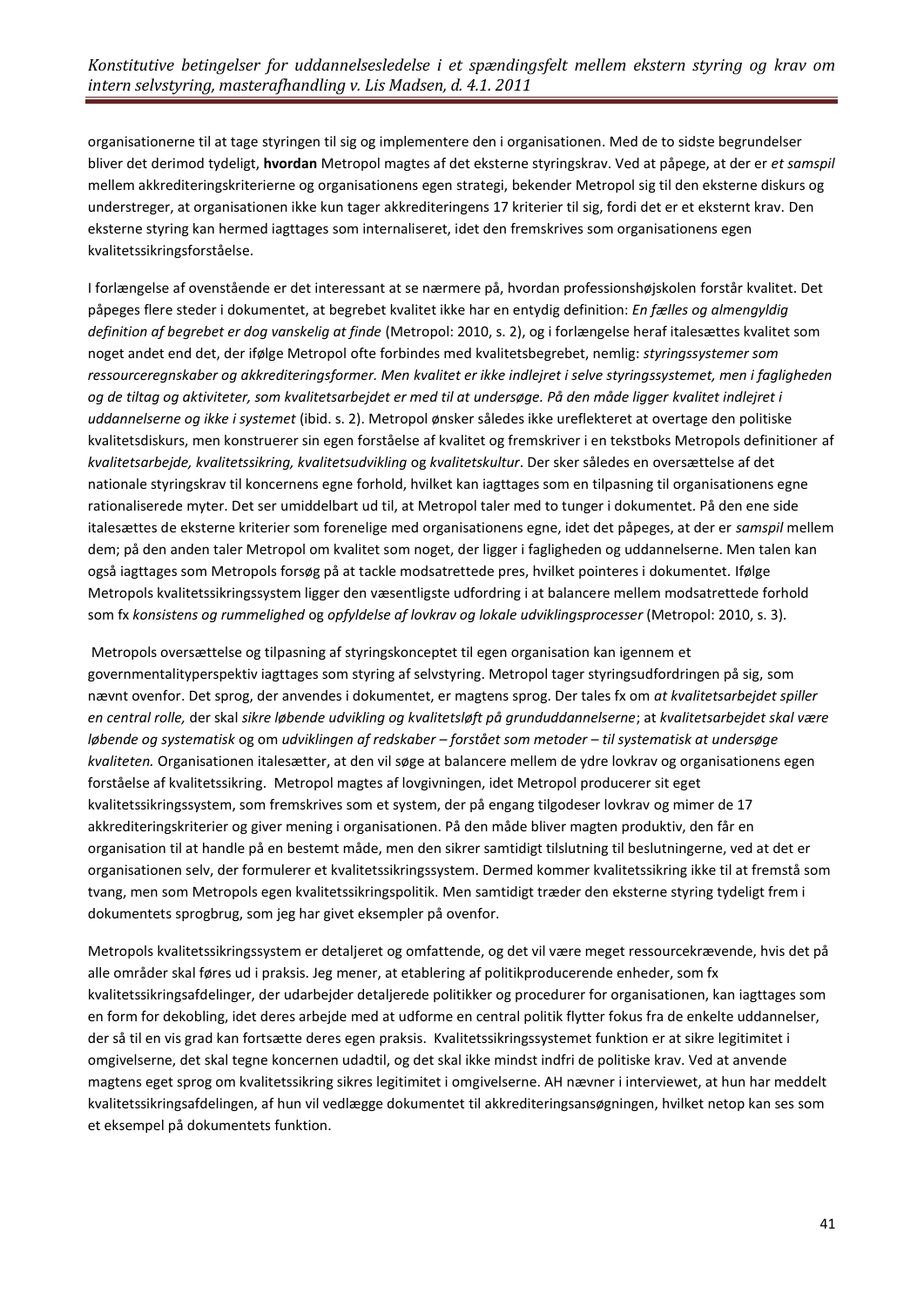organisationerne til at tage styringen til sig og implementere den i organisationen. Med de to sidste begrundelser bliver det derimod tydeligt, **hvordan** Metropol magtes af det eksterne styringskrav. Ved at påpege, at der er *et samspil* mellem akkrediteringskriterierne og organisationens egen strategi, bekender Metropol sig til den eksterne diskurs og understreger, at organisationen ikke kun tager akkrediteringens 17 kriterier til sig, fordi det er et eksternt krav. Den eksterne styring kan hermed iagttages som internaliseret, idet den fremskrives som organisationens egen kvalitetssikringsforståelse.

I forlængelse af ovenstående er det interessant at se nærmere på, hvordan professionshøjskolen forstår kvalitet. Det påpeges flere steder i dokumentet, at begrebet kvalitet ikke har en entydig definition: *En fælles og almengyldig definition af begrebet er dog vanskelig at finde* (Metropol: 2010, s. 2), og i forlængelse heraf italesættes kvalitet som noget andet end det, der ifølge Metropol ofte forbindes med kvalitetsbegrebet, nemlig: *styringssystemer som ressourceregnskaber og akkrediteringsformer. Men kvalitet er ikke indlejret i selve styringssystemet, men i fagligheden og de tiltag og aktiviteter, som kvalitetsarbejdet er med til at undersøge. På den måde ligger kvalitet indlejret i uddannelserne og ikke i systemet* (ibid. s. 2). Metropol ønsker således ikke ureflekteret at overtage den politiske kvalitetsdiskurs, men konstruerer sin egen forståelse af kvalitet og fremskriver i en tekstboks Metropols definitioner af *kvalitetsarbejde, kvalitetssikring, kvalitetsudvikling* og *kvalitetskultur*. Der sker således en oversættelse af det nationale styringskrav til koncernens egne forhold, hvilket kan iagttages som en tilpasning til organisationens egne rationaliserede myter. Det ser umiddelbart ud til, at Metropol taler med to tunger i dokumentet. På den ene side italesættes de eksterne kriterier som forenelige med organisationens egne, idet det påpeges, at der er *samspil* mellem dem; på den anden taler Metropol om kvalitet som noget, der ligger i fagligheden og uddannelserne. Men talen kan også iagttages som Metropols forsøg på at tackle modsatrettede pres, hvilket pointeres i dokumentet. Ifølge Metropols kvalitetssikringssystem ligger den væsentligste udfordring i at balancere mellem modsatrettede forhold som fx *konsistens og rummelighed* og *opfyldelse af lovkrav og lokale udviklingsprocesser* (Metropol: 2010, s. 3).

Metropols oversættelse og tilpasning af styringskonceptet til egen organisation kan igennem et governmentalityperspektiv iagttages som styring af selvstyring. Metropol tager styringsudfordringen på sig, som nævnt ovenfor. Det sprog, der anvendes i dokumentet, er magtens sprog. Der tales fx om *at kvalitetsarbejdet spiller en central rolle,* der skal *sikre løbende udvikling og kvalitetsløft på grunduddannelserne*; at *kvalitetsarbejdet skal være løbende og systematisk* og om *udviklingen af redskaber – forstået som metoder – til systematisk at undersøge kvaliteten.* Organisationen italesætter, at den vil søge at balancere mellem de ydre lovkrav og organisationens egen forståelse af kvalitetssikring. Metropol magtes af lovgivningen, idet Metropol producerer sit eget kvalitetssikringssystem, som fremskrives som et system, der på engang tilgodeser lovkrav og mimer de 17 akkrediteringskriterier og giver mening i organisationen. På den måde bliver magten produktiv, den får en organisation til at handle på en bestemt måde, men den sikrer samtidigt tilslutning til beslutningerne, ved at det er organisationen selv, der formulerer et kvalitetssikringssystem. Dermed kommer kvalitetssikring ikke til at fremstå som tvang, men som Metropols egen kvalitetssikringspolitik. Men samtidigt træder den eksterne styring tydeligt frem i dokumentets sprogbrug, som jeg har givet eksempler på ovenfor.

Metropols kvalitetssikringssystem er detaljeret og omfattende, og det vil være meget ressourcekrævende, hvis det på alle områder skal føres ud i praksis. Jeg mener, at etablering af politikproducerende enheder, som fx kvalitetssikringsafdelinger, der udarbejder detaljerede politikker og procedurer for organisationen, kan iagttages som en form for dekobling, idet deres arbejde med at udforme en central politik flytter fokus fra de enkelte uddannelser, der så til en vis grad kan fortsætte deres egen praksis. Kvalitetssikringssystemet funktion er at sikre legitimitet i omgivelserne, det skal tegne koncernen udadtil, og det skal ikke mindst indfri de politiske krav. Ved at anvende magtens eget sprog om kvalitetssikring sikres legitimitet i omgivelserne. AH nævner i interviewet, at hun har meddelt kvalitetssikringsafdelingen, af hun vil vedlægge dokumentet til akkrediteringsansøgningen, hvilket netop kan ses som et eksempel på dokumentets funktion.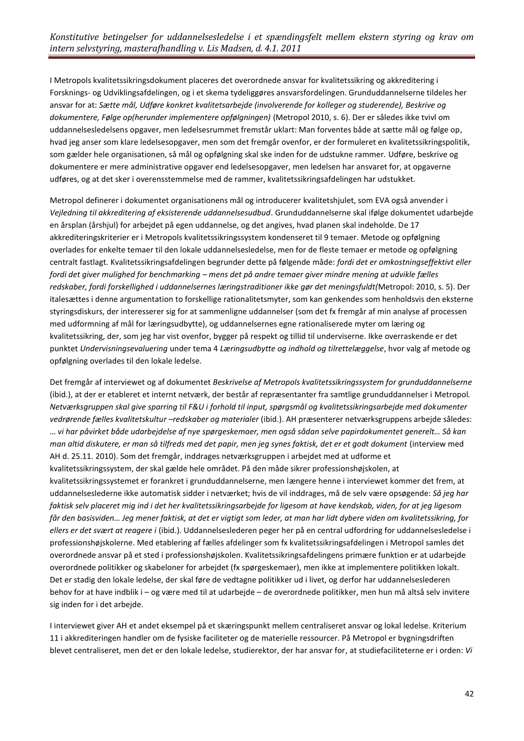I Metropols kvalitetssikringsdokument placeres det overordnede ansvar for kvalitetssikring og akkreditering i Forsknings- og Udviklingsafdelingen, og i et skema tydeliggøres ansvarsfordelingen. Grunduddannelserne tildeles her ansvar for at: *Sætte mål, Udføre konkret kvalitetsarbejde (involverende for kolleger og studerende), Beskrive og dokumentere, Følge op(herunder implementere opfølgningen)* (Metropol 2010, s. 6). Der er således ikke tvivl om uddannelsesledelsens opgaver, men ledelsesrummet fremstår uklart: Man forventes både at sætte mål og følge op, hvad jeg anser som klare ledelsesopgaver, men som det fremgår ovenfor, er der formuleret en kvalitetssikringspolitik, som gælder hele organisationen, så mål og opfølgning skal ske inden for de udstukne rammer. Udføre, beskrive og dokumentere er mere administrative opgaver end ledelsesopgaver, men ledelsen har ansvaret for, at opgaverne udføres, og at det sker i overensstemmelse med de rammer, kvalitetssikringsafdelingen har udstukket.

Metropol definerer i dokumentet organisationens mål og introducerer kvalitetshjulet, som EVA også anvender i *Vejledning til akkreditering af eksisterende uddannelsesudbud*. Grunduddannelserne skal ifølge dokumentet udarbejde en årsplan (årshjul) for arbejdet på egen uddannelse, og det angives, hvad planen skal indeholde. De 17 akkrediteringskriterier er i Metropols kvalitetssikringssystem kondenseret til 9 temaer. Metode og opfølgning overlades for enkelte temaer til den lokale uddannelsesledelse, men for de fleste temaer er metode og opfølgning centralt fastlagt. Kvalitetssikringsafdelingen begrunder dette på følgende måde: *fordi det er omkostningseffektivt eller fordi det giver mulighed for benchmarking – mens det på andre temaer giver mindre mening at udvikle fælles redskaber, fordi forskellighed i uddannelsernes læringstraditioner ikke gør det meningsfuldt(*Metropol: 2010, s. 5). Der italesættes i denne argumentation to forskellige rationalitetsmyter, som kan genkendes som henholdsvis den eksterne styringsdiskurs, der interesserer sig for at sammenligne uddannelser (som det fx fremgår af min analyse af processen med udformning af mål for læringsudbytte), og uddannelsernes egne rationaliserede myter om læring og kvalitetssikring, der, som jeg har vist ovenfor, bygger på respekt og tillid til underviserne. Ikke overraskende er det punktet *Undervisningsevaluering* under tema 4 *Læringsudbytte og indhold og tilrettelæggelse*, hvor valg af metode og opfølgning overlades til den lokale ledelse.

Det fremgår af interviewet og af dokumentet *Beskrivelse af Metropols kvalitetssikringssystem for grunduddannelserne* (ibid.), at der er etableret et internt netværk, der består af repræsentanter fra samtlige grunduddannelser i Metropol. *Netværksgruppen skal give sparring til F&U i forhold til input, spørgsmål og kvalitetssikringsarbejde med dokumenter vedrørende fælles kvalitetskultur –redskaber og materialer* (ibid.). AH præsenterer netværksgruppens arbejde således: *… vi har påvirket både udarbejdelse af nye spørgeskemaer, men også sådan selve papirdokumentet generelt… Så kan man altid diskutere, er man så tilfreds med det papir, men jeg synes faktisk, det er et godt dokument* (interview med AH d. 25.11. 2010). Som det fremgår, inddrages netværksgruppen i arbejdet med at udforme et kvalitetssikringssystem, der skal gælde hele området. På den måde sikrer professionshøjskolen, at kvalitetssikringssystemet er forankret i grunduddannelserne, men længere henne i interviewet kommer det frem, at uddannelseslederne ikke automatisk sidder i netværket; hvis de vil inddrages, må de selv være opsøgende: *Så jeg har faktisk selv placeret mig ind i det her kvalitetssikringsarbejde for ligesom at have kendskab, viden, for at jeg ligesom får den basisviden… Jeg mener faktisk, at det er vigtigt som leder, at man har lidt dybere viden om kvalitetssikring, for ellers er det svært at reagere i* (ibid.). Uddannelseslederen peger her på en central udfordring for uddannelsesledelse i professionshøjskolerne. Med etablering af fælles afdelinger som fx kvalitetssikringsafdelingen i Metropol samles det overordnede ansvar på et sted i professionshøjskolen. Kvalitetssikringsafdelingens primære funktion er at udarbejde overordnede politikker og skabeloner for arbejdet (fx spørgeskemaer), men ikke at implementere politikken lokalt. Det er stadig den lokale ledelse, der skal føre de vedtagne politikker ud i livet, og derfor har uddannelseslederen behov for at have indblik i – og være med til at udarbejde – de overordnede politikker, men hun må altså selv invitere sig inden for i det arbejde.

I interviewet giver AH et andet eksempel på et skæringspunkt mellem centraliseret ansvar og lokal ledelse. Kriterium 11 i akkrediteringen handler om de fysiske faciliteter og de materielle ressourcer. På Metropol er bygningsdriften blevet centraliseret, men det er den lokale ledelse, studierektor, der har ansvar for, at studiefaciliteterne er i orden: *Vi*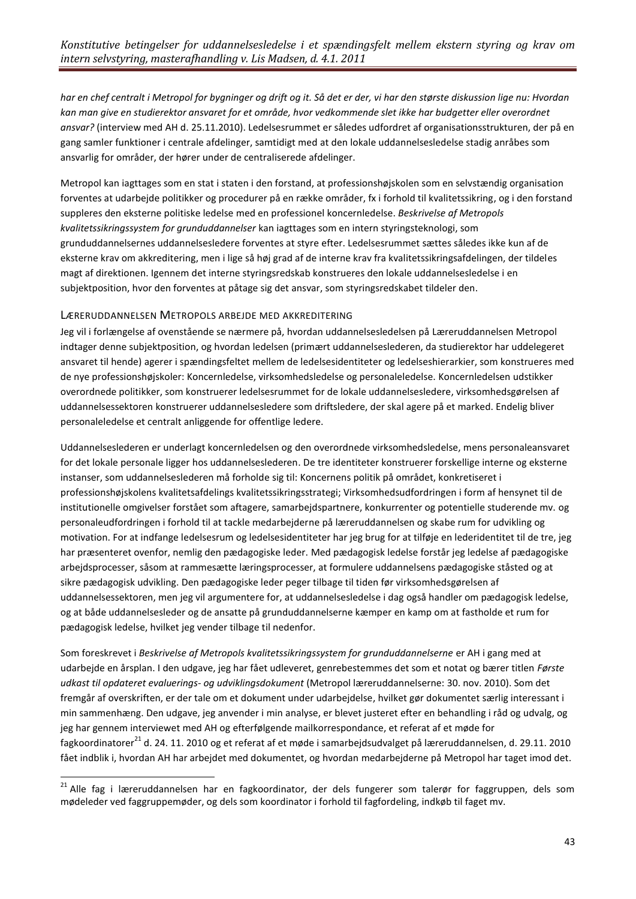*har en chef centralt i Metropol for bygninger og drift og it. Så det er der, vi har den største diskussion lige nu: Hvordan kan man give en studierektor ansvaret for et område, hvor vedkommende slet ikke har budgetter eller overordnet ansvar?* (interview med AH d. 25.11.2010). Ledelsesrummet er således udfordret af organisationsstrukturen, der på en gang samler funktioner i centrale afdelinger, samtidigt med at den lokale uddannelsesledelse stadig anråbes som ansvarlig for områder, der hører under de centraliserede afdelinger.

Metropol kan iagttages som en stat i staten i den forstand, at professionshøjskolen som en selvstændig organisation forventes at udarbejde politikker og procedurer på en række områder, fx i forhold til kvalitetssikring, og i den forstand suppleres den eksterne politiske ledelse med en professionel koncernledelse. *Beskrivelse af Metropols kvalitetssikringssystem for grunduddannelser* kan iagttages som en intern styringsteknologi, som grunduddannelsernes uddannelsesledere forventes at styre efter. Ledelsesrummet sættes således ikke kun af de eksterne krav om akkreditering, men i lige så høj grad af de interne krav fra kvalitetssikringsafdelingen, der tildeles magt af direktionen. Igennem det interne styringsredskab konstrueres den lokale uddannelsesledelse i en subjektposition, hvor den forventes at påtage sig det ansvar, som styringsredskabet tildeler den.

### LÆRERUDDANNELSEN METROPOLS ARBEJDE MED AKKREDITERING

Jeg vil i forlængelse af ovenstående se nærmere på, hvordan uddannelsesledelsen på Læreruddannelsen Metropol indtager denne subjektposition, og hvordan ledelsen (primært uddannelseslederen, da studierektor har uddelegeret ansvaret til hende) agerer i spændingsfeltet mellem de ledelsesidentiteter og ledelseshierarkier, som konstrueres med de nye professionshøjskoler: Koncernledelse, virksomhedsledelse og personaleledelse. Koncernledelsen udstikker overordnede politikker, som konstruerer ledelsesrummet for de lokale uddannelsesledere, virksomhedsgørelsen af uddannelsessektoren konstruerer uddannelsesledere som driftsledere, der skal agere på et marked. Endelig bliver personaleledelse et centralt anliggende for offentlige ledere.

Uddannelseslederen er underlagt koncernledelsen og den overordnede virksomhedsledelse, mens personaleansvaret for det lokale personale ligger hos uddannelseslederen. De tre identiteter konstruerer forskellige interne og eksterne instanser, som uddannelseslederen må forholde sig til: Koncernens politik på området, konkretiseret i professionshøjskolens kvalitetsafdelings kvalitetssikringsstrategi; Virksomhedsudfordringen i form af hensynet til de institutionelle omgivelser forstået som aftagere, samarbejdspartnere, konkurrenter og potentielle studerende mv. og personaleudfordringen i forhold til at tackle medarbejderne på læreruddannelsen og skabe rum for udvikling og motivation. For at indfange ledelsesrum og ledelsesidentiteter har jeg brug for at tilføje en lederidentitet til de tre, jeg har præsenteret ovenfor, nemlig den pædagogiske leder. Med pædagogisk ledelse forstår jeg ledelse af pædagogiske arbejdsprocesser, såsom at rammesætte læringsprocesser, at formulere uddannelsens pædagogiske ståsted og at sikre pædagogisk udvikling. Den pædagogiske leder peger tilbage til tiden før virksomhedsgørelsen af uddannelsessektoren, men jeg vil argumentere for, at uddannelsesledelse i dag også handler om pædagogisk ledelse, og at både uddannelsesleder og de ansatte på grunduddannelserne kæmper en kamp om at fastholde et rum for pædagogisk ledelse, hvilket jeg vender tilbage til nedenfor.

Som foreskrevet i *Beskrivelse af Metropols kvalitetssikringssystem for grunduddannelserne* er AH i gang med at udarbejde en årsplan. I den udgave, jeg har fået udleveret, genrebestemmes det som et notat og bærer titlen *Første udkast til opdateret evaluerings- og udviklingsdokument* (Metropol læreruddannelserne: 30. nov. 2010). Som det fremgår af overskriften, er der tale om et dokument under udarbejdelse, hvilket gør dokumentet særlig interessant i min sammenhæng. Den udgave, jeg anvender i min analyse, er blevet justeret efter en behandling i råd og udvalg, og jeg har gennem interviewet med AH og efterfølgende mailkorrespondance, et referat af et møde for fagkoordinatorer[21] d. 24. 11. 2010 og et referat af et møde i samarbejdsudvalget på læreruddannelsen, d. 29.11. 2010 fået indblik i, hvordan AH har arbejdet med dokumentet, og hvordan medarbejderne på Metropol har taget imod det.

[21] Alle fag i læreruddannelsen har en fagkoordinator, der dels fungerer som talerør for faggruppen, dels som mødeleder ved faggruppemøder, og dels som koordinator i forhold til fagfordeling, indkøb til faget mv.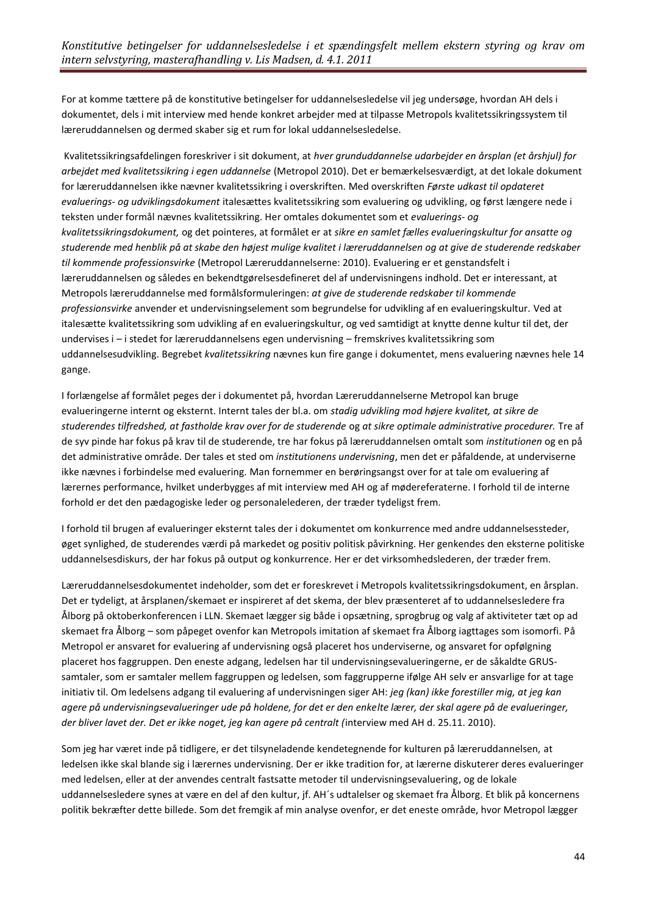For at komme tættere på de konstitutive betingelser for uddannelsesledelse vil jeg undersøge, hvordan AH dels i dokumentet, dels i mit interview med hende konkret arbejder med at tilpasse Metropols kvalitetssikringssystem til læreruddannelsen og dermed skaber sig et rum for lokal uddannelsesledelse.

Kvalitetssikringsafdelingen foreskriver i sit dokument, at *hver grunduddannelse udarbejder en årsplan (et årshjul) for arbejdet med kvalitetssikring i egen uddannelse* (Metropol 2010). Det er bemærkelsesværdigt, at det lokale dokument for læreruddannelsen ikke nævner kvalitetssikring i overskriften. Med overskriften *Første udkast til opdateret evaluerings- og udviklingsdokument* italesættes kvalitetssikring som evaluering og udvikling, og først længere nede i teksten under formål nævnes kvalitetssikring. Her omtales dokumentet som et *evaluerings- og kvalitetssikringsdokument,* og det pointeres, at formålet er at *sikre en samlet fælles evalueringskultur for ansatte og studerende med henblik på at skabe den højest mulige kvalitet i læreruddannelsen og at give de studerende redskaber til kommende professionsvirke* (Metropol Læreruddannelserne: 2010). Evaluering er et genstandsfelt i læreruddannelsen og således en bekendtgørelsesdefineret del af undervisningens indhold. Det er interessant, at Metropols læreruddannelse med formålsformuleringen: *at give de studerende redskaber til kommende professionsvirke* anvender et undervisningselement som begrundelse for udvikling af en evalueringskultur. Ved at italesætte kvalitetssikring som udvikling af en evalueringskultur, og ved samtidigt at knytte denne kultur til det, der undervises i – i stedet for læreruddannelsens egen undervisning – fremskrives kvalitetssikring som uddannelsesudvikling. Begrebet *kvalitetssikring* nævnes kun fire gange i dokumentet, mens evaluering nævnes hele 14 gange.

I forlængelse af formålet peges der i dokumentet på, hvordan Læreruddannelserne Metropol kan bruge evalueringerne internt og eksternt. Internt tales der bl.a. om *stadig udvikling mod højere kvalitet, at sikre de studerendes tilfredshed, at fastholde krav over for de studerende* og *at sikre optimale administrative procedurer.* Tre af de syv pinde har fokus på krav til de studerende, tre har fokus på læreruddannelsen omtalt som *institutionen* og en på det administrative område. Der tales et sted om *institutionens undervisning*, men det er påfaldende, at underviserne ikke nævnes i forbindelse med evaluering. Man fornemmer en berøringsangst over for at tale om evaluering af lærernes performance, hvilket underbygges af mit interview med AH og af mødereferaterne. I forhold til de interne forhold er det den pædagogiske leder og personalelederen, der træder tydeligst frem.

I forhold til brugen af evalueringer eksternt tales der i dokumentet om konkurrence med andre uddannelsessteder, øget synlighed, de studerendes værdi på markedet og positiv politisk påvirkning. Her genkendes den eksterne politiske uddannelsesdiskurs, der har fokus på output og konkurrence. Her er det virksomhedslederen, der træder frem.

Læreruddannelsesdokumentet indeholder, som det er foreskrevet i Metropols kvalitetssikringsdokument, en årsplan. Det er tydeligt, at årsplanen/skemaet er inspireret af det skema, der blev præsenteret af to uddannelsesledere fra Ålborg på oktoberkonferencen i LLN. Skemaet lægger sig både i opsætning, sprogbrug og valg af aktiviteter tæt op ad skemaet fra Ålborg – som påpeget ovenfor kan Metropols imitation af skemaet fra Ålborg iagttages som isomorfi. På Metropol er ansvaret for evaluering af undervisning også placeret hos underviserne, og ansvaret for opfølgning placeret hos faggruppen. Den eneste adgang, ledelsen har til undervisningsevalueringerne, er de såkaldte GRUS-samtaler, som er samtaler mellem faggruppen og ledelsen, som faggrupperne ifølge AH selv er ansvarlige for at tage initiativ til. Om ledelsens adgang til evaluering af undervisningen siger AH: *jeg (kan) ikke forestiller mig, at jeg kan agere på undervisningsevalueringer ude på holdene, for det er den enkelte lærer, der skal agere på de evalueringer, der bliver lavet der. Det er ikke noget, jeg kan agere på centralt (*interview med AH d. 25.11. 2010).

Som jeg har været inde på tidligere, er det tilsyneladende kendetegnende for kulturen på læreruddannelsen, at ledelsen ikke skal blande sig i lærernes undervisning. Der er ikke tradition for, at lærerne diskuterer deres evalueringer med ledelsen, eller at der anvendes centralt fastsatte metoder til undervisningsevaluering, og de lokale uddannelsesledere synes at være en del af den kultur, jf. AH´s udtalelser og skemaet fra Ålborg. Et blik på koncernens politik bekræfter dette billede. Som det fremgik af min analyse ovenfor, er det eneste område, hvor Metropol lægger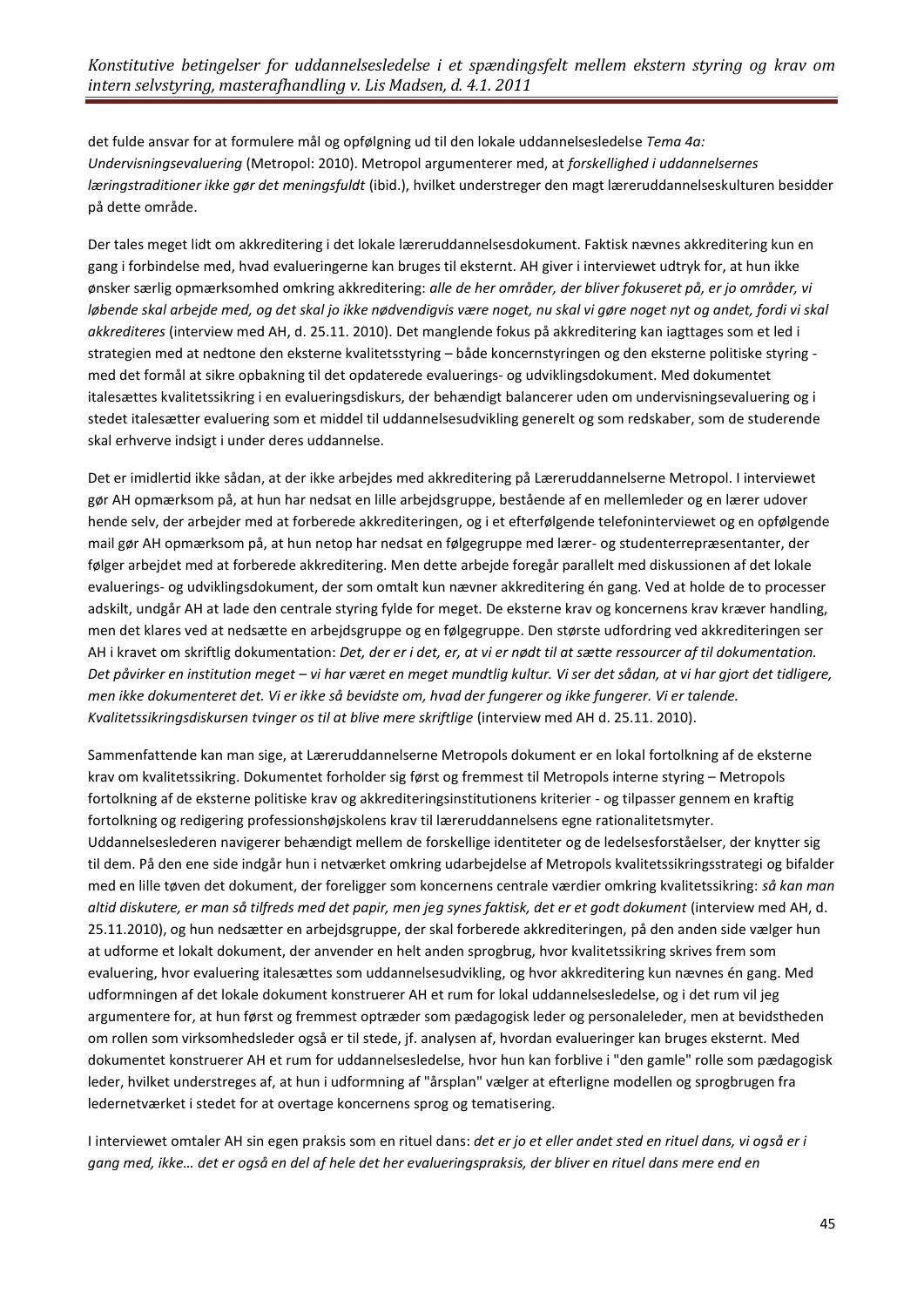det fulde ansvar for at formulere mål og opfølgning ud til den lokale uddannelsesledelse *Tema 4a: Undervisningsevaluering* (Metropol: 2010). Metropol argumenterer med, at *forskellighed i uddannelsernes læringstraditioner ikke gør det meningsfuldt* (ibid.), hvilket understreger den magt læreruddannelseskulturen besidder på dette område.

Der tales meget lidt om akkreditering i det lokale læreruddannelsesdokument. Faktisk nævnes akkreditering kun en gang i forbindelse med, hvad evalueringerne kan bruges til eksternt. AH giver i interviewet udtryk for, at hun ikke ønsker særlig opmærksomhed omkring akkreditering: *alle de her områder, der bliver fokuseret på, er jo områder, vi løbende skal arbejde med, og det skal jo ikke nødvendigvis være noget, nu skal vi gøre noget nyt og andet, fordi vi skal akkrediteres* (interview med AH, d. 25.11. 2010). Det manglende fokus på akkreditering kan iagttages som et led i strategien med at nedtone den eksterne kvalitetsstyring – både koncernstyringen og den eksterne politiske styring - med det formål at sikre opbakning til det opdaterede evaluerings- og udviklingsdokument. Med dokumentet italesættes kvalitetssikring i en evalueringsdiskurs, der behændigt balancerer uden om undervisningsevaluering og i stedet italesætter evaluering som et middel til uddannelsesudvikling generelt og som redskaber, som de studerende skal erhverve indsigt i under deres uddannelse.

Det er imidlertid ikke sådan, at der ikke arbejdes med akkreditering på Læreruddannelserne Metropol. I interviewet gør AH opmærksom på, at hun har nedsat en lille arbejdsgruppe, bestående af en mellemleder og en lærer udover hende selv, der arbejder med at forberede akkrediteringen, og i et efterfølgende telefoninterviewet og en opfølgende mail gør AH opmærksom på, at hun netop har nedsat en følgegruppe med lærer- og studenterrepræsentanter, der følger arbejdet med at forberede akkreditering. Men dette arbejde foregår parallelt med diskussionen af det lokale evaluerings- og udviklingsdokument, der som omtalt kun nævner akkreditering én gang. Ved at holde de to processer adskilt, undgår AH at lade den centrale styring fylde for meget. De eksterne krav og koncernens krav kræver handling, men det klares ved at nedsætte en arbejdsgruppe og en følgegruppe. Den største udfordring ved akkrediteringen ser AH i kravet om skriftlig dokumentation: *Det, der er i det, er, at vi er nødt til at sætte ressourcer af til dokumentation. Det påvirker en institution meget – vi har været en meget mundtlig kultur. Vi ser det sådan, at vi har gjort det tidligere, men ikke dokumenteret det. Vi er ikke så bevidste om, hvad der fungerer og ikke fungerer. Vi er talende. Kvalitetssikringsdiskursen tvinger os til at blive mere skriftlige* (interview med AH d. 25.11. 2010).

Sammenfattende kan man sige, at Læreruddannelserne Metropols dokument er en lokal fortolkning af de eksterne krav om kvalitetssikring. Dokumentet forholder sig først og fremmest til Metropols interne styring – Metropols fortolkning af de eksterne politiske krav og akkrediteringsinstitutionens kriterier - og tilpasser gennem en kraftig fortolkning og redigering professionshøjskolens krav til læreruddannelsens egne rationalitetsmyter. Uddannelseslederen navigerer behændigt mellem de forskellige identiteter og de ledelsesforståelser, der knytter sig til dem. På den ene side indgår hun i netværket omkring udarbejdelse af Metropols kvalitetssikringsstrategi og bifalder med en lille tøven det dokument, der foreligger som koncernens centrale værdier omkring kvalitetssikring: *så kan man altid diskutere, er man så tilfreds med det papir, men jeg synes faktisk, det er et godt dokument* (interview med AH, d. 25.11.2010), og hun nedsætter en arbejdsgruppe, der skal forberede akkrediteringen, på den anden side vælger hun at udforme et lokalt dokument, der anvender en helt anden sprogbrug, hvor kvalitetssikring skrives frem som evaluering, hvor evaluering italesættes som uddannelsesudvikling, og hvor akkreditering kun nævnes én gang. Med udformningen af det lokale dokument konstruerer AH et rum for lokal uddannelsesledelse, og i det rum vil jeg argumentere for, at hun først og fremmest optræder som pædagogisk leder og personaleleder, men at bevidstheden om rollen som virksomhedsleder også er til stede, jf. analysen af, hvordan evalueringer kan bruges eksternt. Med dokumentet konstruerer AH et rum for uddannelsesledelse, hvor hun kan forblive i "den gamle" rolle som pædagogisk leder, hvilket understreges af, at hun i udformning af "årsplan" vælger at efterligne modellen og sprogbrugen fra ledernetværket i stedet for at overtage koncernens sprog og tematisering.

I interviewet omtaler AH sin egen praksis som en rituel dans: *det er jo et eller andet sted en rituel dans, vi også er i gang med, ikke… det er også en del af hele det her evalueringspraksis, der bliver en rituel dans mere end en*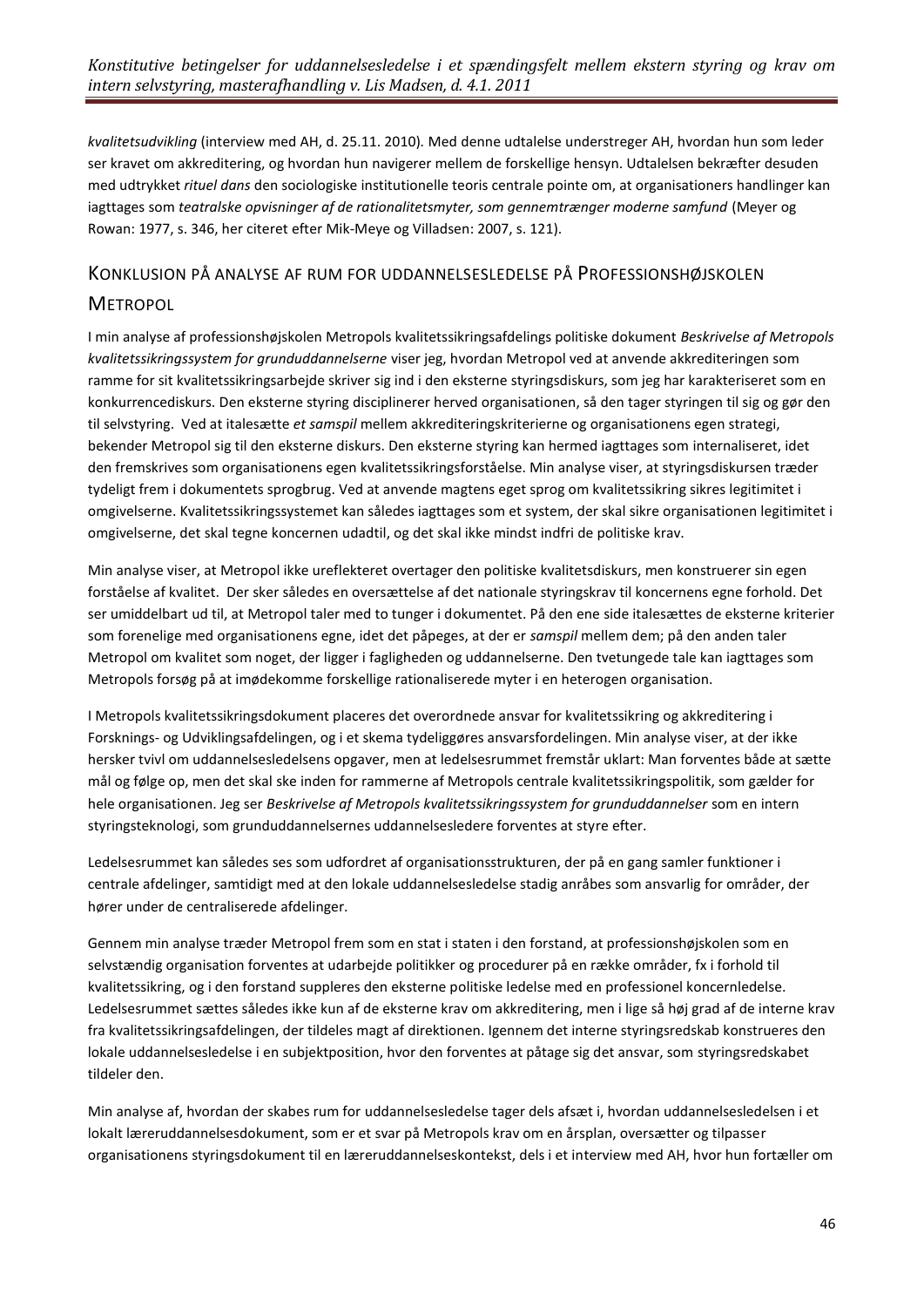*kvalitetsudvikling* (interview med AH, d. 25.11. 2010). Med denne udtalelse understreger AH, hvordan hun som leder ser kravet om akkreditering, og hvordan hun navigerer mellem de forskellige hensyn. Udtalelsen bekræfter desuden med udtrykket *rituel dans* den sociologiske institutionelle teoris centrale pointe om, at organisationers handlinger kan iagttages som *teatralske opvisninger af de rationalitetsmyter, som gennemtrænger moderne samfund* (Meyer og Rowan: 1977, s. 346, her citeret efter Mik-Meye og Villadsen: 2007, s. 121).

## Konklusion på analyse af rum for uddannelsesledelse på Professionshøjskolen Metropol

I min analyse af professionshøjskolen Metropols kvalitetssikringsafdelings politiske dokument *Beskrivelse af Metropols kvalitetssikringssystem for grunduddannelserne* viser jeg, hvordan Metropol ved at anvende akkrediteringen som ramme for sit kvalitetssikringsarbejde skriver sig ind i den eksterne styringsdiskurs, som jeg har karakteriseret som en konkurrencediskurs. Den eksterne styring disciplinerer herved organisationen, så den tager styringen til sig og gør den til selvstyring. Ved at italesætte *et samspil* mellem akkrediteringskriterierne og organisationens egen strategi, bekender Metropol sig til den eksterne diskurs. Den eksterne styring kan hermed iagttages som internaliseret, idet den fremskrives som organisationens egen kvalitetssikringsforståelse. Min analyse viser, at styringsdiskursen træder tydeligt frem i dokumentets sprogbrug. Ved at anvende magtens eget sprog om kvalitetssikring sikres legitimitet i omgivelserne. Kvalitetssikringssystemet kan således iagttages som et system, der skal sikre organisationen legitimitet i omgivelserne, det skal tegne koncernen udadtil, og det skal ikke mindst indfri de politiske krav.

Min analyse viser, at Metropol ikke ureflekteret overtager den politiske kvalitetsdiskurs, men konstruerer sin egen forståelse af kvalitet. Der sker således en oversættelse af det nationale styringskrav til koncernens egne forhold. Det ser umiddelbart ud til, at Metropol taler med to tunger i dokumentet. På den ene side italesættes de eksterne kriterier som forenelige med organisationens egne, idet det påpeges, at der er *samspil* mellem dem; på den anden taler Metropol om kvalitet som noget, der ligger i fagligheden og uddannelserne. Den tvetungede tale kan iagttages som Metropols forsøg på at imødekomme forskellige rationaliserede myter i en heterogen organisation.

I Metropols kvalitetssikringsdokument placeres det overordnede ansvar for kvalitetssikring og akkreditering i Forsknings- og Udviklingsafdelingen, og i et skema tydeliggøres ansvarsfordelingen. Min analyse viser, at der ikke hersker tvivl om uddannelsesledelsens opgaver, men at ledelsesrummet fremstår uklart: Man forventes både at sætte mål og følge op, men det skal ske inden for rammerne af Metropols centrale kvalitetssikringspolitik, som gælder for hele organisationen. Jeg ser *Beskrivelse af Metropols kvalitetssikringssystem for grunduddannelser* som en intern styringsteknologi, som grunduddannelsernes uddannelsesledere forventes at styre efter.

Ledelsesrummet kan således ses som udfordret af organisationsstrukturen, der på en gang samler funktioner i centrale afdelinger, samtidigt med at den lokale uddannelsesledelse stadig anråbes som ansvarlig for områder, der hører under de centraliserede afdelinger.

Gennem min analyse træder Metropol frem som en stat i staten i den forstand, at professionshøjskolen som en selvstændig organisation forventes at udarbejde politikker og procedurer på en række områder, fx i forhold til kvalitetssikring, og i den forstand suppleres den eksterne politiske ledelse med en professionel koncernledelse. Ledelsesrummet sættes således ikke kun af de eksterne krav om akkreditering, men i lige så høj grad af de interne krav fra kvalitetssikringsafdelingen, der tildeles magt af direktionen. Igennem det interne styringsredskab konstrueres den lokale uddannelsesledelse i en subjektposition, hvor den forventes at påtage sig det ansvar, som styringsredskabet tildeler den.

Min analyse af, hvordan der skabes rum for uddannelsesledelse tager dels afsæt i, hvordan uddannelsesledelsen i et lokalt læreruddannelsesdokument, som er et svar på Metropols krav om en årsplan, oversætter og tilpasser organisationens styringsdokument til en læreruddannelseskontekst, dels i et interview med AH, hvor hun fortæller om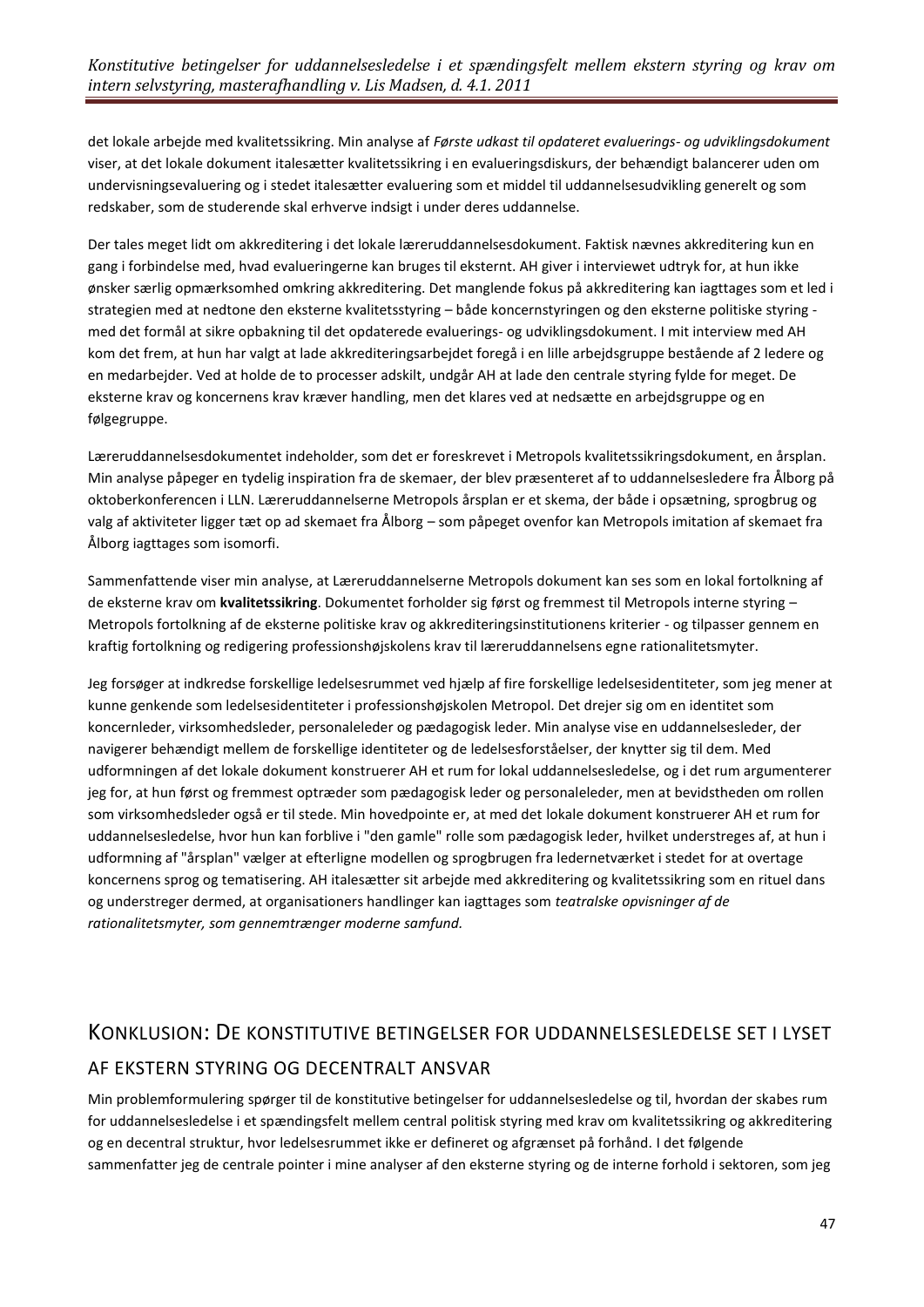det lokale arbejde med kvalitetssikring. Min analyse af *Første udkast til opdateret evaluerings- og udviklingsdokument* viser, at det lokale dokument italesætter kvalitetssikring i en evalueringsdiskurs, der behændigt balancerer uden om undervisningsevaluering og i stedet italesætter evaluering som et middel til uddannelsesudvikling generelt og som redskaber, som de studerende skal erhverve indsigt i under deres uddannelse.

Der tales meget lidt om akkreditering i det lokale læreruddannelsesdokument. Faktisk nævnes akkreditering kun en gang i forbindelse med, hvad evalueringerne kan bruges til eksternt. AH giver i interviewet udtryk for, at hun ikke ønsker særlig opmærksomhed omkring akkreditering. Det manglende fokus på akkreditering kan iagttages som et led i strategien med at nedtone den eksterne kvalitetsstyring – både koncernstyringen og den eksterne politiske styring - med det formål at sikre opbakning til det opdaterede evaluerings- og udviklingsdokument. I mit interview med AH kom det frem, at hun har valgt at lade akkrediteringsarbejdet foregå i en lille arbejdsgruppe bestående af 2 ledere og en medarbejder. Ved at holde de to processer adskilt, undgår AH at lade den centrale styring fylde for meget. De eksterne krav og koncernens krav kræver handling, men det klares ved at nedsætte en arbejdsgruppe og en følgegruppe.

Læreruddannelsesdokumentet indeholder, som det er foreskrevet i Metropols kvalitetssikringsdokument, en årsplan. Min analyse påpeger en tydelig inspiration fra de skemaer, der blev præsenteret af to uddannelsesledere fra Ålborg på oktoberkonferencen i LLN. Læreruddannelserne Metropols årsplan er et skema, der både i opsætning, sprogbrug og valg af aktiviteter ligger tæt op ad skemaet fra Ålborg – som påpeget ovenfor kan Metropols imitation af skemaet fra Ålborg iagttages som isomorfi.

Sammenfattende viser min analyse, at Læreruddannelserne Metropols dokument kan ses som en lokal fortolkning af de eksterne krav om **kvalitetssikring**. Dokumentet forholder sig først og fremmest til Metropols interne styring – Metropols fortolkning af de eksterne politiske krav og akkrediteringsinstitutionens kriterier - og tilpasser gennem en kraftig fortolkning og redigering professionshøjskolens krav til læreruddannelsens egne rationalitetsmyter.

Jeg forsøger at indkredse forskellige ledelsesrummet ved hjælp af fire forskellige ledelsesidentiteter, som jeg mener at kunne genkende som ledelsesidentiteter i professionshøjskolen Metropol. Det drejer sig om en identitet som koncernleder, virksomhedsleder, personaleleder og pædagogisk leder. Min analyse vise en uddannelsesleder, der navigerer behændigt mellem de forskellige identiteter og de ledelsesforståelser, der knytter sig til dem. Med udformningen af det lokale dokument konstruerer AH et rum for lokal uddannelsesledelse, og i det rum argumenterer jeg for, at hun først og fremmest optræder som pædagogisk leder og personaleleder, men at bevidstheden om rollen som virksomhedsleder også er til stede. Min hovedpointe er, at med det lokale dokument konstruerer AH et rum for uddannelsesledelse, hvor hun kan forblive i "den gamle" rolle som pædagogisk leder, hvilket understreges af, at hun i udformning af "årsplan" vælger at efterligne modellen og sprogbrugen fra ledernetværket i stedet for at overtage koncernens sprog og tematisering. AH italesætter sit arbejde med akkreditering og kvalitetssikring som en rituel dans og understreger dermed, at organisationers handlinger kan iagttages som *teatralske opvisninger af de rationalitetsmyter, som gennemtrænger moderne samfund.*

## Konklusion: De konstitutive betingelser for uddannelsesledelse set i lyset af ekstern styring og decentralt ansvar

Min problemformulering spørger til de konstitutive betingelser for uddannelsesledelse og til, hvordan der skabes rum for uddannelsesledelse i et spændingsfelt mellem central politisk styring med krav om kvalitetssikring og akkreditering og en decentral struktur, hvor ledelsesrummet ikke er defineret og afgrænset på forhånd. I det følgende sammenfatter jeg de centrale pointer i mine analyser af den eksterne styring og de interne forhold i sektoren, som jeg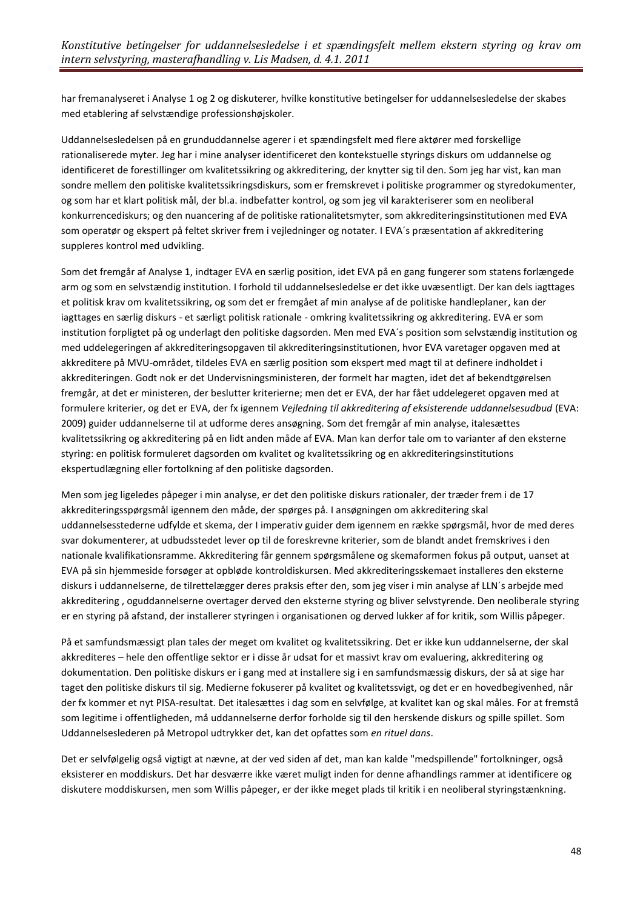har fremanalyseret i Analyse 1 og 2 og diskuterer, hvilke konstitutive betingelser for uddannelsesledelse der skabes med etablering af selvstændige professionshøjskoler.

Uddannelsesledelsen på en grunduddannelse agerer i et spændingsfelt med flere aktører med forskellige rationaliserede myter. Jeg har i mine analyser identificeret den kontekstuelle styrings diskurs om uddannelse og identificeret de forestillinger om kvalitetssikring og akkreditering, der knytter sig til den. Som jeg har vist, kan man sondre mellem den politiske kvalitetssikringsdiskurs, som er fremskrevet i politiske programmer og styredokumenter, og som har et klart politisk mål, der bl.a. indbefatter kontrol, og som jeg vil karakteriserer som en neoliberal konkurrencediskurs; og den nuancering af de politiske rationalitetsmyter, som akkrediteringsinstitutionen med EVA som operatør og ekspert på feltet skriver frem i vejledninger og notater. I EVA´s præsentation af akkreditering suppleres kontrol med udvikling.

Som det fremgår af Analyse 1, indtager EVA en særlig position, idet EVA på en gang fungerer som statens forlængede arm og som en selvstændig institution. I forhold til uddannelsesledelse er det ikke uvæsentligt. Der kan dels iagttages et politisk krav om kvalitetssikring, og som det er fremgået af min analyse af de politiske handleplaner, kan der iagttages en særlig diskurs - et særligt politisk rationale - omkring kvalitetssikring og akkreditering. EVA er som institution forpligtet på og underlagt den politiske dagsorden. Men med EVA´s position som selvstændig institution og med uddelegeringen af akkrediteringsopgaven til akkrediteringsinstitutionen, hvor EVA varetager opgaven med at akkreditere på MVU-området, tildeles EVA en særlig position som ekspert med magt til at definere indholdet i akkrediteringen. Godt nok er det Undervisningsministeren, der formelt har magten, idet det af bekendtgørelsen fremgår, at det er ministeren, der beslutter kriterierne; men det er EVA, der har fået uddelegeret opgaven med at formulere kriterier, og det er EVA, der fx igennem *Vejledning til akkreditering af eksisterende uddannelsesudbud* (EVA: 2009) guider uddannelserne til at udforme deres ansøgning. Som det fremgår af min analyse, italesættes kvalitetssikring og akkreditering på en lidt anden måde af EVA. Man kan derfor tale om to varianter af den eksterne styring: en politisk formuleret dagsorden om kvalitet og kvalitetssikring og en akkrediteringsinstitutions ekspertudlægning eller fortolkning af den politiske dagsorden.

Men som jeg ligeledes påpeger i min analyse, er det den politiske diskurs rationaler, der træder frem i de 17 akkrediteringsspørgsmål igennem den måde, der spørges på. I ansøgningen om akkreditering skal uddannelsesstederne udfylde et skema, der I imperativ guider dem igennem en række spørgsmål, hvor de med deres svar dokumenterer, at udbudsstedet lever op til de foreskrevne kriterier, som de blandt andet fremskrives i den nationale kvalifikationsramme. Akkreditering får gennem spørgsmålene og skemaformen fokus på output, uanset at EVA på sin hjemmeside forsøger at opbløde kontroldiskursen. Med akkrediteringsskemaet installeres den eksterne diskurs i uddannelserne, de tilrettelægger deres praksis efter den, som jeg viser i min analyse af LLN´s arbejde med akkreditering , oguddannelserne overtager derved den eksterne styring og bliver selvstyrende. Den neoliberale styring er en styring på afstand, der installerer styringen i organisationen og derved lukker af for kritik, som Willis påpeger.

På et samfundsmæssigt plan tales der meget om kvalitet og kvalitetssikring. Det er ikke kun uddannelserne, der skal akkrediteres – hele den offentlige sektor er i disse år udsat for et massivt krav om evaluering, akkreditering og dokumentation. Den politiske diskurs er i gang med at installere sig i en samfundsmæssig diskurs, der så at sige har taget den politiske diskurs til sig. Medierne fokuserer på kvalitet og kvalitetssvigt, og det er en hovedbegivenhed, når der fx kommer et nyt PISA-resultat. Det italesættes i dag som en selvfølge, at kvalitet kan og skal måles. For at fremstå som legitime i offentligheden, må uddannelserne derfor forholde sig til den herskende diskurs og spille spillet. Som Uddannelseslederen på Metropol udtrykker det, kan det opfattes som *en rituel dans*.

Det er selvfølgelig også vigtigt at nævne, at der ved siden af det, man kan kalde "medspillende" fortolkninger, også eksisterer en moddiskurs. Det har desværre ikke været muligt inden for denne afhandlings rammer at identificere og diskutere moddiskursen, men som Willis påpeger, er der ikke meget plads til kritik i en neoliberal styringstænkning.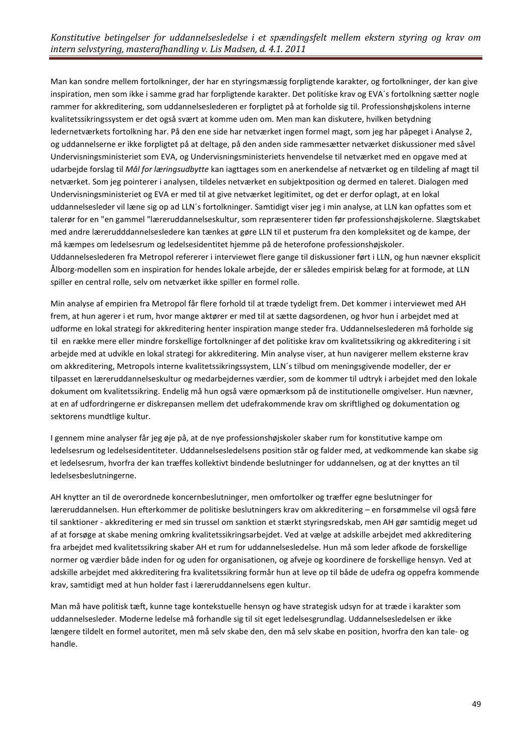Man kan sondre mellem fortolkninger, der har en styringsmæssig forpligtende karakter, og fortolkninger, der kan give inspiration, men som ikke i samme grad har forpligtende karakter. Det politiske krav og EVA´s fortolkning sætter nogle rammer for akkreditering, som uddannelseslederen er forpligtet på at forholde sig til. Professionshøjskolens interne kvalitetssikringssystem er det også svært at komme uden om. Men man kan diskutere, hvilken betydning ledernetværkets fortolkning har. På den ene side har netværket ingen formel magt, som jeg har påpeget i Analyse 2, og uddannelserne er ikke forpligtet på at deltage, på den anden side rammesætter netværket diskussioner med såvel Undervisningsministeriet som EVA, og Undervisningsministeriets henvendelse til netværket med en opgave med at udarbejde forslag til *Mål for læringsudbytte* kan iagttages som en anerkendelse af netværket og en tildeling af magt til netværket. Som jeg pointerer i analysen, tildeles netværket en subjektposition og dermed en taleret. Dialogen med Undervisningsministeriet og EVA er med til at give netværket legitimitet, og det er derfor oplagt, at en lokal uddannelsesleder vil læne sig op ad LLN´s fortolkninger. Samtidigt viser jeg i min analyse, at LLN kan opfattes som et talerør for en "en gammel "læreruddannelseskultur, som repræsenterer tiden før professionshøjskolerne. Slægtskabet med andre lærerudddannelsesledere kan tænkes at gøre LLN til et pusterum fra den kompleksitet og de kampe, der må kæmpes om ledelsesrum og ledelsesidentitet hjemme på de heterofone professionshøjskoler. Uddannelseslederen fra Metropol refererer i interviewet flere gange til diskussioner ført i LLN, og hun nævner eksplicit Ålborg-modellen som en inspiration for hendes lokale arbejde, der er således empirisk belæg for at formode, at LLN spiller en central rolle, selv om netværket ikke spiller en formel rolle.

Min analyse af empirien fra Metropol får flere forhold til at træde tydeligt frem. Det kommer i interviewet med AH frem, at hun agerer i et rum, hvor mange aktører er med til at sætte dagsordenen, og hvor hun i arbejdet med at udforme en lokal strategi for akkreditering henter inspiration mange steder fra. Uddannelseslederen må forholde sig til en række mere eller mindre forskellige fortolkninger af det politiske krav om kvalitetssikring og akkreditering i sit arbejde med at udvikle en lokal strategi for akkreditering. Min analyse viser, at hun navigerer mellem eksterne krav om akkreditering, Metropols interne kvalitetssikringssystem, LLN´s tilbud om meningsgivende modeller, der er tilpasset en læreruddannelseskultur og medarbejdernes værdier, som de kommer til udtryk i arbejdet med den lokale dokument om kvalitetssikring. Endelig må hun også være opmærksom på de institutionelle omgivelser. Hun nævner, at en af udfordringerne er diskrepansen mellem det udefrakommende krav om skriftlighed og dokumentation og sektorens mundtlige kultur.

I gennem mine analyser får jeg øje på, at de nye professionshøjskoler skaber rum for konstitutive kampe om ledelsesrum og ledelsesidentiteter. Uddannelsesledelsens position står og falder med, at vedkommende kan skabe sig et ledelsesrum, hvorfra der kan træffes kollektivt bindende beslutninger for uddannelsen, og at der knyttes an til ledelsesbeslutningerne.

AH knytter an til de overordnede koncernbeslutninger, men omfortolker og træffer egne beslutninger for læreruddannelsen. Hun efterkommer de politiske beslutningers krav om akkreditering – en forsømmelse vil også føre til sanktioner - akkreditering er med sin trussel om sanktion et stærkt styringsredskab, men AH gør samtidig meget ud af at forsøge at skabe mening omkring kvalitetssikringsarbejdet. Ved at vælge at adskille arbejdet med akkreditering fra arbejdet med kvalitetssikring skaber AH et rum for uddannelsesledelse. Hun må som leder afkode de forskellige normer og værdier både inden for og uden for organisationen, og afveje og koordinere de forskellige hensyn. Ved at adskille arbejdet med akkreditering fra kvalitetssikring formår hun at leve op til både de udefra og oppefra kommende krav, samtidigt med at hun holder fast i læreruddannelsens egen kultur.

Man må have politisk tæft, kunne tage kontekstuelle hensyn og have strategisk udsyn for at træde i karakter som uddannelsesleder. Moderne ledelse må forhandle sig til sit eget ledelsesgrundlag. Uddannelsesledelsen er ikke længere tildelt en formel autoritet, men må selv skabe den, den må selv skabe en position, hvorfra den kan tale- og handle.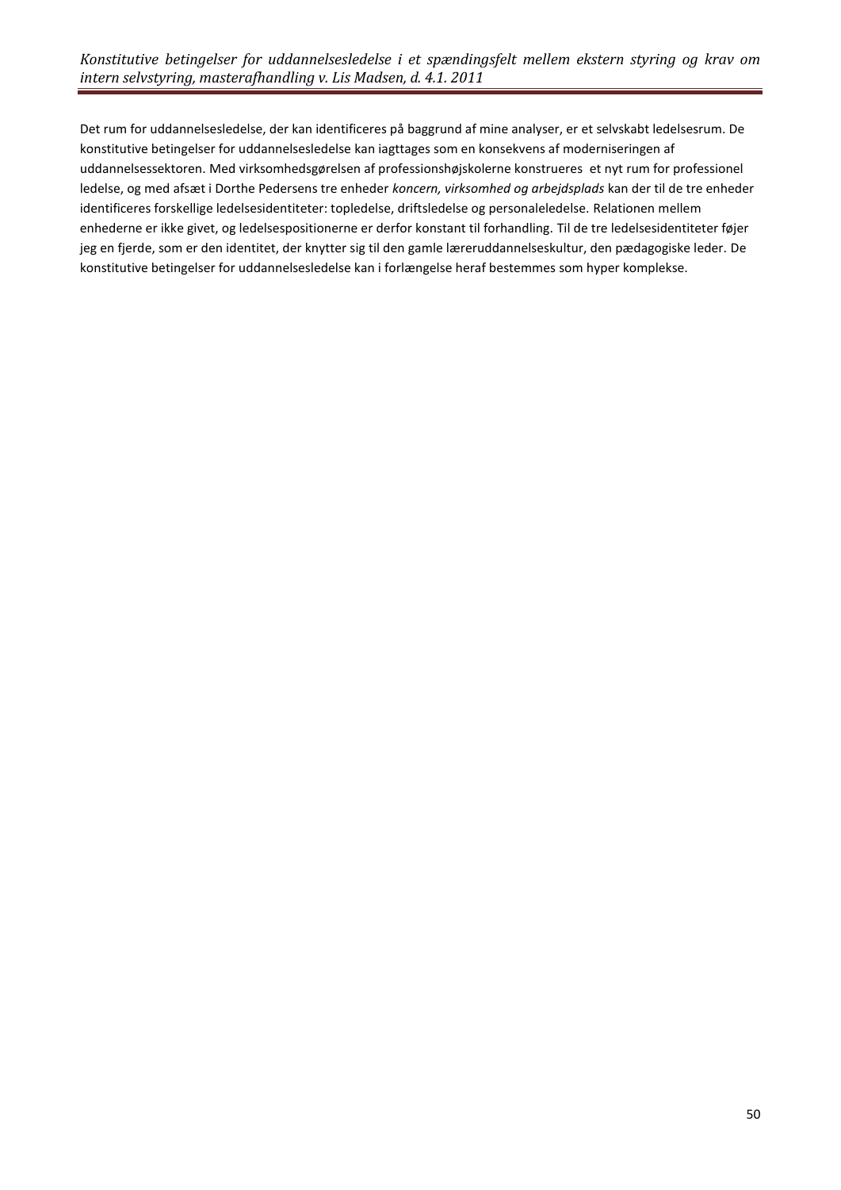Det rum for uddannelsesledelse, der kan identificeres på baggrund af mine analyser, er et selvskabt ledelsesrum. De konstitutive betingelser for uddannelsesledelse kan iagttages som en konsekvens af moderniseringen af uddannelsessektoren. Med virksomhedsgørelsen af professionshøjskolerne konstrueres et nyt rum for professionel ledelse, og med afsæt i Dorthe Pedersens tre enheder *koncern, virksomhed og arbejdsplads* kan der til de tre enheder identificeres forskellige ledelsesidentiteter: topledelse, driftsledelse og personaleledelse. Relationen mellem enhederne er ikke givet, og ledelsespositionerne er derfor konstant til forhandling. Til de tre ledelsesidentiteter føjer jeg en fjerde, som er den identitet, der knytter sig til den gamle læreruddannelseskultur, den pædagogiske leder. De konstitutive betingelser for uddannelsesledelse kan i forlængelse heraf bestemmes som hyper komplekse.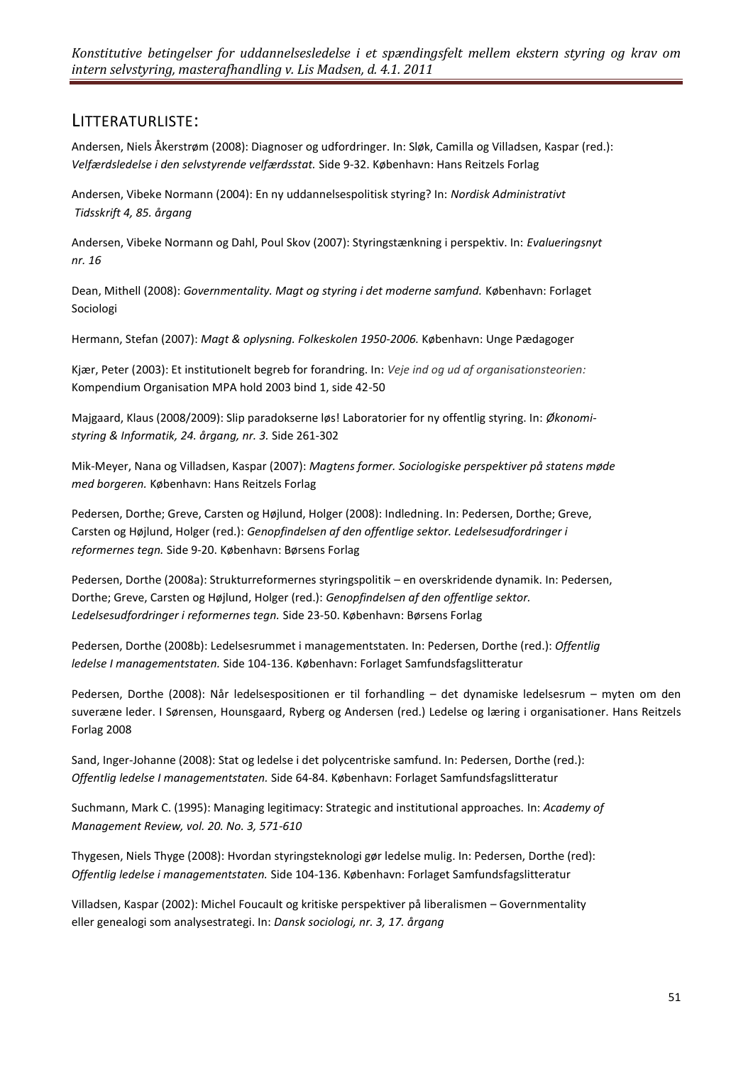## LITTERATURLISTE:

Andersen, Niels Åkerstrøm (2008): Diagnoser og udfordringer. In: Sløk, Camilla og Villadsen, Kaspar (red.): *Velfærdsledelse i den selvstyrende velfærdsstat.* Side 9-32. København: Hans Reitzels Forlag

Andersen, Vibeke Normann (2004): En ny uddannelsespolitisk styring? In: *Nordisk Administrativt Tidsskrift 4, 85. årgang*

Andersen, Vibeke Normann og Dahl, Poul Skov (2007): Styringstænkning i perspektiv. In: *Evalueringsnyt nr. 16*

Dean, Mithell (2008): *Governmentality. Magt og styring i det moderne samfund.* København: Forlaget Sociologi

Hermann, Stefan (2007): *Magt & oplysning. Folkeskolen 1950-2006.* København: Unge Pædagoger

Kjær, Peter (2003): Et institutionelt begreb for forandring. In: *Veje ind og ud af organisationsteorien:* Kompendium Organisation MPA hold 2003 bind 1, side 42-50

Majgaard, Klaus (2008/2009): Slip paradokserne løs! Laboratorier for ny offentlig styring. In: *Økonomi-styring & Informatik, 24. årgang, nr. 3.* Side 261-302

Mik-Meyer, Nana og Villadsen, Kaspar (2007): *Magtens former. Sociologiske perspektiver på statens møde med borgeren.* København: Hans Reitzels Forlag

Pedersen, Dorthe; Greve, Carsten og Højlund, Holger (2008): Indledning. In: Pedersen, Dorthe; Greve, Carsten og Højlund, Holger (red.): *Genopfindelsen af den offentlige sektor. Ledelsesudfordringer i reformernes tegn.* Side 9-20. København: Børsens Forlag

Pedersen, Dorthe (2008a): Strukturreformernes styringspolitik – en overskridende dynamik. In: Pedersen, Dorthe; Greve, Carsten og Højlund, Holger (red.): *Genopfindelsen af den offentlige sektor. Ledelsesudfordringer i reformernes tegn.* Side 23-50. København: Børsens Forlag

Pedersen, Dorthe (2008b): Ledelsesrummet i managementstaten. In: Pedersen, Dorthe (red.): *Offentlig ledelse I managementstaten.* Side 104-136. København: Forlaget Samfundsfagslitteratur

Pedersen, Dorthe (2008): Når ledelsespositionen er til forhandling – det dynamiske ledelsesrum – myten om den suveræne leder. I Sørensen, Hounsgaard, Ryberg og Andersen (red.) Ledelse og læring i organisationer. Hans Reitzels Forlag 2008

Sand, Inger-Johanne (2008): Stat og ledelse i det polycentriske samfund. In: Pedersen, Dorthe (red.): *Offentlig ledelse I managementstaten.* Side 64-84. København: Forlaget Samfundsfagslitteratur

Suchmann, Mark C. (1995): Managing legitimacy: Strategic and institutional approaches. In: *Academy of Management Review, vol. 20. No. 3, 571-610*

Thygesen, Niels Thyge (2008): Hvordan styringsteknologi gør ledelse mulig. In: Pedersen, Dorthe (red): *Offentlig ledelse i managementstaten.* Side 104-136. København: Forlaget Samfundsfagslitteratur

Villadsen, Kaspar (2002): Michel Foucault og kritiske perspektiver på liberalismen – Governmentality eller genealogi som analysestrategi. In: *Dansk sociologi, nr. 3, 17. årgang*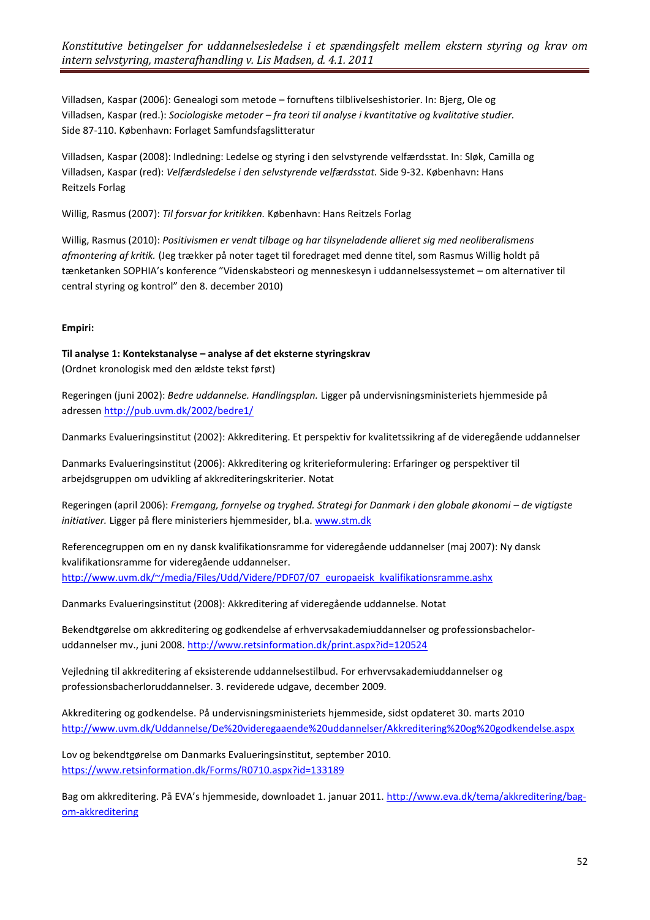Villadsen, Kaspar (2006): Genealogi som metode – fornuftens tilblivelseshistorier. In: Bjerg, Ole og Villadsen, Kaspar (red.): *Sociologiske metoder – fra teori til analyse i kvantitative og kvalitative studier.* Side 87-110. København: Forlaget Samfundsfagslitteratur

Villadsen, Kaspar (2008): Indledning: Ledelse og styring i den selvstyrende velfærdsstat. In: Sløk, Camilla og Villadsen, Kaspar (red): *Velfærdsledelse i den selvstyrende velfærdsstat.* Side 9-32. København: Hans Reitzels Forlag

Willig, Rasmus (2007): *Til forsvar for kritikken.* København: Hans Reitzels Forlag

Willig, Rasmus (2010): *Positivismen er vendt tilbage og har tilsyneladende allieret sig med neoliberalismens afmontering af kritik.* (Jeg trækker på noter taget til foredraget med denne titel, som Rasmus Willig holdt på tænketanken SOPHIA's konference "Videnskabsteori og menneskesyn i uddannelsessystemet – om alternativer til central styring og kontrol" den 8. december 2010)

**Empiri:**

**Til analyse 1: Kontekstanalyse – analyse af det eksterne styringskrav**
(Ordnet kronologisk med den ældste tekst først)

Regeringen (juni 2002): *Bedre uddannelse. Handlingsplan.* Ligger på undervisningsministeriets hjemmeside på adressen http://pub.uvm.dk/2002/bedre1/

Danmarks Evalueringsinstitut (2002): Akkreditering. Et perspektiv for kvalitetssikring af de videregående uddannelser

Danmarks Evalueringsinstitut (2006): Akkreditering og kriterieformulering: Erfaringer og perspektiver til arbejdsgruppen om udvikling af akkrediteringskriterier. Notat

Regeringen (april 2006): *Fremgang, fornyelse og tryghed. Strategi for Danmark i den globale økonomi – de vigtigste initiativer.* Ligger på flere ministeriers hjemmesider, bl.a. www.stm.dk

Referencegruppen om en ny dansk kvalifikationsramme for videregående uddannelser (maj 2007): Ny dansk kvalifikationsramme for videregående uddannelser.
http://www.uvm.dk/~/media/Files/Udd/Videre/PDF07/07_europaeisk_kvalifikationsramme.ashx

Danmarks Evalueringsinstitut (2008): Akkreditering af videregående uddannelse. Notat

Bekendtgørelse om akkreditering og godkendelse af erhvervsakademiuddannelser og professionsbachelor-uddannelser mv., juni 2008. http://www.retsinformation.dk/print.aspx?id=120524

Vejledning til akkreditering af eksisterende uddannelsestilbud. For erhvervsakademiuddannelser og professionsbacherloruddannelser. 3. reviderede udgave, december 2009.

Akkreditering og godkendelse. På undervisningsministeriets hjemmeside, sidst opdateret 30. marts 2010
http://www.uvm.dk/Uddannelse/De%20videregaaende%20uddannelser/Akkreditering%20og%20godkendelse.aspx

Lov og bekendtgørelse om Danmarks Evalueringsinstitut, september 2010.
https://www.retsinformation.dk/Forms/R0710.aspx?id=133189

Bag om akkreditering. På EVA's hjemmeside, downloadet 1. januar 2011. http://www.eva.dk/tema/akkreditering/bag-om-akkreditering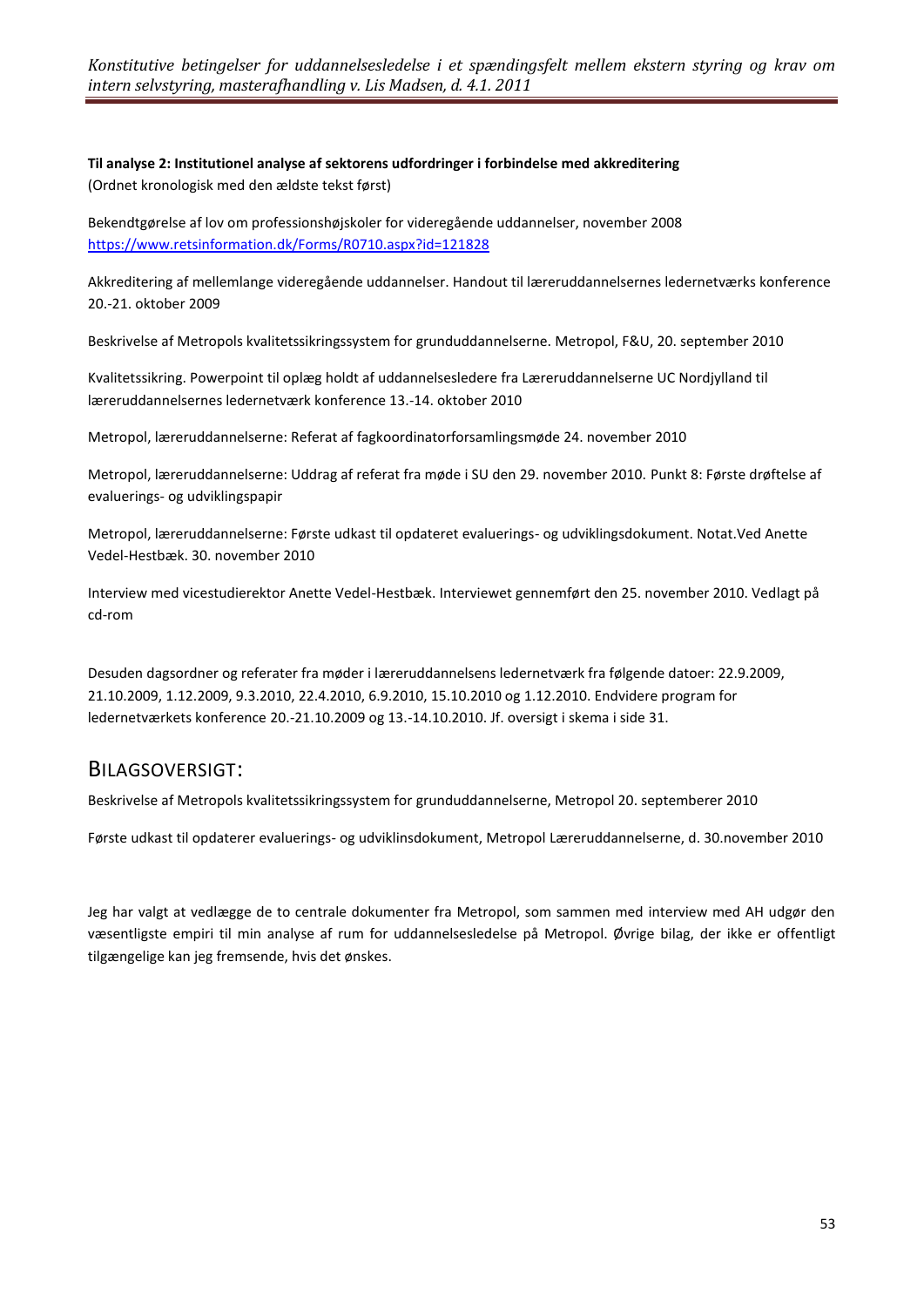**Til analyse 2: Institutionel analyse af sektorens udfordringer i forbindelse med akkreditering**
(Ordnet kronologisk med den ældste tekst først)

Bekendtgørelse af lov om professionshøjskoler for videregående uddannelser, november 2008
https://www.retsinformation.dk/Forms/R0710.aspx?id=121828

Akkreditering af mellemlange videregående uddannelser. Handout til læreruddannelsernes ledernetværks konference 20.-21. oktober 2009

Beskrivelse af Metropols kvalitetssikringssystem for grunduddannelserne. Metropol, F&U, 20. september 2010

Kvalitetssikring. Powerpoint til oplæg holdt af uddannelsesledere fra Læreruddannelserne UC Nordjylland til læreruddannelsernes ledernetværk konference 13.-14. oktober 2010

Metropol, læreruddannelserne: Referat af fagkoordinatorforsamlingsmøde 24. november 2010

Metropol, læreruddannelserne: Uddrag af referat fra møde i SU den 29. november 2010. Punkt 8: Første drøftelse af evaluerings- og udviklingspapir

Metropol, læreruddannelserne: Første udkast til opdateret evaluerings- og udviklingsdokument. Notat.Ved Anette Vedel-Hestbæk. 30. november 2010

Interview med vicestudierektor Anette Vedel-Hestbæk. Interviewet gennemført den 25. november 2010. Vedlagt på cd-rom

Desuden dagsordner og referater fra møder i læreruddannelsens ledernetværk fra følgende datoer: 22.9.2009, 21.10.2009, 1.12.2009, 9.3.2010, 22.4.2010, 6.9.2010, 15.10.2010 og 1.12.2010. Endvidere program for ledernetværkets konference 20.-21.10.2009 og 13.-14.10.2010. Jf. oversigt i skema i side 31.

## Bilagsoversigt:

Beskrivelse af Metropols kvalitetssikringssystem for grunduddannelserne, Metropol 20. septemberer 2010

Første udkast til opdaterer evaluerings- og udviklinsdokument, Metropol Læreruddannelserne, d. 30.november 2010

Jeg har valgt at vedlægge de to centrale dokumenter fra Metropol, som sammen med interview med AH udgør den væsentligste empiri til min analyse af rum for uddannelsesledelse på Metropol. Øvrige bilag, der ikke er offentligt tilgængelige kan jeg fremsende, hvis det ønskes.